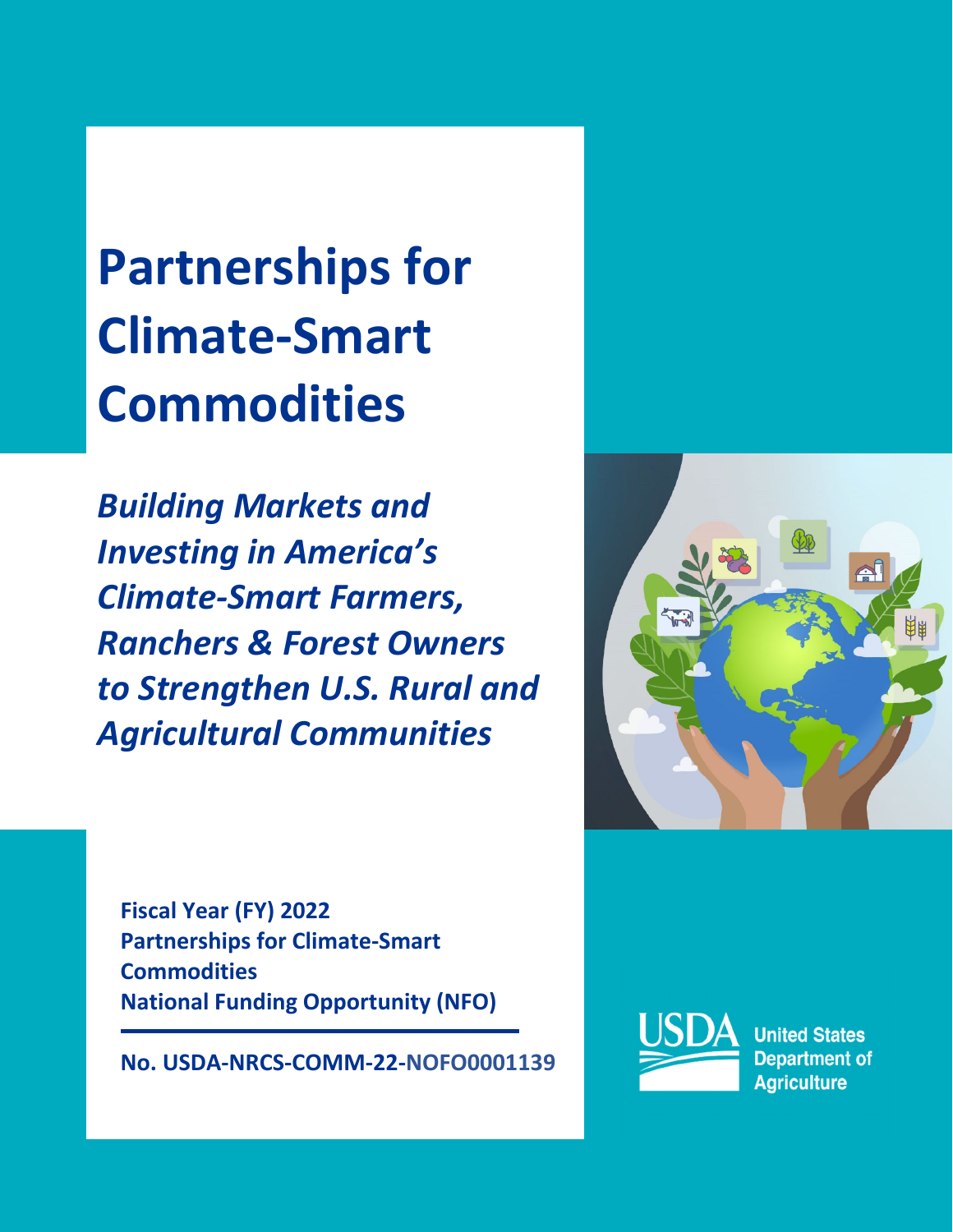# Partnerships for Climate-Smart Commodities

## *Building Markets and Investing in America's Climate-Smart Farmers, Ranchers & Forest Owners to Strengthen U.S. Rural and Agricultural Communities*

**Fiscal Year (FY) 2022**
**Partnerships for Climate-Smart Commodities**
**National Funding Opportunity (NFO)**

**No. USDA-NRCS-COMM-22-NOFO0001139**

United States Department of Agriculture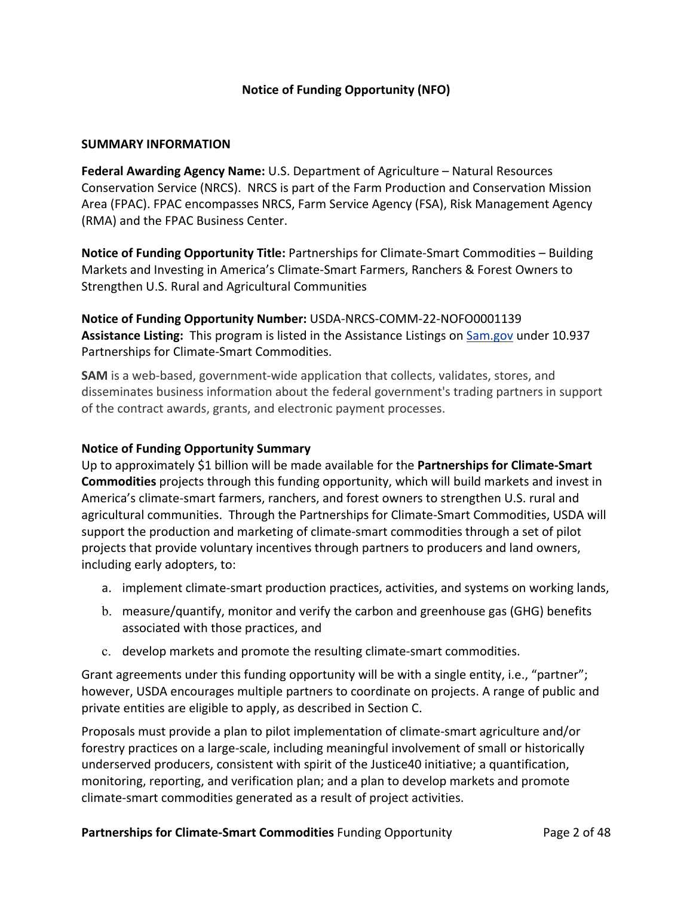## Notice of Funding Opportunity (NFO)

### SUMMARY INFORMATION

**Federal Awarding Agency Name:** U.S. Department of Agriculture – Natural Resources Conservation Service (NRCS). NRCS is part of the Farm Production and Conservation Mission Area (FPAC). FPAC encompasses NRCS, Farm Service Agency (FSA), Risk Management Agency (RMA) and the FPAC Business Center.

**Notice of Funding Opportunity Title:** Partnerships for Climate-Smart Commodities – Building Markets and Investing in America's Climate-Smart Farmers, Ranchers & Forest Owners to Strengthen U.S. Rural and Agricultural Communities

**Notice of Funding Opportunity Number:** USDA-NRCS-COMM-22-NOFO0001139
**Assistance Listing:** This program is listed in the Assistance Listings on Sam.gov under 10.937 Partnerships for Climate-Smart Commodities.

**SAM** is a web-based, government-wide application that collects, validates, stores, and disseminates business information about the federal government's trading partners in support of the contract awards, grants, and electronic payment processes.

**Notice of Funding Opportunity Summary**

Up to approximately $1 billion will be made available for the **Partnerships for Climate-Smart Commodities** projects through this funding opportunity, which will build markets and invest in America's climate-smart farmers, ranchers, and forest owners to strengthen U.S. rural and agricultural communities. Through the Partnerships for Climate-Smart Commodities, USDA will support the production and marketing of climate-smart commodities through a set of pilot projects that provide voluntary incentives through partners to producers and land owners, including early adopters, to:

a. implement climate-smart production practices, activities, and systems on working lands,
b. measure/quantify, monitor and verify the carbon and greenhouse gas (GHG) benefits associated with those practices, and
c. develop markets and promote the resulting climate-smart commodities.

Grant agreements under this funding opportunity will be with a single entity, i.e., "partner"; however, USDA encourages multiple partners to coordinate on projects. A range of public and private entities are eligible to apply, as described in Section C.

Proposals must provide a plan to pilot implementation of climate-smart agriculture and/or forestry practices on a large-scale, including meaningful involvement of small or historically underserved producers, consistent with spirit of the Justice40 initiative; a quantification, monitoring, reporting, and verification plan; and a plan to develop markets and promote climate-smart commodities generated as a result of project activities.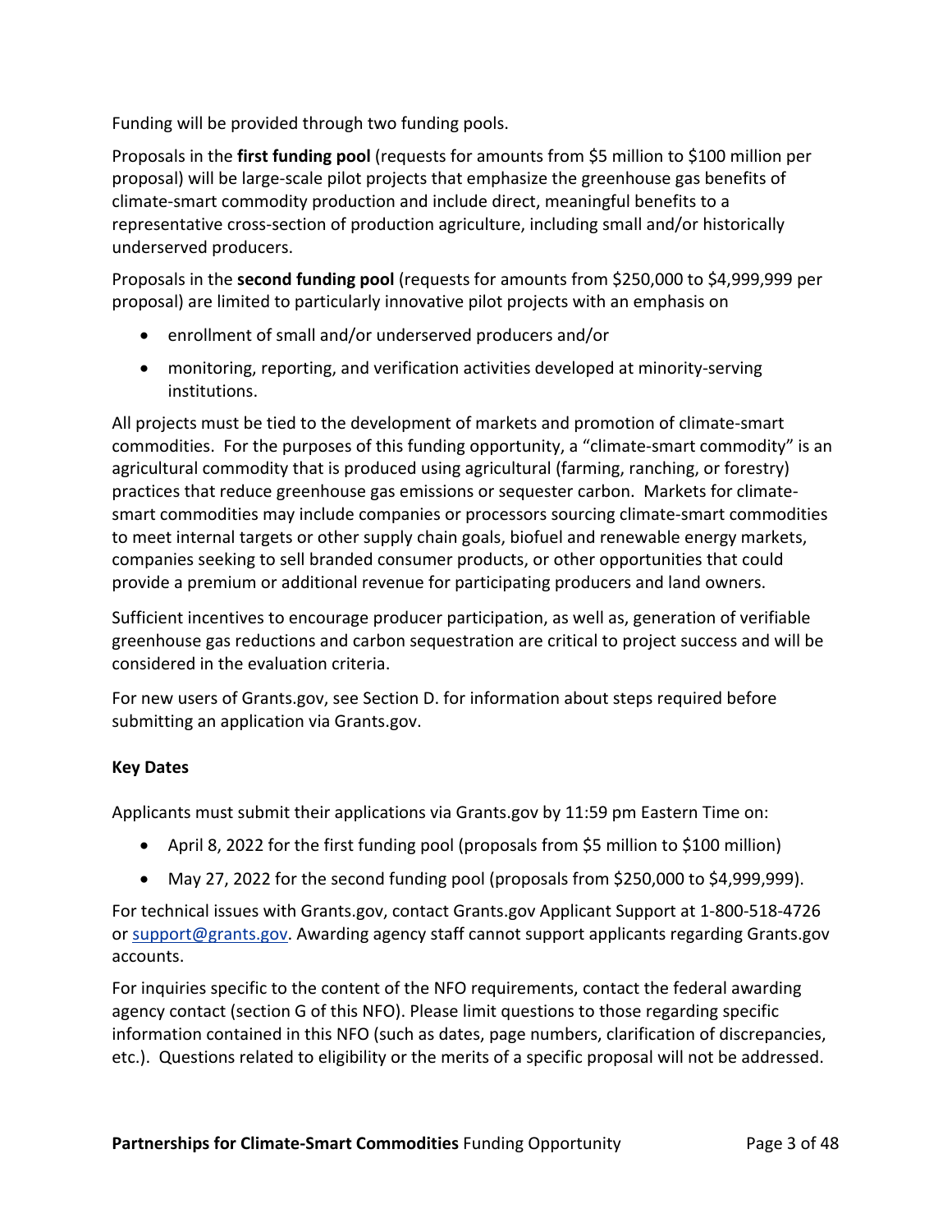Funding will be provided through two funding pools.

Proposals in the **first funding pool** (requests for amounts from $5 million to $100 million per proposal) will be large-scale pilot projects that emphasize the greenhouse gas benefits of climate-smart commodity production and include direct, meaningful benefits to a representative cross-section of production agriculture, including small and/or historically underserved producers.

Proposals in the **second funding pool** (requests for amounts from $250,000 to $4,999,999 per proposal) are limited to particularly innovative pilot projects with an emphasis on

- enrollment of small and/or underserved producers and/or
- monitoring, reporting, and verification activities developed at minority-serving institutions.

All projects must be tied to the development of markets and promotion of climate-smart commodities. For the purposes of this funding opportunity, a "climate-smart commodity" is an agricultural commodity that is produced using agricultural (farming, ranching, or forestry) practices that reduce greenhouse gas emissions or sequester carbon. Markets for climate-smart commodities may include companies or processors sourcing climate-smart commodities to meet internal targets or other supply chain goals, biofuel and renewable energy markets, companies seeking to sell branded consumer products, or other opportunities that could provide a premium or additional revenue for participating producers and land owners.

Sufficient incentives to encourage producer participation, as well as, generation of verifiable greenhouse gas reductions and carbon sequestration are critical to project success and will be considered in the evaluation criteria.

For new users of Grants.gov, see Section D. for information about steps required before submitting an application via Grants.gov.

**Key Dates**

Applicants must submit their applications via Grants.gov by 11:59 pm Eastern Time on:

- April 8, 2022 for the first funding pool (proposals from $5 million to $100 million)
- May 27, 2022 for the second funding pool (proposals from $250,000 to $4,999,999).

For technical issues with Grants.gov, contact Grants.gov Applicant Support at 1-800-518-4726 or support@grants.gov. Awarding agency staff cannot support applicants regarding Grants.gov accounts.

For inquiries specific to the content of the NFO requirements, contact the federal awarding agency contact (section G of this NFO). Please limit questions to those regarding specific information contained in this NFO (such as dates, page numbers, clarification of discrepancies, etc.). Questions related to eligibility or the merits of a specific proposal will not be addressed.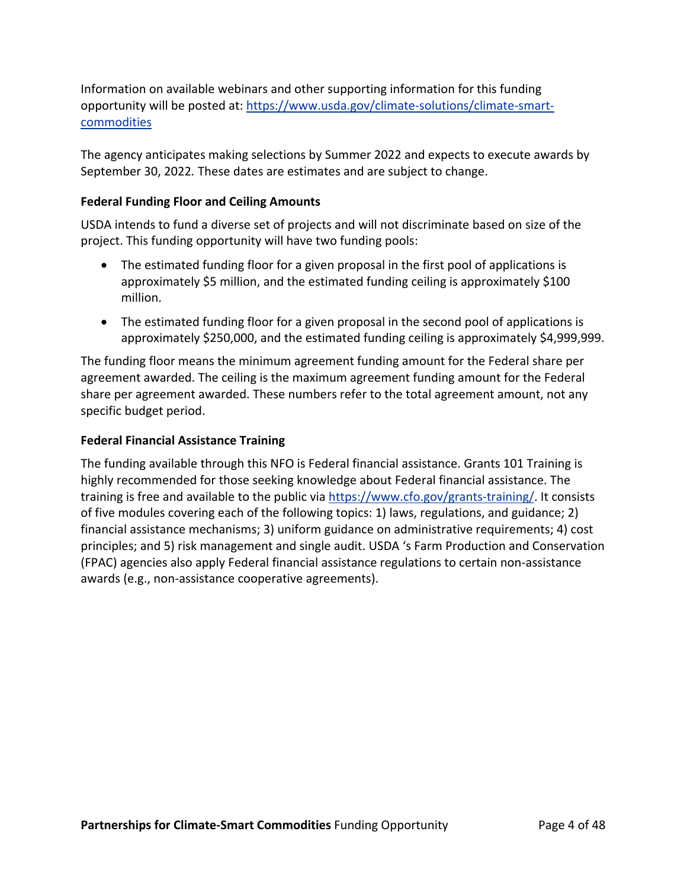Information on available webinars and other supporting information for this funding opportunity will be posted at: [https://www.usda.gov/climate-solutions/climate-smart-commodities](https://www.usda.gov/climate-solutions/climate-smart-commodities)

The agency anticipates making selections by Summer 2022 and expects to execute awards by September 30, 2022*.* These dates are estimates and are subject to change.

### Federal Funding Floor and Ceiling Amounts

USDA intends to fund a diverse set of projects and will not discriminate based on size of the project. This funding opportunity will have two funding pools:

- The estimated funding floor for a given proposal in the first pool of applications is approximately $5 million, and the estimated funding ceiling is approximately $100 million.
- The estimated funding floor for a given proposal in the second pool of applications is approximately $250,000, and the estimated funding ceiling is approximately $4,999,999.

The funding floor means the minimum agreement funding amount for the Federal share per agreement awarded. The ceiling is the maximum agreement funding amount for the Federal share per agreement awarded. These numbers refer to the total agreement amount, not any specific budget period.

### Federal Financial Assistance Training

The funding available through this NFO is Federal financial assistance. Grants 101 Training is highly recommended for those seeking knowledge about Federal financial assistance. The training is free and available to the public via [https://www.cfo.gov/grants-training/](https://www.cfo.gov/grants-training/). It consists of five modules covering each of the following topics: 1) laws, regulations, and guidance; 2) financial assistance mechanisms; 3) uniform guidance on administrative requirements; 4) cost principles; and 5) risk management and single audit. USDA 's Farm Production and Conservation (FPAC) agencies also apply Federal financial assistance regulations to certain non-assistance awards (e.g., non-assistance cooperative agreements).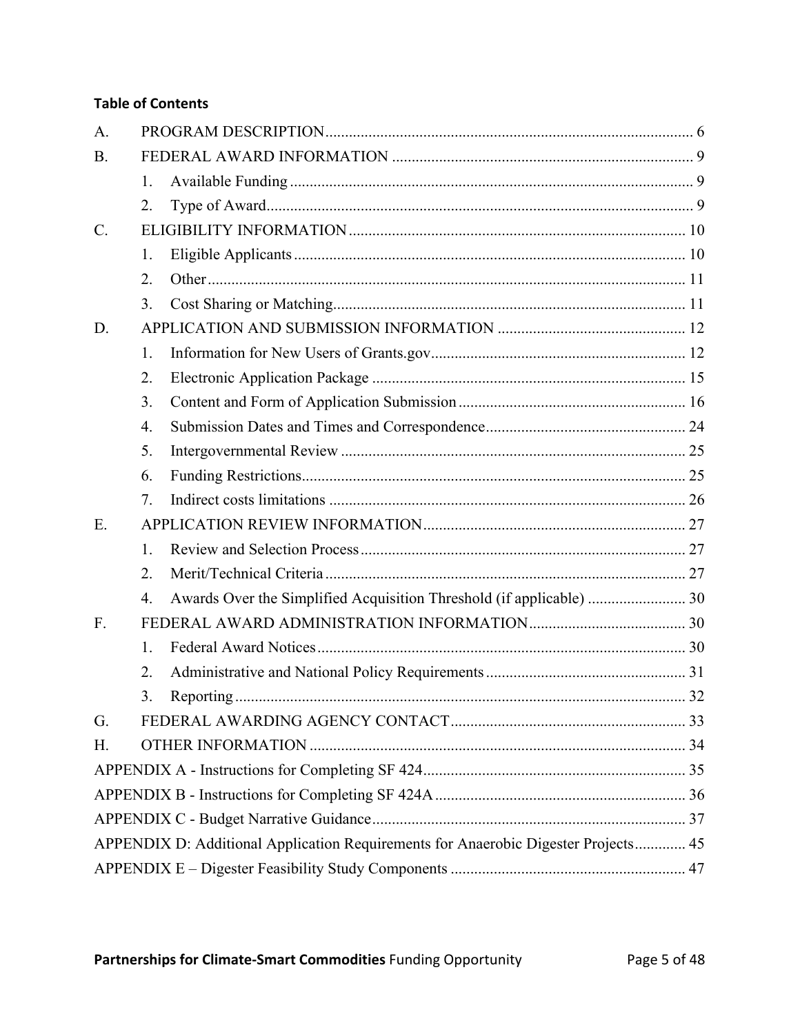**Table of Contents**

A. PROGRAM DESCRIPTION ... 6

B. FEDERAL AWARD INFORMATION ... 9

- 1. Available Funding ... 9
- 2. Type of Award ... 9

C. ELIGIBILITY INFORMATION ... 10

- 1. Eligible Applicants ... 10
- 2. Other ... 11
- 3. Cost Sharing or Matching ... 11

D. APPLICATION AND SUBMISSION INFORMATION ... 12

- 1. Information for New Users of Grants.gov ... 12
- 2. Electronic Application Package ... 15
- 3. Content and Form of Application Submission ... 16
- 4. Submission Dates and Times and Correspondence ... 24
- 5. Intergovernmental Review ... 25
- 6. Funding Restrictions ... 25
- 7. Indirect costs limitations ... 26

E. APPLICATION REVIEW INFORMATION ... 27

- 1. Review and Selection Process ... 27
- 2. Merit/Technical Criteria ... 27
- 4. Awards Over the Simplified Acquisition Threshold (if applicable) ... 30

F. FEDERAL AWARD ADMINISTRATION INFORMATION ... 30

- 1. Federal Award Notices ... 30
- 2. Administrative and National Policy Requirements ... 31
- 3. Reporting ... 32

G. FEDERAL AWARDING AGENCY CONTACT ... 33

H. OTHER INFORMATION ... 34

APPENDIX A - Instructions for Completing SF 424 ... 35

APPENDIX B - Instructions for Completing SF 424A ... 36

APPENDIX C - Budget Narrative Guidance ... 37

APPENDIX D: Additional Application Requirements for Anaerobic Digester Projects ... 45

APPENDIX E – Digester Feasibility Study Components ... 47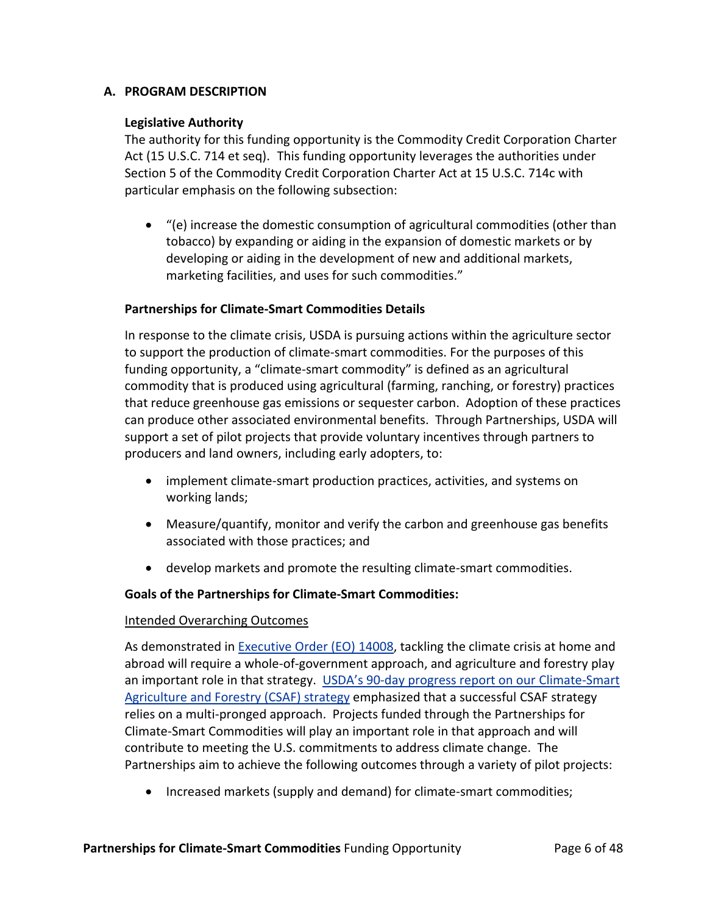## A. PROGRAM DESCRIPTION

**Legislative Authority**

The authority for this funding opportunity is the Commodity Credit Corporation Charter Act (15 U.S.C. 714 et seq). This funding opportunity leverages the authorities under Section 5 of the Commodity Credit Corporation Charter Act at 15 U.S.C. 714c with particular emphasis on the following subsection:

- "(e) increase the domestic consumption of agricultural commodities (other than tobacco) by expanding or aiding in the expansion of domestic markets or by developing or aiding in the development of new and additional markets, marketing facilities, and uses for such commodities."

**Partnerships for Climate-Smart Commodities Details**

In response to the climate crisis, USDA is pursuing actions within the agriculture sector to support the production of climate-smart commodities. For the purposes of this funding opportunity, a "climate-smart commodity" is defined as an agricultural commodity that is produced using agricultural (farming, ranching, or forestry) practices that reduce greenhouse gas emissions or sequester carbon. Adoption of these practices can produce other associated environmental benefits. Through Partnerships, USDA will support a set of pilot projects that provide voluntary incentives through partners to producers and land owners, including early adopters, to:

- implement climate-smart production practices, activities, and systems on working lands;
- Measure/quantify, monitor and verify the carbon and greenhouse gas benefits associated with those practices; and
- develop markets and promote the resulting climate-smart commodities.

**Goals of the Partnerships for Climate-Smart Commodities:**

Intended Overarching Outcomes

As demonstrated in Executive Order (EO) 14008, tackling the climate crisis at home and abroad will require a whole-of-government approach, and agriculture and forestry play an important role in that strategy. USDA's 90-day progress report on our Climate-Smart Agriculture and Forestry (CSAF) strategy emphasized that a successful CSAF strategy relies on a multi-pronged approach. Projects funded through the Partnerships for Climate-Smart Commodities will play an important role in that approach and will contribute to meeting the U.S. commitments to address climate change. The Partnerships aim to achieve the following outcomes through a variety of pilot projects:

- Increased markets (supply and demand) for climate-smart commodities;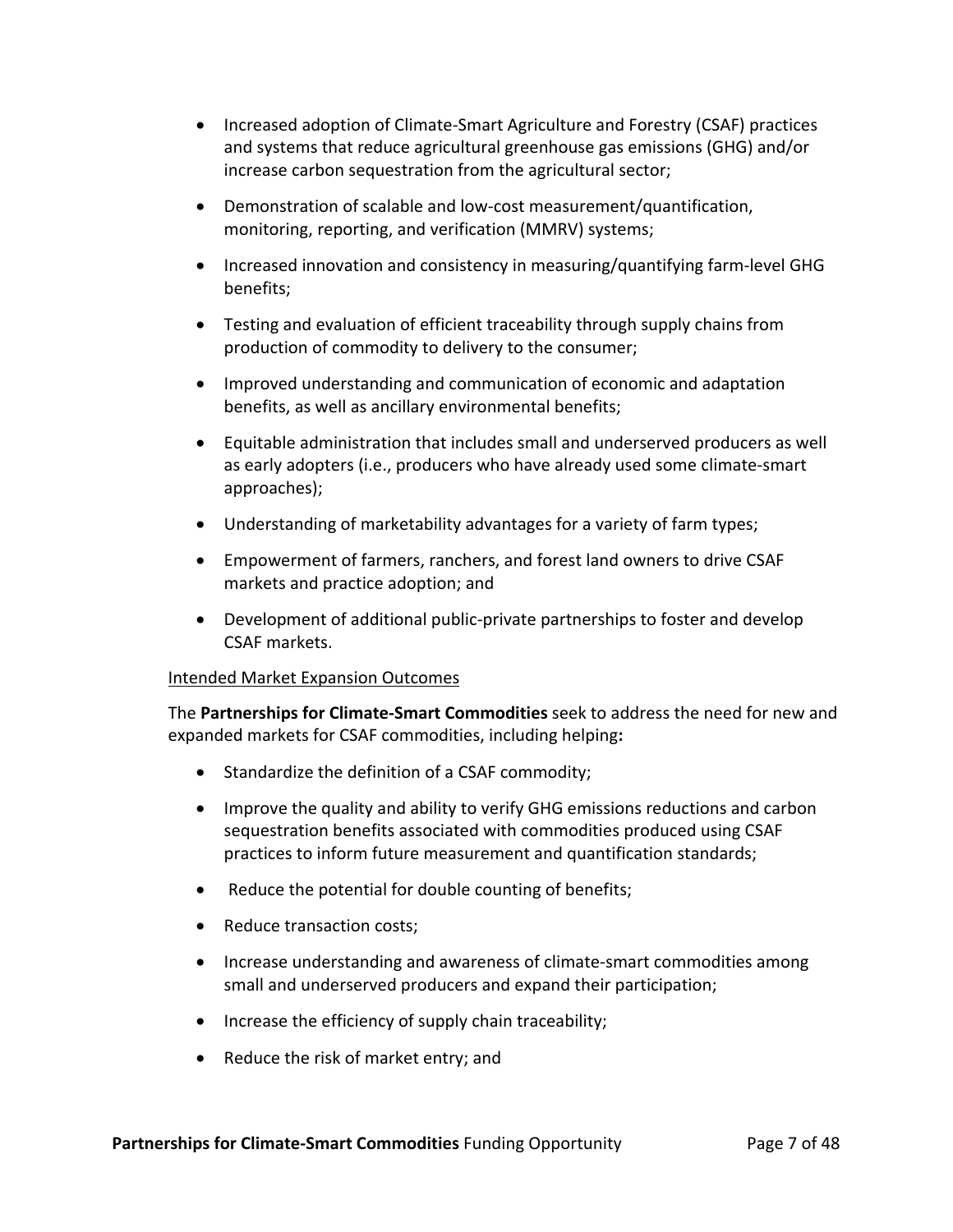- Increased adoption of Climate-Smart Agriculture and Forestry (CSAF) practices and systems that reduce agricultural greenhouse gas emissions (GHG) and/or increase carbon sequestration from the agricultural sector;
- Demonstration of scalable and low-cost measurement/quantification, monitoring, reporting, and verification (MMRV) systems;
- Increased innovation and consistency in measuring/quantifying farm-level GHG benefits;
- Testing and evaluation of efficient traceability through supply chains from production of commodity to delivery to the consumer;
- Improved understanding and communication of economic and adaptation benefits, as well as ancillary environmental benefits;
- Equitable administration that includes small and underserved producers as well as early adopters (i.e., producers who have already used some climate-smart approaches);
- Understanding of marketability advantages for a variety of farm types;
- Empowerment of farmers, ranchers, and forest land owners to drive CSAF markets and practice adoption; and
- Development of additional public-private partnerships to foster and develop CSAF markets.

<u>Intended Market Expansion Outcomes</u>

The **Partnerships for Climate-Smart Commodities** seek to address the need for new and expanded markets for CSAF commodities, including helping**:**

- Standardize the definition of a CSAF commodity;
- Improve the quality and ability to verify GHG emissions reductions and carbon sequestration benefits associated with commodities produced using CSAF practices to inform future measurement and quantification standards;
- Reduce the potential for double counting of benefits;
- Reduce transaction costs;
- Increase understanding and awareness of climate-smart commodities among small and underserved producers and expand their participation;
- Increase the efficiency of supply chain traceability;
- Reduce the risk of market entry; and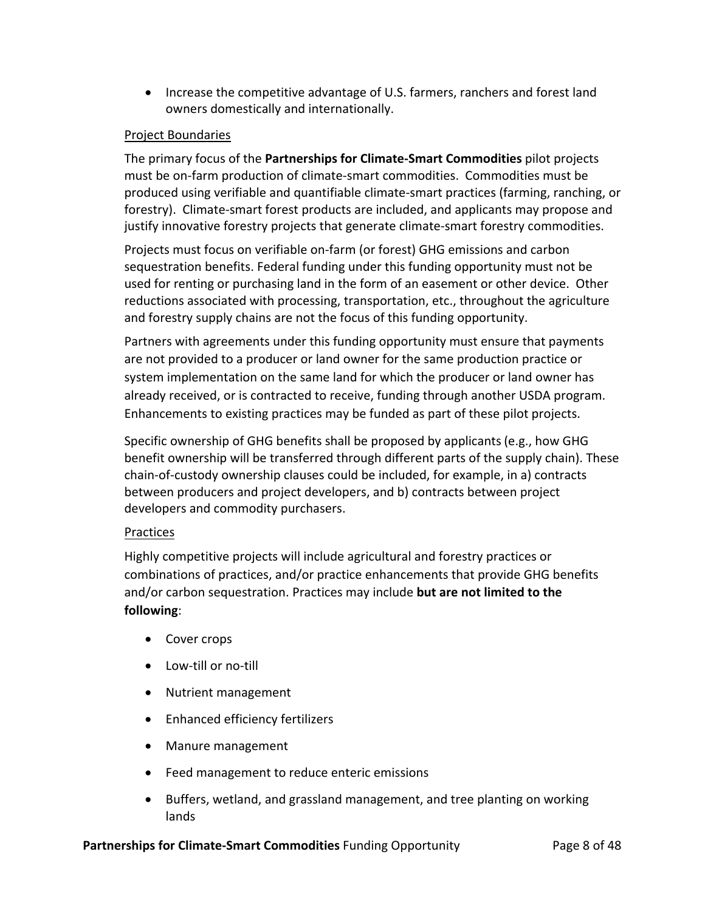- Increase the competitive advantage of U.S. farmers, ranchers and forest land owners domestically and internationally.

Project Boundaries

The primary focus of the **Partnerships for Climate-Smart Commodities** pilot projects must be on-farm production of climate-smart commodities. Commodities must be produced using verifiable and quantifiable climate-smart practices (farming, ranching, or forestry). Climate-smart forest products are included, and applicants may propose and justify innovative forestry projects that generate climate-smart forestry commodities.

Projects must focus on verifiable on-farm (or forest) GHG emissions and carbon sequestration benefits. Federal funding under this funding opportunity must not be used for renting or purchasing land in the form of an easement or other device. Other reductions associated with processing, transportation, etc., throughout the agriculture and forestry supply chains are not the focus of this funding opportunity.

Partners with agreements under this funding opportunity must ensure that payments are not provided to a producer or land owner for the same production practice or system implementation on the same land for which the producer or land owner has already received, or is contracted to receive, funding through another USDA program. Enhancements to existing practices may be funded as part of these pilot projects.

Specific ownership of GHG benefits shall be proposed by applicants (e.g., how GHG benefit ownership will be transferred through different parts of the supply chain). These chain-of-custody ownership clauses could be included, for example, in a) contracts between producers and project developers, and b) contracts between project developers and commodity purchasers.

Practices

Highly competitive projects will include agricultural and forestry practices or combinations of practices, and/or practice enhancements that provide GHG benefits and/or carbon sequestration. Practices may include **but are not limited to the following**:

- Cover crops
- Low-till or no-till
- Nutrient management
- Enhanced efficiency fertilizers
- Manure management
- Feed management to reduce enteric emissions
- Buffers, wetland, and grassland management, and tree planting on working lands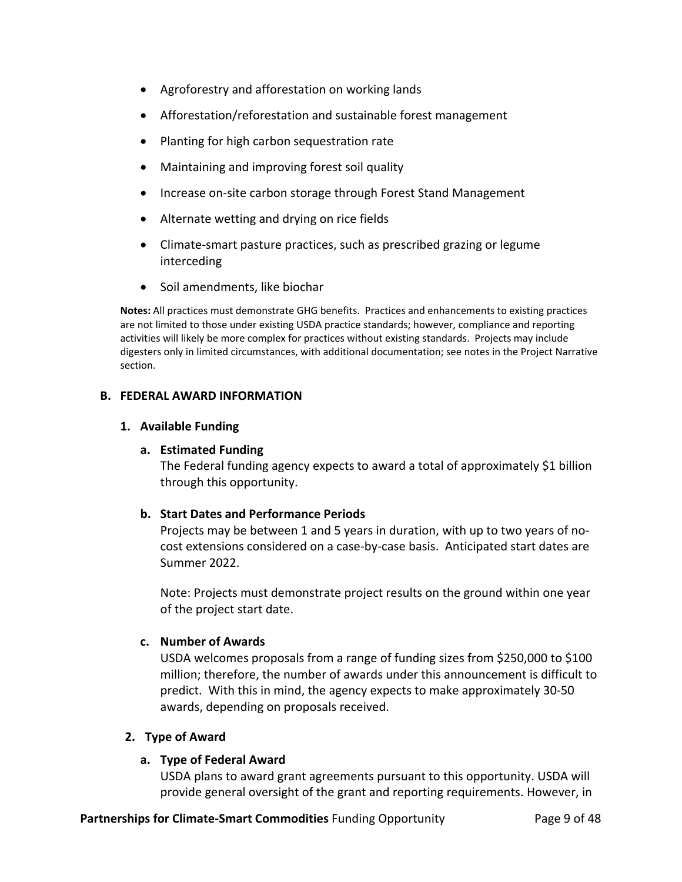- Agroforestry and afforestation on working lands
- Afforestation/reforestation and sustainable forest management
- Planting for high carbon sequestration rate
- Maintaining and improving forest soil quality
- Increase on-site carbon storage through Forest Stand Management
- Alternate wetting and drying on rice fields
- Climate-smart pasture practices, such as prescribed grazing or legume interceding
- Soil amendments, like biochar

**Notes:** All practices must demonstrate GHG benefits. Practices and enhancements to existing practices are not limited to those under existing USDA practice standards; however, compliance and reporting activities will likely be more complex for practices without existing standards. Projects may include digesters only in limited circumstances, with additional documentation; see notes in the Project Narrative section.

## B. FEDERAL AWARD INFORMATION

### 1. Available Funding

#### a. Estimated Funding

The Federal funding agency expects to award a total of approximately $1 billion through this opportunity.

#### b. Start Dates and Performance Periods

Projects may be between 1 and 5 years in duration, with up to two years of no-cost extensions considered on a case-by-case basis. Anticipated start dates are Summer 2022.

Note: Projects must demonstrate project results on the ground within one year of the project start date.

#### c. Number of Awards

USDA welcomes proposals from a range of funding sizes from $250,000 to $100 million; therefore, the number of awards under this announcement is difficult to predict. With this in mind, the agency expects to make approximately 30-50 awards, depending on proposals received.

### 2. Type of Award

#### a. Type of Federal Award

USDA plans to award grant agreements pursuant to this opportunity. USDA will provide general oversight of the grant and reporting requirements. However, in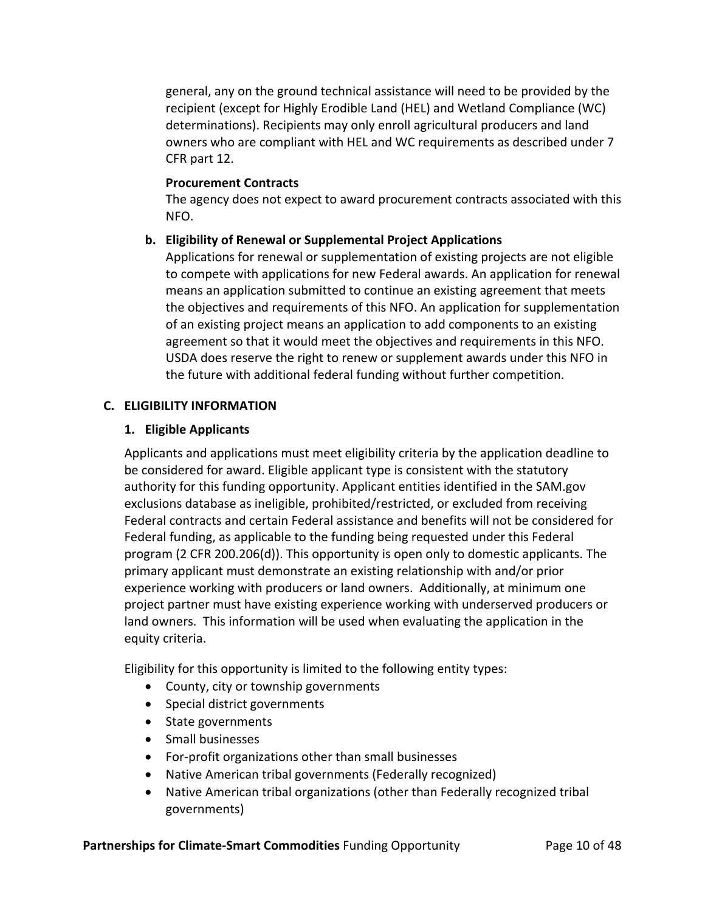general, any on the ground technical assistance will need to be provided by the recipient (except for Highly Erodible Land (HEL) and Wetland Compliance (WC) determinations). Recipients may only enroll agricultural producers and land owners who are compliant with HEL and WC requirements as described under 7 CFR part 12.

**Procurement Contracts**

The agency does not expect to award procurement contracts associated with this NFO.

**b. Eligibility of Renewal or Supplemental Project Applications**

Applications for renewal or supplementation of existing projects are not eligible to compete with applications for new Federal awards. An application for renewal means an application submitted to continue an existing agreement that meets the objectives and requirements of this NFO. An application for supplementation of an existing project means an application to add components to an existing agreement so that it would meet the objectives and requirements in this NFO. USDA does reserve the right to renew or supplement awards under this NFO in the future with additional federal funding without further competition.

## C. ELIGIBILITY INFORMATION

### 1. Eligible Applicants

Applicants and applications must meet eligibility criteria by the application deadline to be considered for award. Eligible applicant type is consistent with the statutory authority for this funding opportunity. Applicant entities identified in the SAM.gov exclusions database as ineligible, prohibited/restricted, or excluded from receiving Federal contracts and certain Federal assistance and benefits will not be considered for Federal funding, as applicable to the funding being requested under this Federal program (2 CFR 200.206(d)). This opportunity is open only to domestic applicants. The primary applicant must demonstrate an existing relationship with and/or prior experience working with producers or land owners. Additionally, at minimum one project partner must have existing experience working with underserved producers or land owners. This information will be used when evaluating the application in the equity criteria.

Eligibility for this opportunity is limited to the following entity types:

- County, city or township governments
- Special district governments
- State governments
- Small businesses
- For-profit organizations other than small businesses
- Native American tribal governments (Federally recognized)
- Native American tribal organizations (other than Federally recognized tribal governments)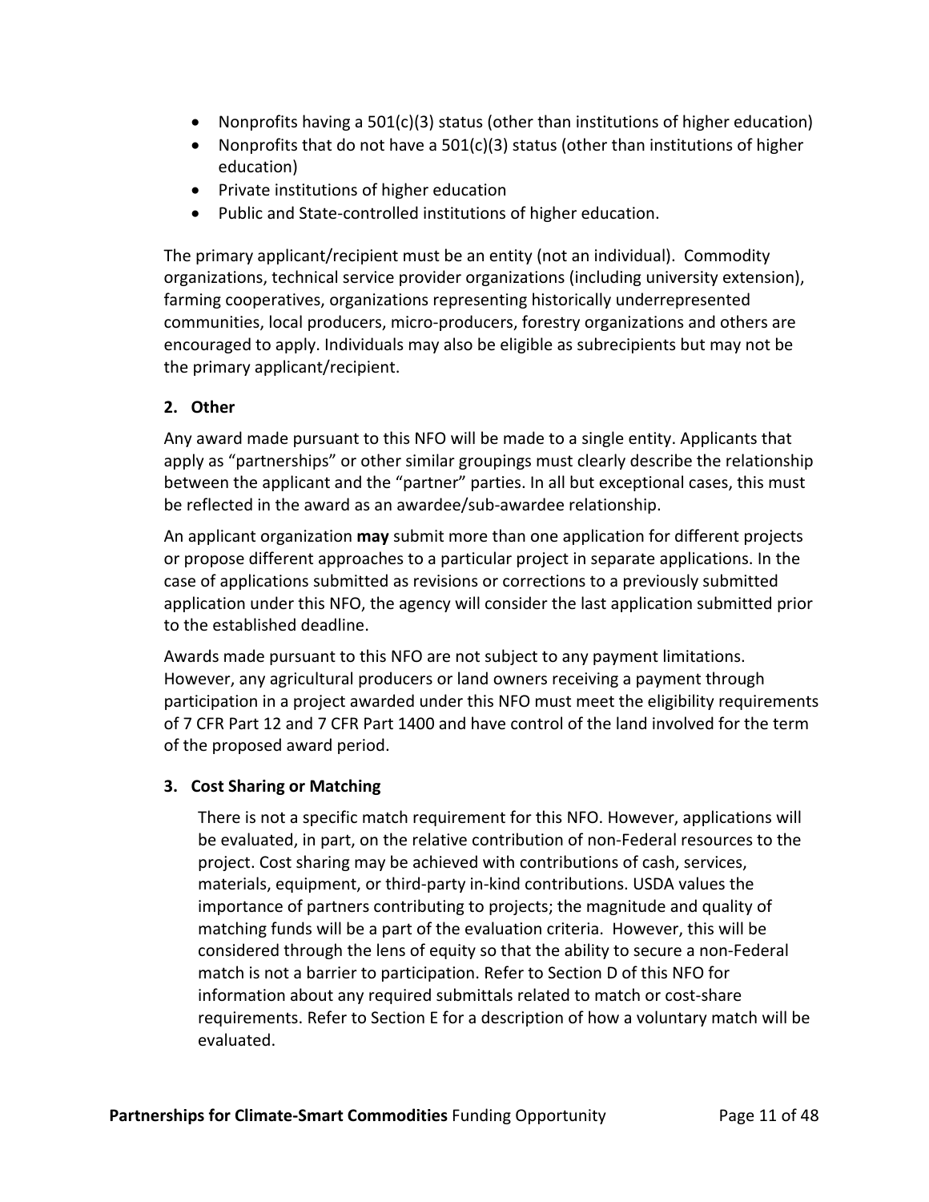- Nonprofits having a 501(c)(3) status (other than institutions of higher education)
- Nonprofits that do not have a 501(c)(3) status (other than institutions of higher education)
- Private institutions of higher education
- Public and State-controlled institutions of higher education.

The primary applicant/recipient must be an entity (not an individual). Commodity organizations, technical service provider organizations (including university extension), farming cooperatives, organizations representing historically underrepresented communities, local producers, micro-producers, forestry organizations and others are encouraged to apply. Individuals may also be eligible as subrecipients but may not be the primary applicant/recipient.

### 2. Other

Any award made pursuant to this NFO will be made to a single entity. Applicants that apply as "partnerships" or other similar groupings must clearly describe the relationship between the applicant and the "partner" parties. In all but exceptional cases, this must be reflected in the award as an awardee/sub-awardee relationship.

An applicant organization **may** submit more than one application for different projects or propose different approaches to a particular project in separate applications. In the case of applications submitted as revisions or corrections to a previously submitted application under this NFO, the agency will consider the last application submitted prior to the established deadline.

Awards made pursuant to this NFO are not subject to any payment limitations. However, any agricultural producers or land owners receiving a payment through participation in a project awarded under this NFO must meet the eligibility requirements of 7 CFR Part 12 and 7 CFR Part 1400 and have control of the land involved for the term of the proposed award period.

### 3. Cost Sharing or Matching

There is not a specific match requirement for this NFO. However, applications will be evaluated, in part, on the relative contribution of non-Federal resources to the project. Cost sharing may be achieved with contributions of cash, services, materials, equipment, or third-party in-kind contributions. USDA values the importance of partners contributing to projects; the magnitude and quality of matching funds will be a part of the evaluation criteria. However, this will be considered through the lens of equity so that the ability to secure a non-Federal match is not a barrier to participation. Refer to Section D of this NFO for information about any required submittals related to match or cost-share requirements. Refer to Section E for a description of how a voluntary match will be evaluated.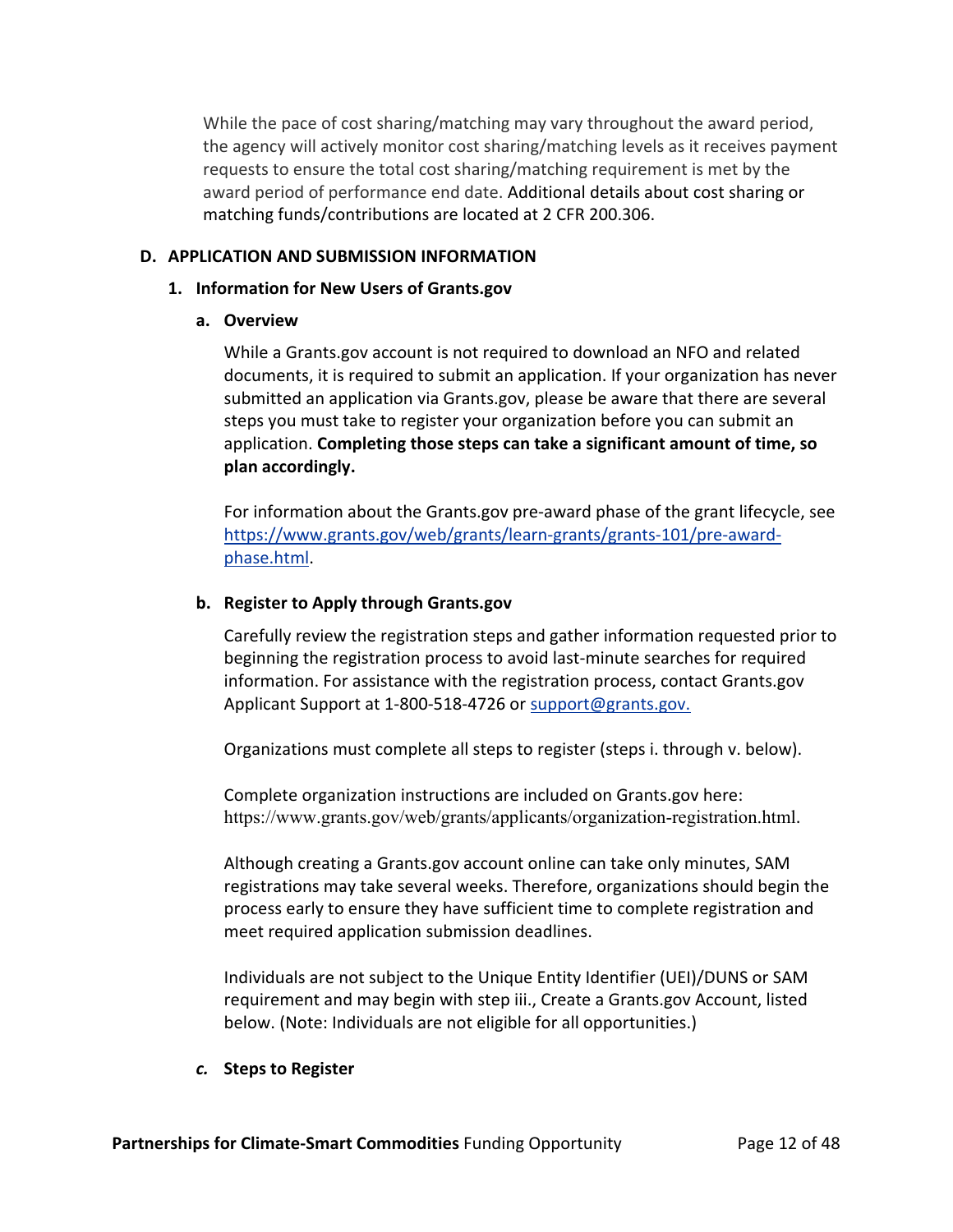While the pace of cost sharing/matching may vary throughout the award period, the agency will actively monitor cost sharing/matching levels as it receives payment requests to ensure the total cost sharing/matching requirement is met by the award period of performance end date. Additional details about cost sharing or matching funds/contributions are located at 2 CFR 200.306.

## D. APPLICATION AND SUBMISSION INFORMATION

### 1. Information for New Users of Grants.gov

#### a. Overview

While a Grants.gov account is not required to download an NFO and related documents, it is required to submit an application. If your organization has never submitted an application via Grants.gov, please be aware that there are several steps you must take to register your organization before you can submit an application. **Completing those steps can take a significant amount of time, so plan accordingly.**

For information about the Grants.gov pre-award phase of the grant lifecycle, see [https://www.grants.gov/web/grants/learn-grants/grants-101/pre-award-phase.html](https://www.grants.gov/web/grants/learn-grants/grants-101/pre-award-phase.html).

#### b. Register to Apply through Grants.gov

Carefully review the registration steps and gather information requested prior to beginning the registration process to avoid last-minute searches for required information. For assistance with the registration process, contact Grants.gov Applicant Support at 1-800-518-4726 or [support@grants.gov.](mailto:support@grants.gov)

Organizations must complete all steps to register (steps i. through v. below).

Complete organization instructions are included on Grants.gov here: https://www.grants.gov/web/grants/applicants/organization-registration.html.

Although creating a Grants.gov account online can take only minutes, SAM registrations may take several weeks. Therefore, organizations should begin the process early to ensure they have sufficient time to complete registration and meet required application submission deadlines.

Individuals are not subject to the Unique Entity Identifier (UEI)/DUNS or SAM requirement and may begin with step iii., Create a Grants.gov Account, listed below. (Note: Individuals are not eligible for all opportunities.)

#### *c.* Steps to Register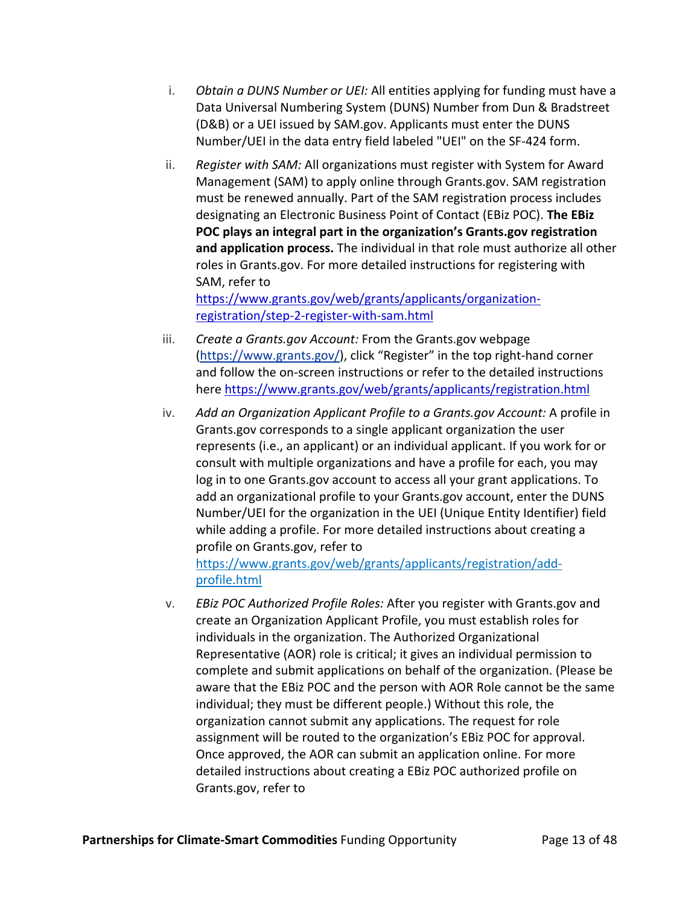i. *Obtain a DUNS Number or UEI:* All entities applying for funding must have a Data Universal Numbering System (DUNS) Number from Dun & Bradstreet (D&B) or a UEI issued by SAM.gov. Applicants must enter the DUNS Number/UEI in the data entry field labeled "UEI" on the SF-424 form.

ii. *Register with SAM:* All organizations must register with System for Award Management (SAM) to apply online through Grants.gov. SAM registration must be renewed annually. Part of the SAM registration process includes designating an Electronic Business Point of Contact (EBiz POC). **The EBiz POC plays an integral part in the organization's Grants.gov registration and application process.** The individual in that role must authorize all other roles in Grants.gov. For more detailed instructions for registering with SAM, refer to https://www.grants.gov/web/grants/applicants/organization-registration/step-2-register-with-sam.html

iii. *Create a Grants.gov Account:* From the Grants.gov webpage (https://www.grants.gov/), click "Register" in the top right-hand corner and follow the on-screen instructions or refer to the detailed instructions here https://www.grants.gov/web/grants/applicants/registration.html

iv. *Add an Organization Applicant Profile to a Grants.gov Account:* A profile in Grants.gov corresponds to a single applicant organization the user represents (i.e., an applicant) or an individual applicant. If you work for or consult with multiple organizations and have a profile for each, you may log in to one Grants.gov account to access all your grant applications. To add an organizational profile to your Grants.gov account, enter the DUNS Number/UEI for the organization in the UEI (Unique Entity Identifier) field while adding a profile. For more detailed instructions about creating a profile on Grants.gov, refer to https://www.grants.gov/web/grants/applicants/registration/add-profile.html

v. *EBiz POC Authorized Profile Roles:* After you register with Grants.gov and create an Organization Applicant Profile, you must establish roles for individuals in the organization. The Authorized Organizational Representative (AOR) role is critical; it gives an individual permission to complete and submit applications on behalf of the organization. (Please be aware that the EBiz POC and the person with AOR Role cannot be the same individual; they must be different people.) Without this role, the organization cannot submit any applications. The request for role assignment will be routed to the organization's EBiz POC for approval. Once approved, the AOR can submit an application online. For more detailed instructions about creating a EBiz POC authorized profile on Grants.gov, refer to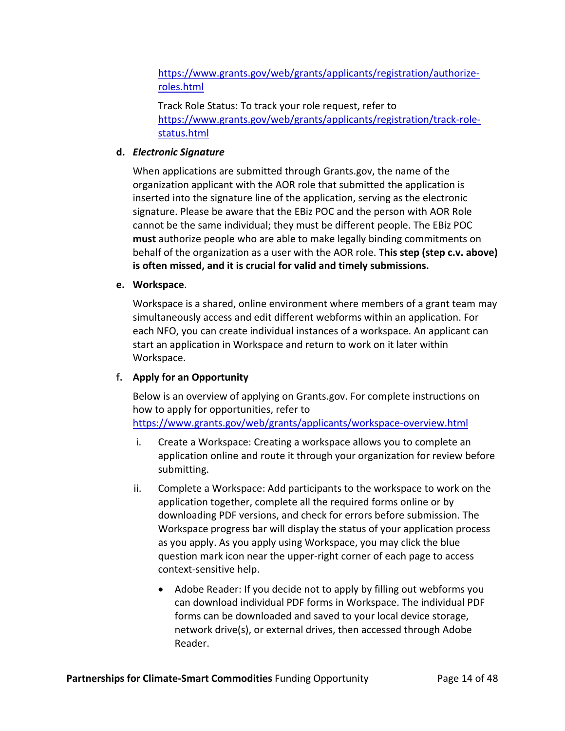https://www.grants.gov/web/grants/applicants/registration/authorize-roles.html

Track Role Status: To track your role request, refer to https://www.grants.gov/web/grants/applicants/registration/track-role-status.html

**d. *Electronic Signature***

When applications are submitted through Grants.gov, the name of the organization applicant with the AOR role that submitted the application is inserted into the signature line of the application, serving as the electronic signature. Please be aware that the EBiz POC and the person with AOR Role cannot be the same individual; they must be different people. The EBiz POC **must** authorize people who are able to make legally binding commitments on behalf of the organization as a user with the AOR role. T**his step (step c.v. above) is often missed, and it is crucial for valid and timely submissions.**

**e. Workspace**.

Workspace is a shared, online environment where members of a grant team may simultaneously access and edit different webforms within an application. For each NFO, you can create individual instances of a workspace. An applicant can start an application in Workspace and return to work on it later within Workspace.

**f. Apply for an Opportunity**

Below is an overview of applying on Grants.gov. For complete instructions on how to apply for opportunities, refer to https://www.grants.gov/web/grants/applicants/workspace-overview.html

i. Create a Workspace: Creating a workspace allows you to complete an application online and route it through your organization for review before submitting.

ii. Complete a Workspace: Add participants to the workspace to work on the application together, complete all the required forms online or by downloading PDF versions, and check for errors before submission. The Workspace progress bar will display the status of your application process as you apply. As you apply using Workspace, you may click the blue question mark icon near the upper-right corner of each page to access context-sensitive help.

- Adobe Reader: If you decide not to apply by filling out webforms you can download individual PDF forms in Workspace. The individual PDF forms can be downloaded and saved to your local device storage, network drive(s), or external drives, then accessed through Adobe Reader.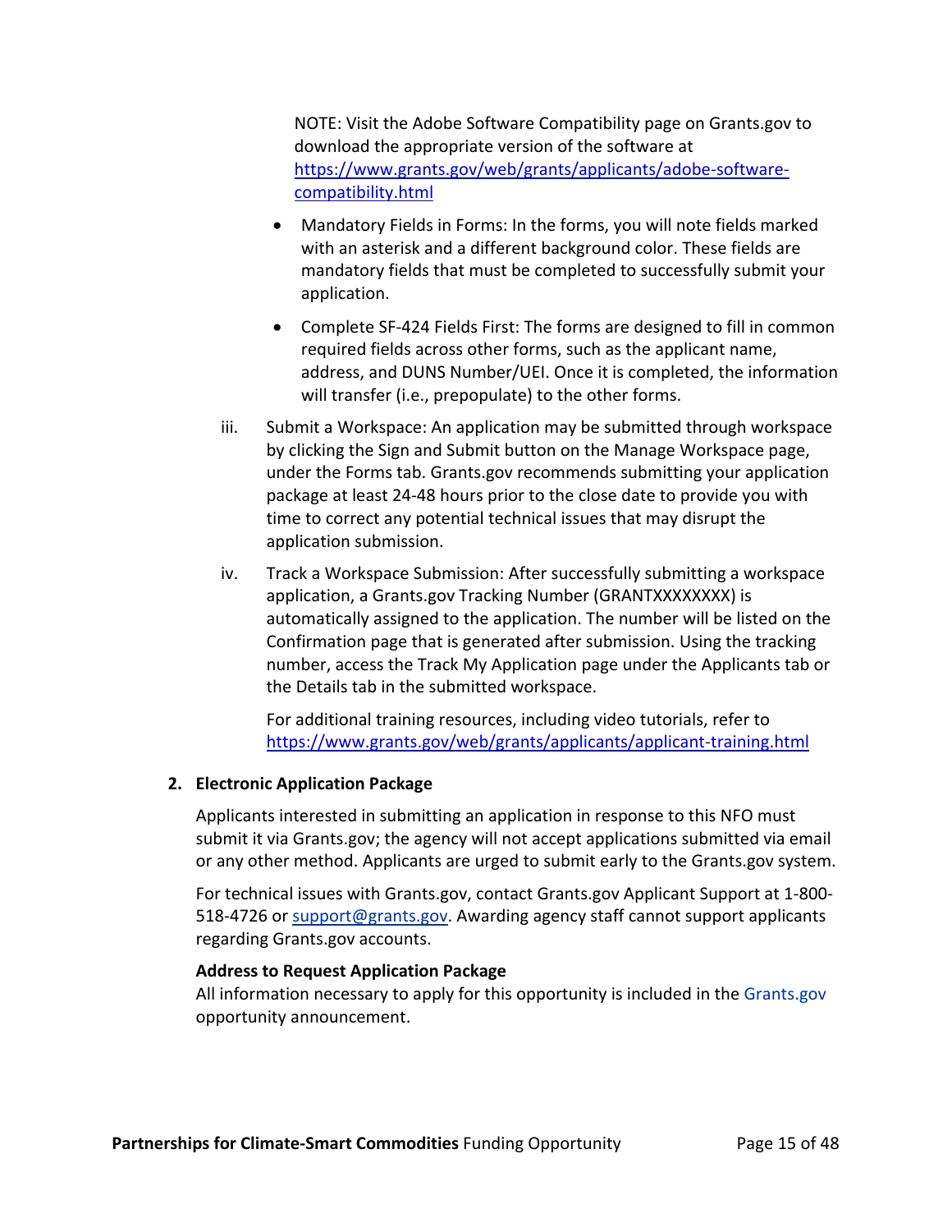NOTE: Visit the Adobe Software Compatibility page on Grants.gov to download the appropriate version of the software at https://www.grants.gov/web/grants/applicants/adobe-software-compatibility.html

- Mandatory Fields in Forms: In the forms, you will note fields marked with an asterisk and a different background color. These fields are mandatory fields that must be completed to successfully submit your application.
- Complete SF-424 Fields First: The forms are designed to fill in common required fields across other forms, such as the applicant name, address, and DUNS Number/UEI. Once it is completed, the information will transfer (i.e., prepopulate) to the other forms.

iii. Submit a Workspace: An application may be submitted through workspace by clicking the Sign and Submit button on the Manage Workspace page, under the Forms tab. Grants.gov recommends submitting your application package at least 24-48 hours prior to the close date to provide you with time to correct any potential technical issues that may disrupt the application submission.

iv. Track a Workspace Submission: After successfully submitting a workspace application, a Grants.gov Tracking Number (GRANTXXXXXXXX) is automatically assigned to the application. The number will be listed on the Confirmation page that is generated after submission. Using the tracking number, access the Track My Application page under the Applicants tab or the Details tab in the submitted workspace.

For additional training resources, including video tutorials, refer to https://www.grants.gov/web/grants/applicants/applicant-training.html

**2. Electronic Application Package**

Applicants interested in submitting an application in response to this NFO must submit it via Grants.gov; the agency will not accept applications submitted via email or any other method. Applicants are urged to submit early to the Grants.gov system.

For technical issues with Grants.gov, contact Grants.gov Applicant Support at 1-800-518-4726 or support@grants.gov. Awarding agency staff cannot support applicants regarding Grants.gov accounts.

**Address to Request Application Package**

All information necessary to apply for this opportunity is included in the Grants.gov opportunity announcement.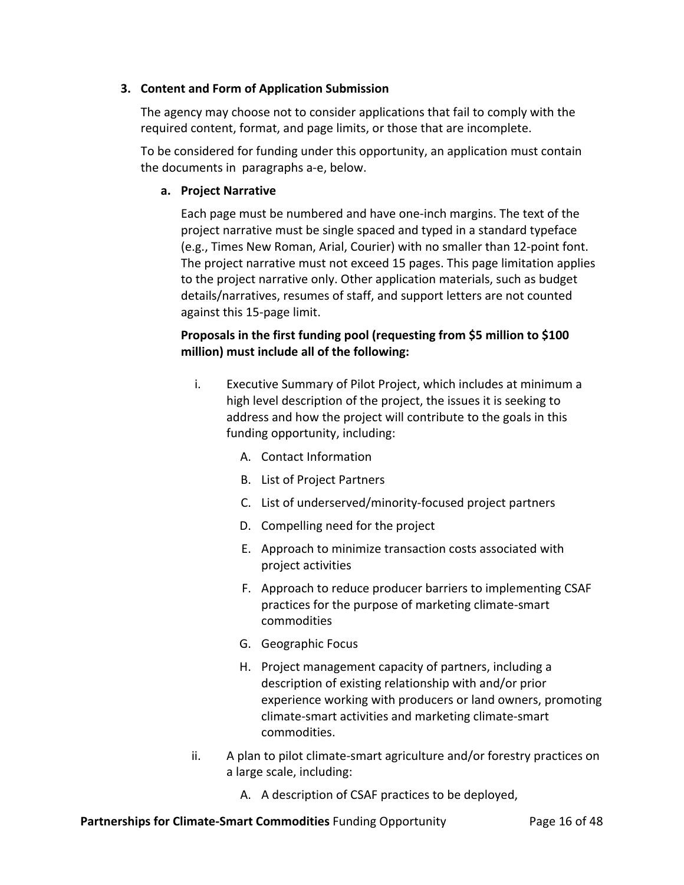### 3. Content and Form of Application Submission

The agency may choose not to consider applications that fail to comply with the required content, format, and page limits, or those that are incomplete.

To be considered for funding under this opportunity, an application must contain the documents in paragraphs a-e, below.

#### a. Project Narrative

Each page must be numbered and have one-inch margins. The text of the project narrative must be single spaced and typed in a standard typeface (e.g., Times New Roman, Arial, Courier) with no smaller than 12-point font. The project narrative must not exceed 15 pages. This page limitation applies to the project narrative only. Other application materials, such as budget details/narratives, resumes of staff, and support letters are not counted against this 15-page limit.

**Proposals in the first funding pool (requesting from $5 million to $100 million) must include all of the following:**

i. Executive Summary of Pilot Project, which includes at minimum a high level description of the project, the issues it is seeking to address and how the project will contribute to the goals in this funding opportunity, including:

   A. Contact Information

   B. List of Project Partners

   C. List of underserved/minority-focused project partners

   D. Compelling need for the project

   E. Approach to minimize transaction costs associated with project activities

   F. Approach to reduce producer barriers to implementing CSAF practices for the purpose of marketing climate-smart commodities

   G. Geographic Focus

   H. Project management capacity of partners, including a description of existing relationship with and/or prior experience working with producers or land owners, promoting climate-smart activities and marketing climate-smart commodities.

ii. A plan to pilot climate-smart agriculture and/or forestry practices on a large scale, including:

   A. A description of CSAF practices to be deployed,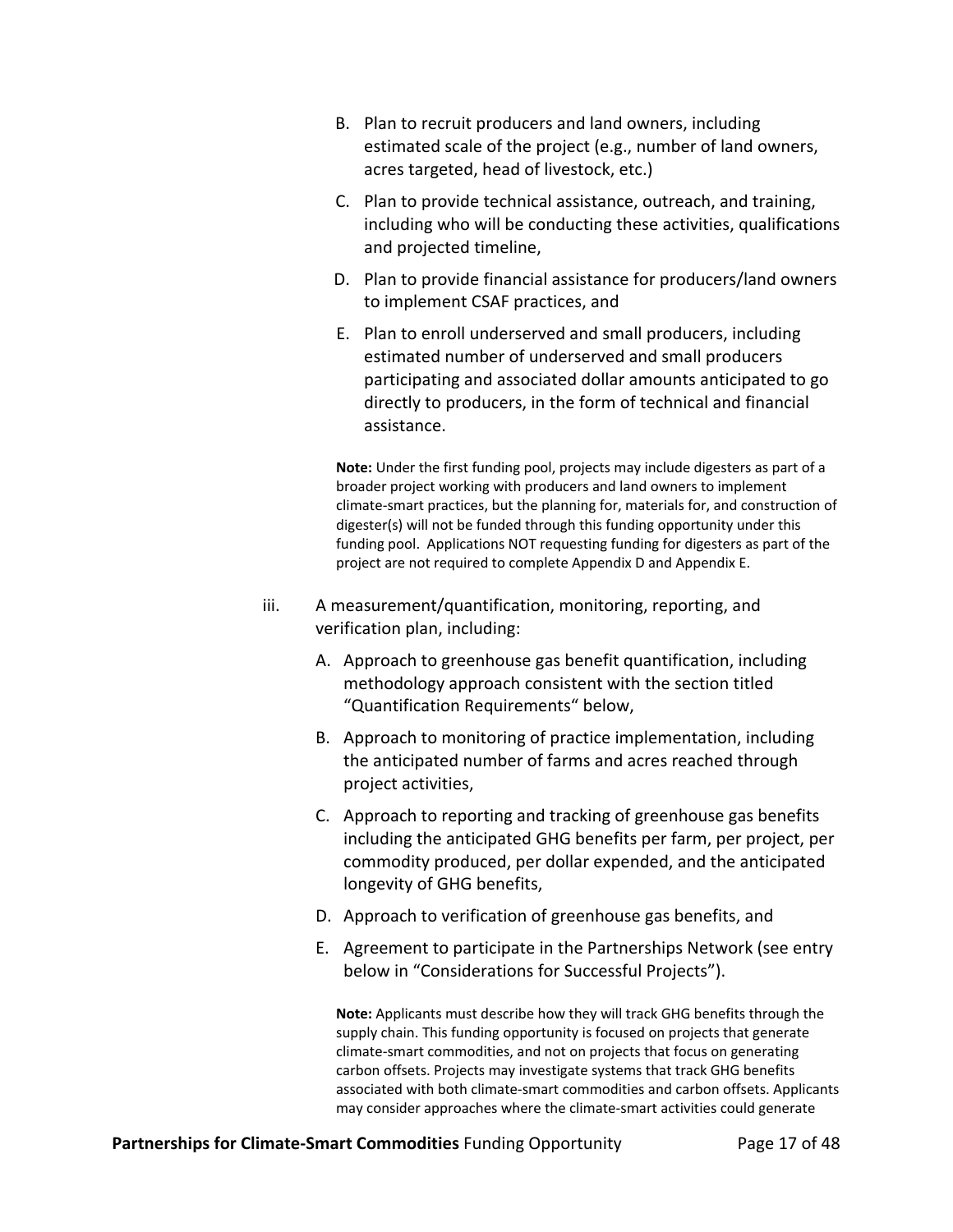B. Plan to recruit producers and land owners, including estimated scale of the project (e.g., number of land owners, acres targeted, head of livestock, etc.)

C. Plan to provide technical assistance, outreach, and training, including who will be conducting these activities, qualifications and projected timeline,

D. Plan to provide financial assistance for producers/land owners to implement CSAF practices, and

E. Plan to enroll underserved and small producers, including estimated number of underserved and small producers participating and associated dollar amounts anticipated to go directly to producers, in the form of technical and financial assistance.

**Note:** Under the first funding pool, projects may include digesters as part of a broader project working with producers and land owners to implement climate-smart practices, but the planning for, materials for, and construction of digester(s) will not be funded through this funding opportunity under this funding pool. Applications NOT requesting funding for digesters as part of the project are not required to complete Appendix D and Appendix E.

iii. A measurement/quantification, monitoring, reporting, and verification plan, including:

A. Approach to greenhouse gas benefit quantification, including methodology approach consistent with the section titled "Quantification Requirements" below,

B. Approach to monitoring of practice implementation, including the anticipated number of farms and acres reached through project activities,

C. Approach to reporting and tracking of greenhouse gas benefits including the anticipated GHG benefits per farm, per project, per commodity produced, per dollar expended, and the anticipated longevity of GHG benefits,

D. Approach to verification of greenhouse gas benefits, and

E. Agreement to participate in the Partnerships Network (see entry below in "Considerations for Successful Projects").

**Note:** Applicants must describe how they will track GHG benefits through the supply chain. This funding opportunity is focused on projects that generate climate-smart commodities, and not on projects that focus on generating carbon offsets. Projects may investigate systems that track GHG benefits associated with both climate-smart commodities and carbon offsets. Applicants may consider approaches where the climate-smart activities could generate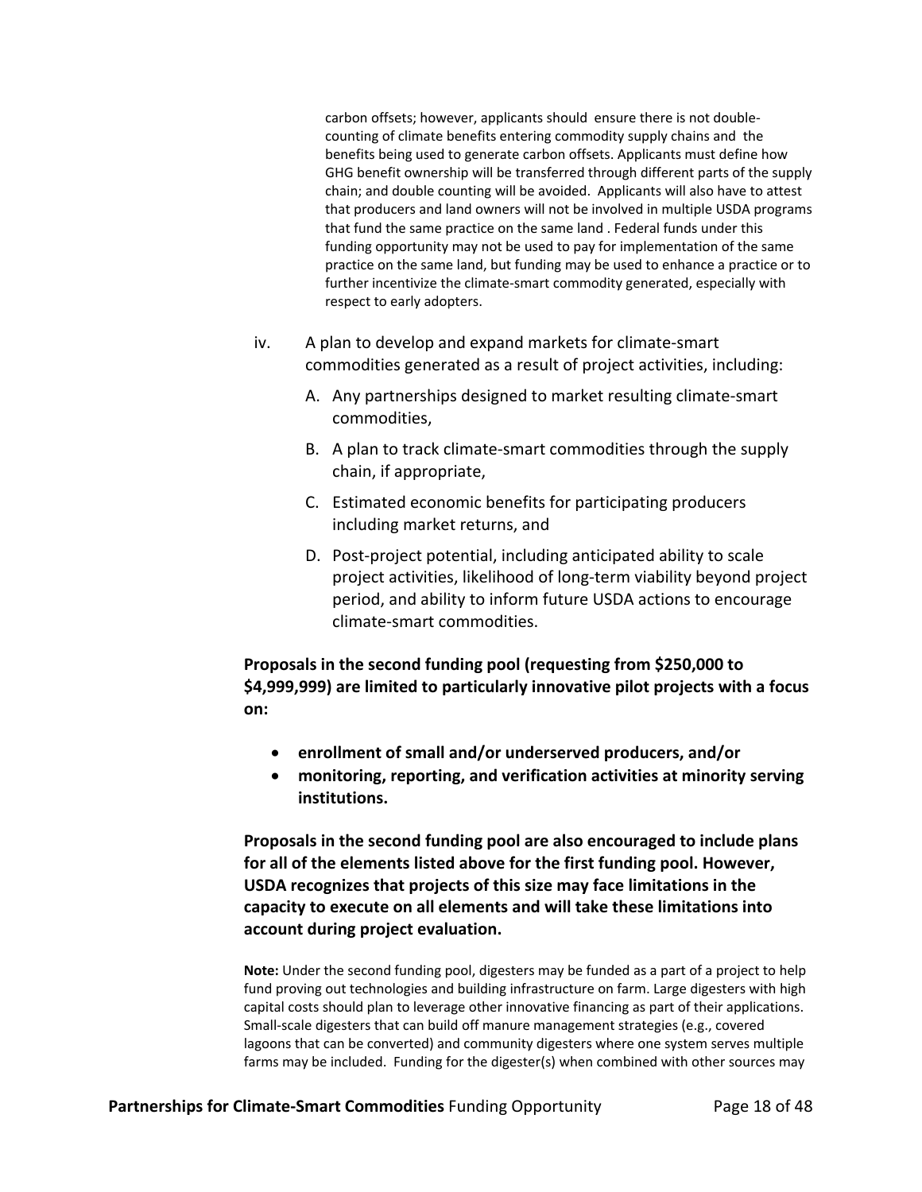carbon offsets; however, applicants should ensure there is not double-counting of climate benefits entering commodity supply chains and the benefits being used to generate carbon offsets. Applicants must define how GHG benefit ownership will be transferred through different parts of the supply chain; and double counting will be avoided. Applicants will also have to attest that producers and land owners will not be involved in multiple USDA programs that fund the same practice on the same land . Federal funds under this funding opportunity may not be used to pay for implementation of the same practice on the same land, but funding may be used to enhance a practice or to further incentivize the climate-smart commodity generated, especially with respect to early adopters.

iv. A plan to develop and expand markets for climate-smart commodities generated as a result of project activities, including:

   A. Any partnerships designed to market resulting climate-smart commodities,

   B. A plan to track climate-smart commodities through the supply chain, if appropriate,

   C. Estimated economic benefits for participating producers including market returns, and

   D. Post-project potential, including anticipated ability to scale project activities, likelihood of long-term viability beyond project period, and ability to inform future USDA actions to encourage climate-smart commodities.

**Proposals in the second funding pool (requesting from $250,000 to $4,999,999) are limited to particularly innovative pilot projects with a focus on:**

- **enrollment of small and/or underserved producers, and/or**
- **monitoring, reporting, and verification activities at minority serving institutions.**

**Proposals in the second funding pool are also encouraged to include plans for all of the elements listed above for the first funding pool. However, USDA recognizes that projects of this size may face limitations in the capacity to execute on all elements and will take these limitations into account during project evaluation.**

**Note:** Under the second funding pool, digesters may be funded as a part of a project to help fund proving out technologies and building infrastructure on farm. Large digesters with high capital costs should plan to leverage other innovative financing as part of their applications. Small-scale digesters that can build off manure management strategies (e.g., covered lagoons that can be converted) and community digesters where one system serves multiple farms may be included. Funding for the digester(s) when combined with other sources may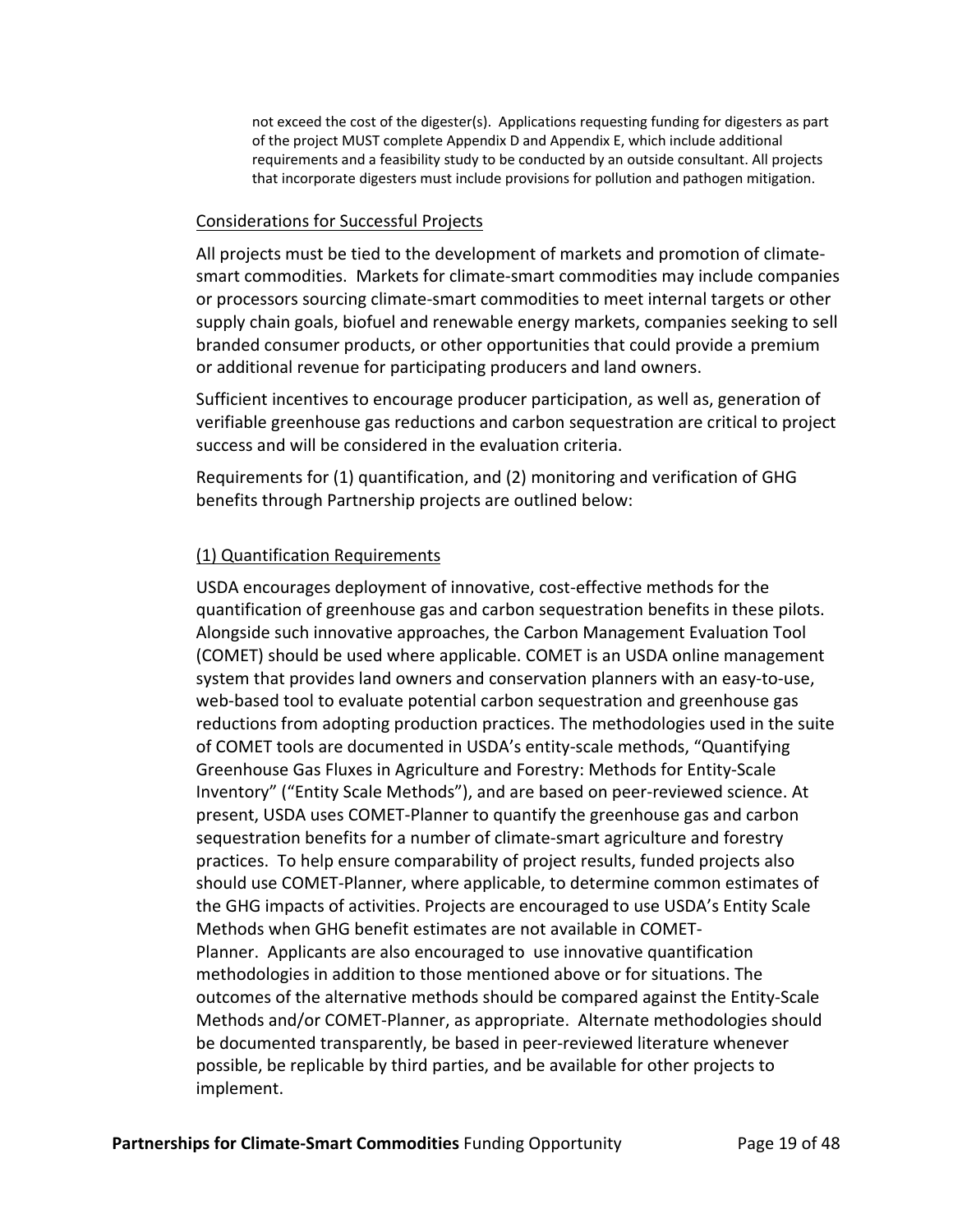not exceed the cost of the digester(s). Applications requesting funding for digesters as part of the project MUST complete Appendix D and Appendix E, which include additional requirements and a feasibility study to be conducted by an outside consultant. All projects that incorporate digesters must include provisions for pollution and pathogen mitigation.

Considerations for Successful Projects

All projects must be tied to the development of markets and promotion of climate-smart commodities. Markets for climate-smart commodities may include companies or processors sourcing climate-smart commodities to meet internal targets or other supply chain goals, biofuel and renewable energy markets, companies seeking to sell branded consumer products, or other opportunities that could provide a premium or additional revenue for participating producers and land owners.

Sufficient incentives to encourage producer participation, as well as, generation of verifiable greenhouse gas reductions and carbon sequestration are critical to project success and will be considered in the evaluation criteria.

Requirements for (1) quantification, and (2) monitoring and verification of GHG benefits through Partnership projects are outlined below:

(1) Quantification Requirements

USDA encourages deployment of innovative, cost-effective methods for the quantification of greenhouse gas and carbon sequestration benefits in these pilots. Alongside such innovative approaches, the Carbon Management Evaluation Tool (COMET) should be used where applicable. COMET is an USDA online management system that provides land owners and conservation planners with an easy-to-use, web-based tool to evaluate potential carbon sequestration and greenhouse gas reductions from adopting production practices. The methodologies used in the suite of COMET tools are documented in USDA's entity-scale methods, "Quantifying Greenhouse Gas Fluxes in Agriculture and Forestry: Methods for Entity-Scale Inventory" ("Entity Scale Methods"), and are based on peer-reviewed science. At present, USDA uses COMET-Planner to quantify the greenhouse gas and carbon sequestration benefits for a number of climate-smart agriculture and forestry practices. To help ensure comparability of project results, funded projects also should use COMET-Planner, where applicable, to determine common estimates of the GHG impacts of activities. Projects are encouraged to use USDA's Entity Scale Methods when GHG benefit estimates are not available in COMET-Planner. Applicants are also encouraged to use innovative quantification methodologies in addition to those mentioned above or for situations. The outcomes of the alternative methods should be compared against the Entity-Scale Methods and/or COMET-Planner, as appropriate. Alternate methodologies should be documented transparently, be based in peer-reviewed literature whenever possible, be replicable by third parties, and be available for other projects to implement.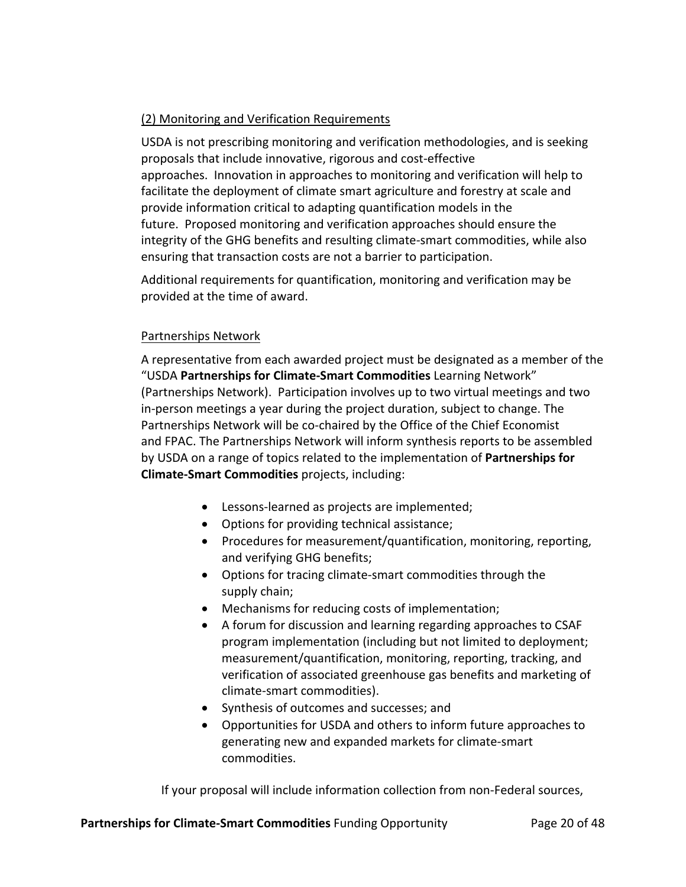(2) Monitoring and Verification Requirements

USDA is not prescribing monitoring and verification methodologies, and is seeking proposals that include innovative, rigorous and cost-effective approaches. Innovation in approaches to monitoring and verification will help to facilitate the deployment of climate smart agriculture and forestry at scale and provide information critical to adapting quantification models in the future. Proposed monitoring and verification approaches should ensure the integrity of the GHG benefits and resulting climate-smart commodities, while also ensuring that transaction costs are not a barrier to participation.

Additional requirements for quantification, monitoring and verification may be provided at the time of award.

Partnerships Network

A representative from each awarded project must be designated as a member of the "USDA **Partnerships for Climate-Smart Commodities** Learning Network" (Partnerships Network). Participation involves up to two virtual meetings and two in-person meetings a year during the project duration, subject to change. The Partnerships Network will be co-chaired by the Office of the Chief Economist and FPAC. The Partnerships Network will inform synthesis reports to be assembled by USDA on a range of topics related to the implementation of **Partnerships for Climate-Smart Commodities** projects, including:

- Lessons-learned as projects are implemented;
- Options for providing technical assistance;
- Procedures for measurement/quantification, monitoring, reporting, and verifying GHG benefits;
- Options for tracing climate-smart commodities through the supply chain;
- Mechanisms for reducing costs of implementation;
- A forum for discussion and learning regarding approaches to CSAF program implementation (including but not limited to deployment; measurement/quantification, monitoring, reporting, tracking, and verification of associated greenhouse gas benefits and marketing of climate-smart commodities).
- Synthesis of outcomes and successes; and
- Opportunities for USDA and others to inform future approaches to generating new and expanded markets for climate-smart commodities.

If your proposal will include information collection from non-Federal sources,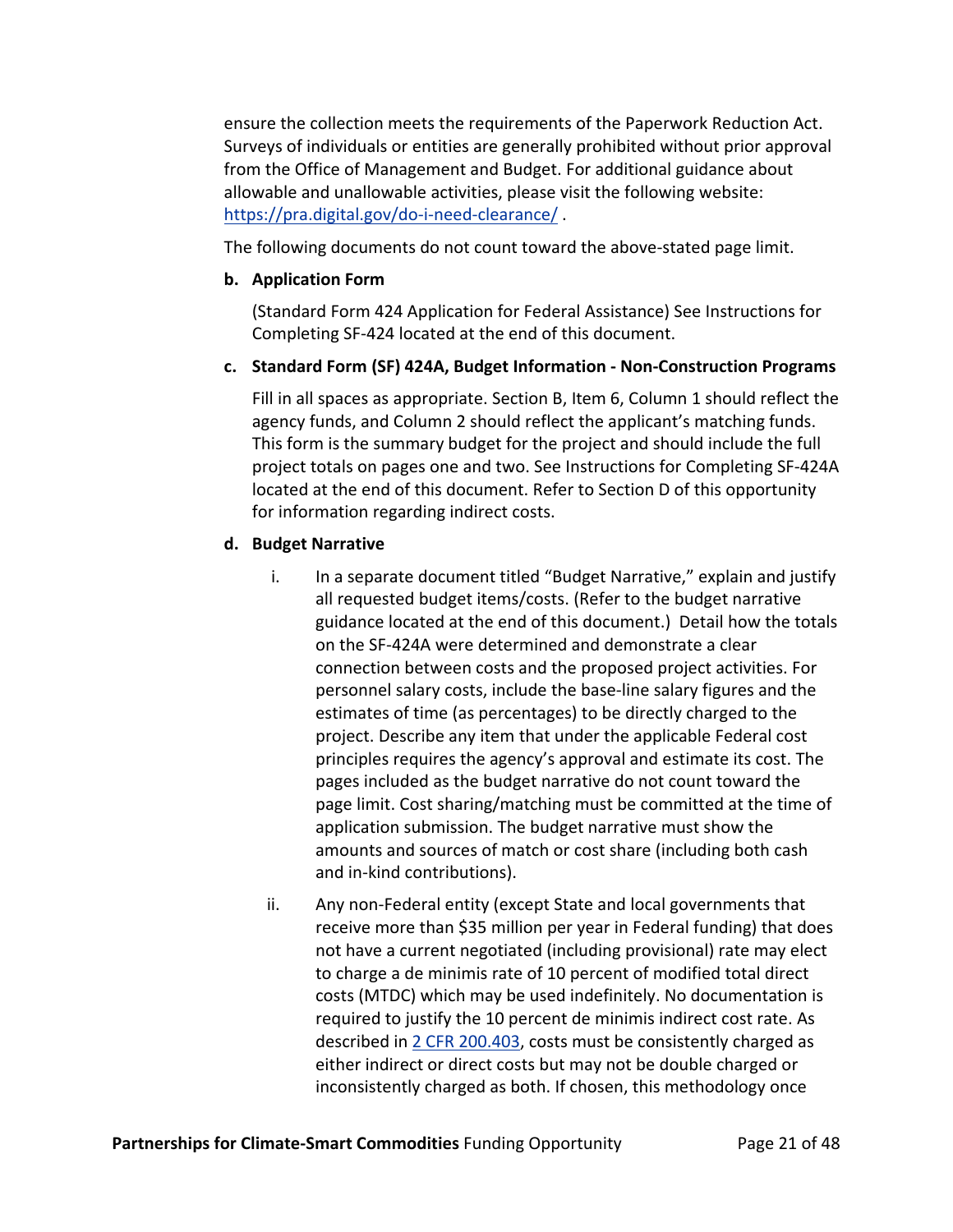ensure the collection meets the requirements of the Paperwork Reduction Act. Surveys of individuals or entities are generally prohibited without prior approval from the Office of Management and Budget. For additional guidance about allowable and unallowable activities, please visit the following website: [https://pra.digital.gov/do-i-need-clearance/](https://pra.digital.gov/do-i-need-clearance/) .

The following documents do not count toward the above-stated page limit.

**b. Application Form**

(Standard Form 424 Application for Federal Assistance) See Instructions for Completing SF-424 located at the end of this document.

**c. Standard Form (SF) 424A, Budget Information - Non-Construction Programs**

Fill in all spaces as appropriate. Section B, Item 6, Column 1 should reflect the agency funds, and Column 2 should reflect the applicant's matching funds. This form is the summary budget for the project and should include the full project totals on pages one and two. See Instructions for Completing SF-424A located at the end of this document. Refer to Section D of this opportunity for information regarding indirect costs.

**d. Budget Narrative**

i. In a separate document titled "Budget Narrative," explain and justify all requested budget items/costs. (Refer to the budget narrative guidance located at the end of this document.) Detail how the totals on the SF-424A were determined and demonstrate a clear connection between costs and the proposed project activities. For personnel salary costs, include the base-line salary figures and the estimates of time (as percentages) to be directly charged to the project. Describe any item that under the applicable Federal cost principles requires the agency's approval and estimate its cost. The pages included as the budget narrative do not count toward the page limit. Cost sharing/matching must be committed at the time of application submission. The budget narrative must show the amounts and sources of match or cost share (including both cash and in-kind contributions).

ii. Any non-Federal entity (except State and local governments that receive more than $35 million per year in Federal funding) that does not have a current negotiated (including provisional) rate may elect to charge a de minimis rate of 10 percent of modified total direct costs (MTDC) which may be used indefinitely. No documentation is required to justify the 10 percent de minimis indirect cost rate. As described in [2 CFR 200.403](), costs must be consistently charged as either indirect or direct costs but may not be double charged or inconsistently charged as both. If chosen, this methodology once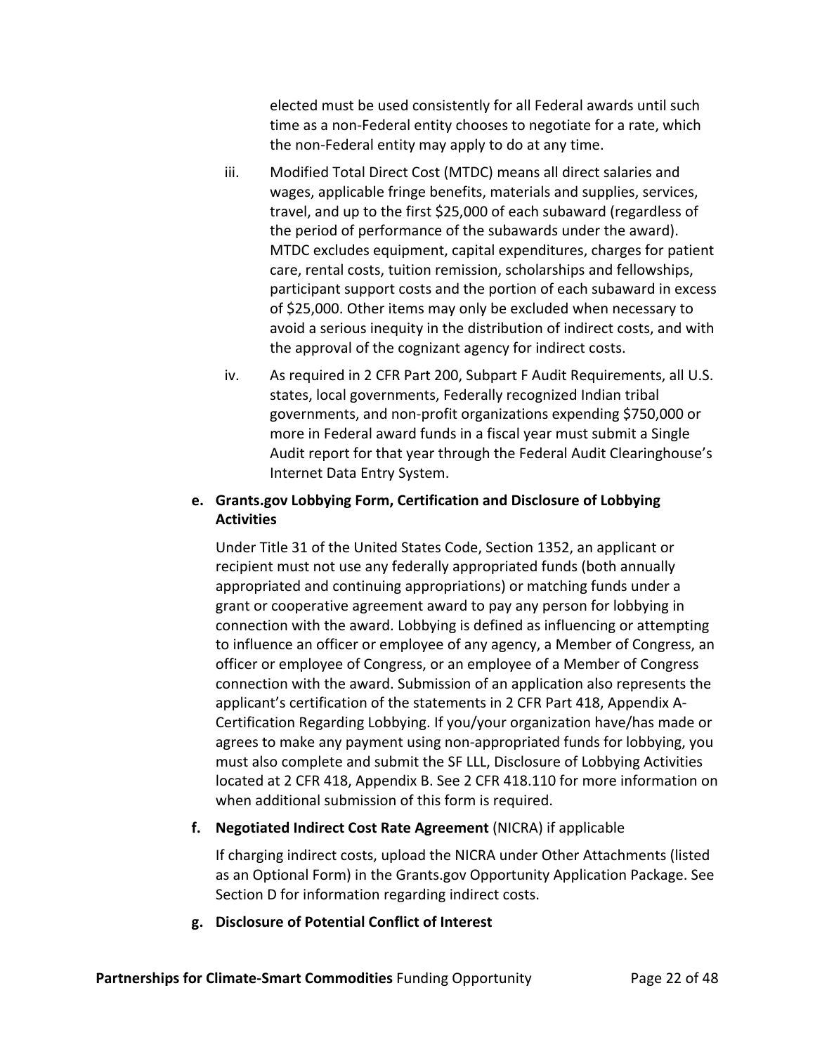elected must be used consistently for all Federal awards until such time as a non-Federal entity chooses to negotiate for a rate, which the non-Federal entity may apply to do at any time.

iii. Modified Total Direct Cost (MTDC) means all direct salaries and wages, applicable fringe benefits, materials and supplies, services, travel, and up to the first $25,000 of each subaward (regardless of the period of performance of the subawards under the award). MTDC excludes equipment, capital expenditures, charges for patient care, rental costs, tuition remission, scholarships and fellowships, participant support costs and the portion of each subaward in excess of $25,000. Other items may only be excluded when necessary to avoid a serious inequity in the distribution of indirect costs, and with the approval of the cognizant agency for indirect costs.

iv. As required in 2 CFR Part 200, Subpart F Audit Requirements, all U.S. states, local governments, Federally recognized Indian tribal governments, and non-profit organizations expending $750,000 or more in Federal award funds in a fiscal year must submit a Single Audit report for that year through the Federal Audit Clearinghouse's Internet Data Entry System.

**e. Grants.gov Lobbying Form, Certification and Disclosure of Lobbying Activities**

Under Title 31 of the United States Code, Section 1352, an applicant or recipient must not use any federally appropriated funds (both annually appropriated and continuing appropriations) or matching funds under a grant or cooperative agreement award to pay any person for lobbying in connection with the award. Lobbying is defined as influencing or attempting to influence an officer or employee of any agency, a Member of Congress, an officer or employee of Congress, or an employee of a Member of Congress connection with the award. Submission of an application also represents the applicant's certification of the statements in 2 CFR Part 418, Appendix A-Certification Regarding Lobbying. If you/your organization have/has made or agrees to make any payment using non-appropriated funds for lobbying, you must also complete and submit the SF LLL, Disclosure of Lobbying Activities located at 2 CFR 418, Appendix B. See 2 CFR 418.110 for more information on when additional submission of this form is required.

**f. Negotiated Indirect Cost Rate Agreement** (NICRA) if applicable

If charging indirect costs, upload the NICRA under Other Attachments (listed as an Optional Form) in the Grants.gov Opportunity Application Package. See Section D for information regarding indirect costs.

**g. Disclosure of Potential Conflict of Interest**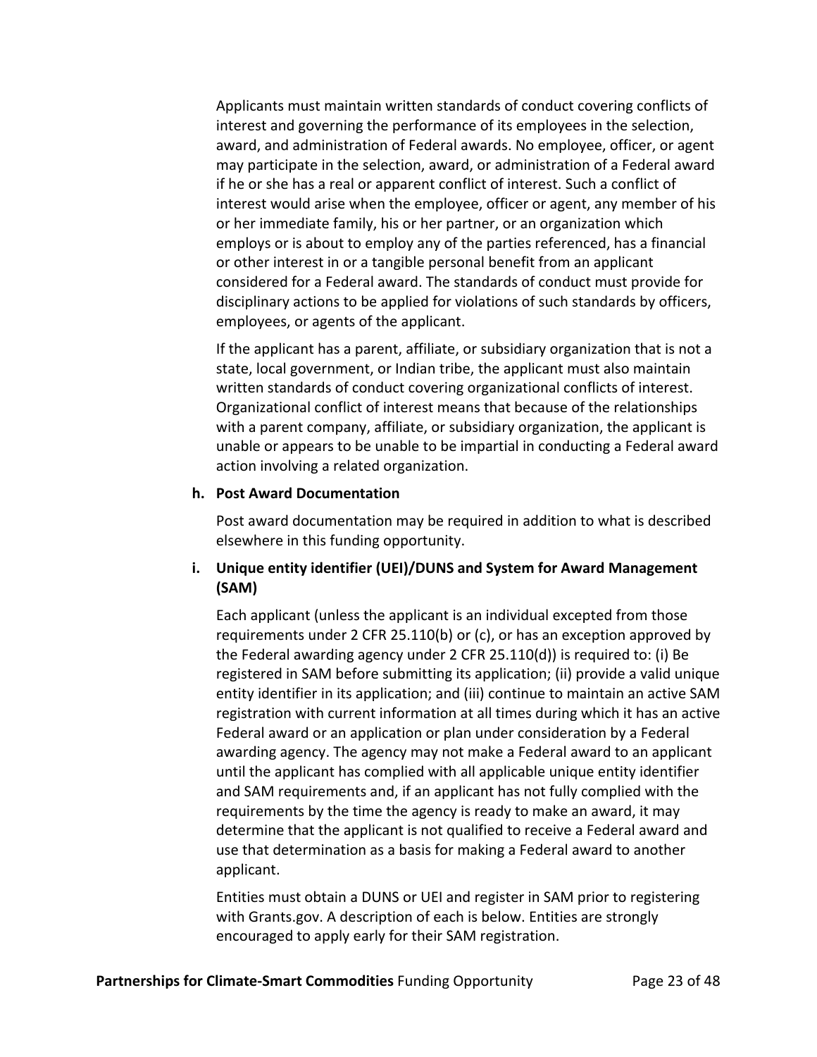Applicants must maintain written standards of conduct covering conflicts of interest and governing the performance of its employees in the selection, award, and administration of Federal awards. No employee, officer, or agent may participate in the selection, award, or administration of a Federal award if he or she has a real or apparent conflict of interest. Such a conflict of interest would arise when the employee, officer or agent, any member of his or her immediate family, his or her partner, or an organization which employs or is about to employ any of the parties referenced, has a financial or other interest in or a tangible personal benefit from an applicant considered for a Federal award. The standards of conduct must provide for disciplinary actions to be applied for violations of such standards by officers, employees, or agents of the applicant.

If the applicant has a parent, affiliate, or subsidiary organization that is not a state, local government, or Indian tribe, the applicant must also maintain written standards of conduct covering organizational conflicts of interest. Organizational conflict of interest means that because of the relationships with a parent company, affiliate, or subsidiary organization, the applicant is unable or appears to be unable to be impartial in conducting a Federal award action involving a related organization.

**h. Post Award Documentation**

Post award documentation may be required in addition to what is described elsewhere in this funding opportunity.

**i. Unique entity identifier (UEI)/DUNS and System for Award Management (SAM)**

Each applicant (unless the applicant is an individual excepted from those requirements under 2 CFR 25.110(b) or (c), or has an exception approved by the Federal awarding agency under 2 CFR 25.110(d)) is required to: (i) Be registered in SAM before submitting its application; (ii) provide a valid unique entity identifier in its application; and (iii) continue to maintain an active SAM registration with current information at all times during which it has an active Federal award or an application or plan under consideration by a Federal awarding agency. The agency may not make a Federal award to an applicant until the applicant has complied with all applicable unique entity identifier and SAM requirements and, if an applicant has not fully complied with the requirements by the time the agency is ready to make an award, it may determine that the applicant is not qualified to receive a Federal award and use that determination as a basis for making a Federal award to another applicant.

Entities must obtain a DUNS or UEI and register in SAM prior to registering with Grants.gov. A description of each is below. Entities are strongly encouraged to apply early for their SAM registration.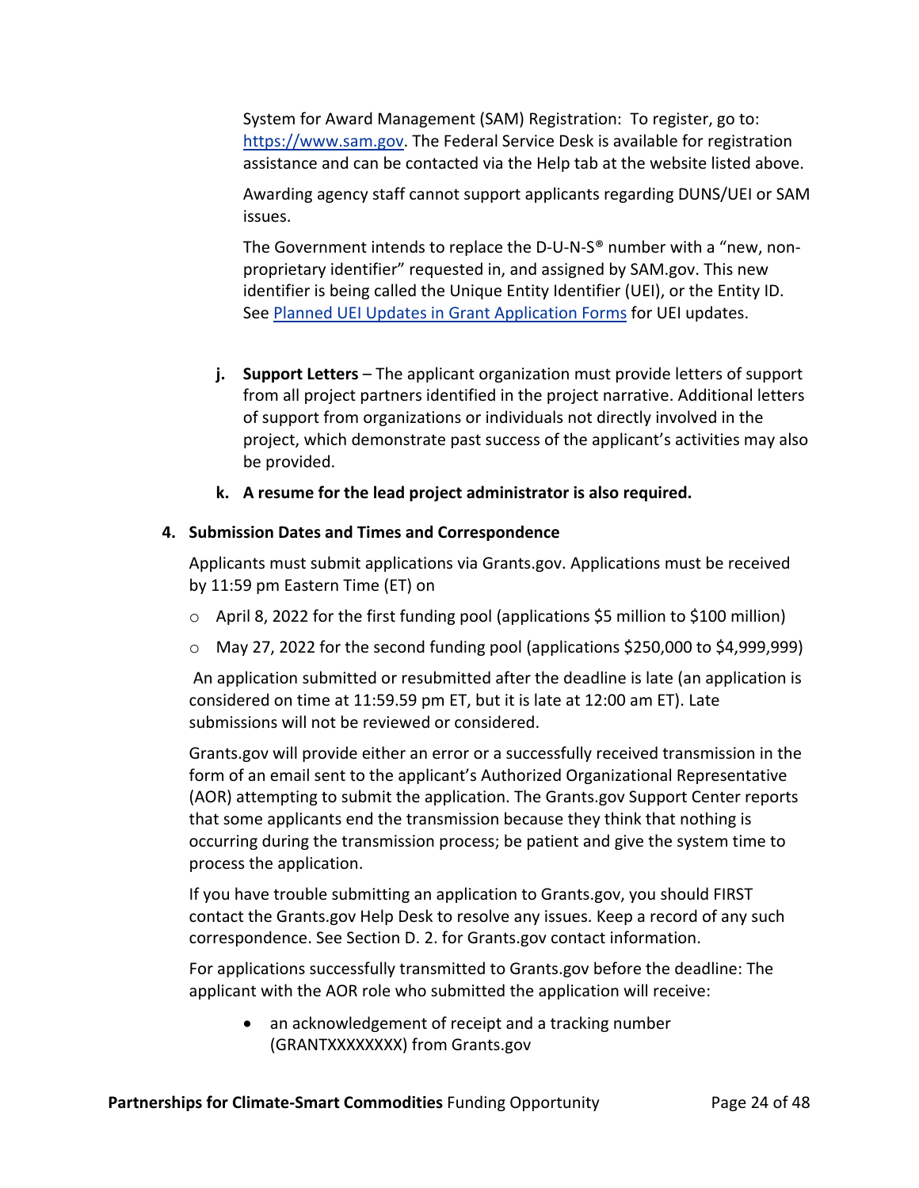System for Award Management (SAM) Registration: To register, go to: [https://www.sam.gov](https://www.sam.gov). The Federal Service Desk is available for registration assistance and can be contacted via the Help tab at the website listed above.

Awarding agency staff cannot support applicants regarding DUNS/UEI or SAM issues.

The Government intends to replace the D-U-N-S® number with a "new, non-proprietary identifier" requested in, and assigned by SAM.gov. This new identifier is being called the Unique Entity Identifier (UEI), or the Entity ID. See [Planned UEI Updates in Grant Application Forms]() for UEI updates.

**j. Support Letters** – The applicant organization must provide letters of support from all project partners identified in the project narrative. Additional letters of support from organizations or individuals not directly involved in the project, which demonstrate past success of the applicant's activities may also be provided.

**k. A resume for the lead project administrator is also required.**

**4. Submission Dates and Times and Correspondence**

Applicants must submit applications via Grants.gov. Applications must be received by 11:59 pm Eastern Time (ET) on

- April 8, 2022 for the first funding pool (applications $5 million to $100 million)
- May 27, 2022 for the second funding pool (applications $250,000 to $4,999,999)

An application submitted or resubmitted after the deadline is late (an application is considered on time at 11:59.59 pm ET, but it is late at 12:00 am ET). Late submissions will not be reviewed or considered.

Grants.gov will provide either an error or a successfully received transmission in the form of an email sent to the applicant's Authorized Organizational Representative (AOR) attempting to submit the application. The Grants.gov Support Center reports that some applicants end the transmission because they think that nothing is occurring during the transmission process; be patient and give the system time to process the application.

If you have trouble submitting an application to Grants.gov, you should FIRST contact the Grants.gov Help Desk to resolve any issues. Keep a record of any such correspondence. See Section D. 2. for Grants.gov contact information.

For applications successfully transmitted to Grants.gov before the deadline: The applicant with the AOR role who submitted the application will receive:

- an acknowledgement of receipt and a tracking number (GRANTXXXXXXXX) from Grants.gov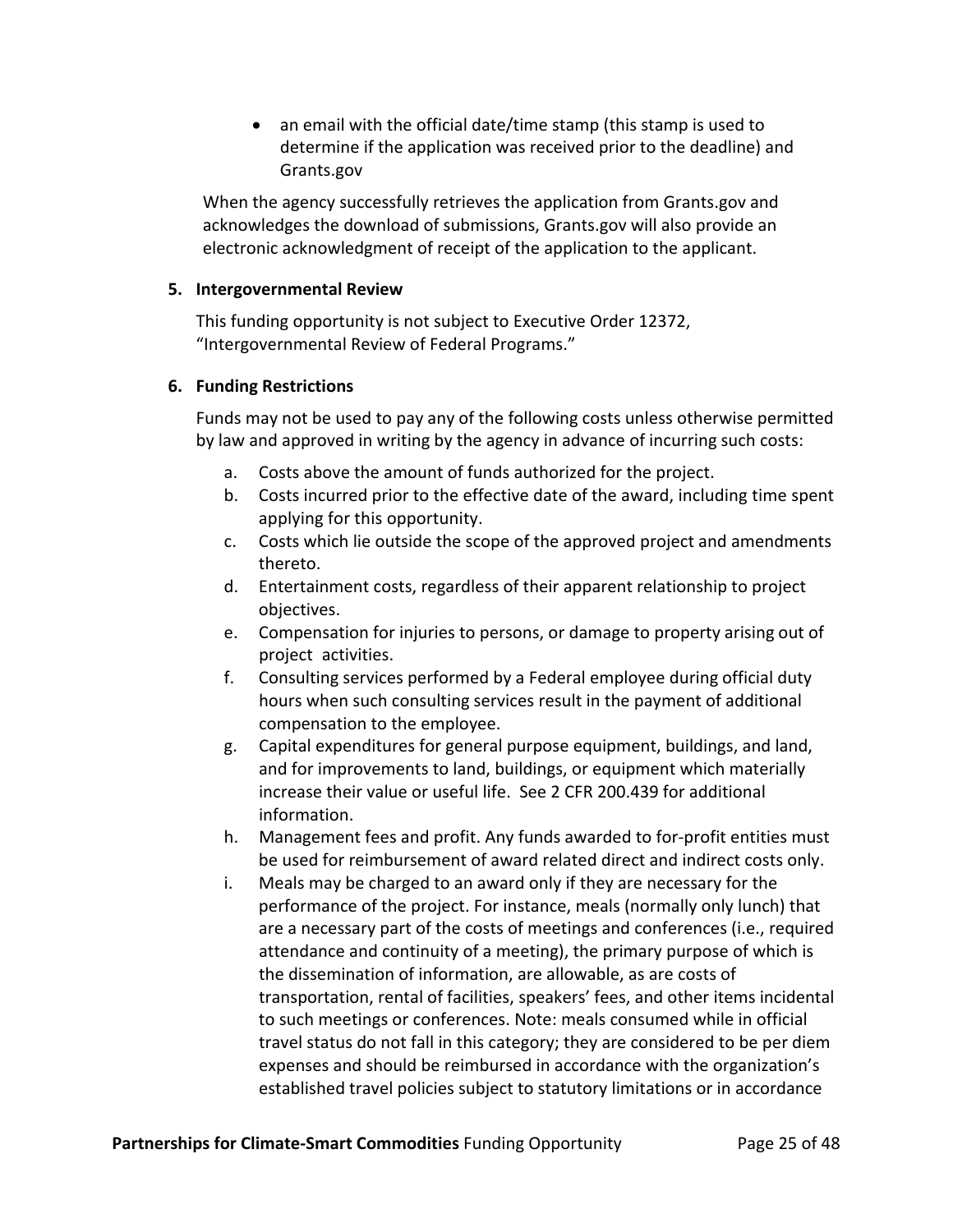- an email with the official date/time stamp (this stamp is used to determine if the application was received prior to the deadline) and Grants.gov

When the agency successfully retrieves the application from Grants.gov and acknowledges the download of submissions, Grants.gov will also provide an electronic acknowledgment of receipt of the application to the applicant.

### 5. Intergovernmental Review

This funding opportunity is not subject to Executive Order 12372, "Intergovernmental Review of Federal Programs."

### 6. Funding Restrictions

Funds may not be used to pay any of the following costs unless otherwise permitted by law and approved in writing by the agency in advance of incurring such costs:

a. Costs above the amount of funds authorized for the project.
b. Costs incurred prior to the effective date of the award, including time spent applying for this opportunity.
c. Costs which lie outside the scope of the approved project and amendments thereto.
d. Entertainment costs, regardless of their apparent relationship to project objectives.
e. Compensation for injuries to persons, or damage to property arising out of project activities.
f. Consulting services performed by a Federal employee during official duty hours when such consulting services result in the payment of additional compensation to the employee.
g. Capital expenditures for general purpose equipment, buildings, and land, and for improvements to land, buildings, or equipment which materially increase their value or useful life. See 2 CFR 200.439 for additional information.
h. Management fees and profit. Any funds awarded to for-profit entities must be used for reimbursement of award related direct and indirect costs only.
i. Meals may be charged to an award only if they are necessary for the performance of the project. For instance, meals (normally only lunch) that are a necessary part of the costs of meetings and conferences (i.e., required attendance and continuity of a meeting), the primary purpose of which is the dissemination of information, are allowable, as are costs of transportation, rental of facilities, speakers' fees, and other items incidental to such meetings or conferences. Note: meals consumed while in official travel status do not fall in this category; they are considered to be per diem expenses and should be reimbursed in accordance with the organization's established travel policies subject to statutory limitations or in accordance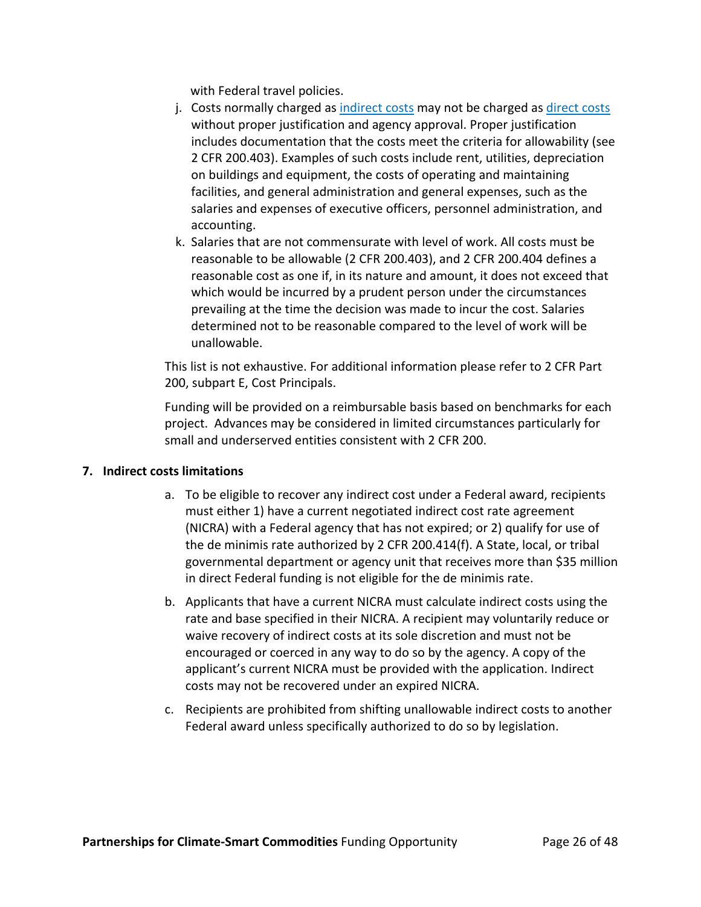with Federal travel policies.

j. Costs normally charged as [indirect costs](#) may not be charged as [direct costs](#) without proper justification and agency approval. Proper justification includes documentation that the costs meet the criteria for allowability (see 2 CFR 200.403). Examples of such costs include rent, utilities, depreciation on buildings and equipment, the costs of operating and maintaining facilities, and general administration and general expenses, such as the salaries and expenses of executive officers, personnel administration, and accounting.
k. Salaries that are not commensurate with level of work. All costs must be reasonable to be allowable (2 CFR 200.403), and 2 CFR 200.404 defines a reasonable cost as one if, in its nature and amount, it does not exceed that which would be incurred by a prudent person under the circumstances prevailing at the time the decision was made to incur the cost. Salaries determined not to be reasonable compared to the level of work will be unallowable.

This list is not exhaustive. For additional information please refer to 2 CFR Part 200, subpart E, Cost Principals.

Funding will be provided on a reimbursable basis based on benchmarks for each project. Advances may be considered in limited circumstances particularly for small and underserved entities consistent with 2 CFR 200.

**7. Indirect costs limitations**

a. To be eligible to recover any indirect cost under a Federal award, recipients must either 1) have a current negotiated indirect cost rate agreement (NICRA) with a Federal agency that has not expired; or 2) qualify for use of the de minimis rate authorized by 2 CFR 200.414(f). A State, local, or tribal governmental department or agency unit that receives more than $35 million in direct Federal funding is not eligible for the de minimis rate.
b. Applicants that have a current NICRA must calculate indirect costs using the rate and base specified in their NICRA. A recipient may voluntarily reduce or waive recovery of indirect costs at its sole discretion and must not be encouraged or coerced in any way to do so by the agency. A copy of the applicant's current NICRA must be provided with the application. Indirect costs may not be recovered under an expired NICRA.
c. Recipients are prohibited from shifting unallowable indirect costs to another Federal award unless specifically authorized to do so by legislation.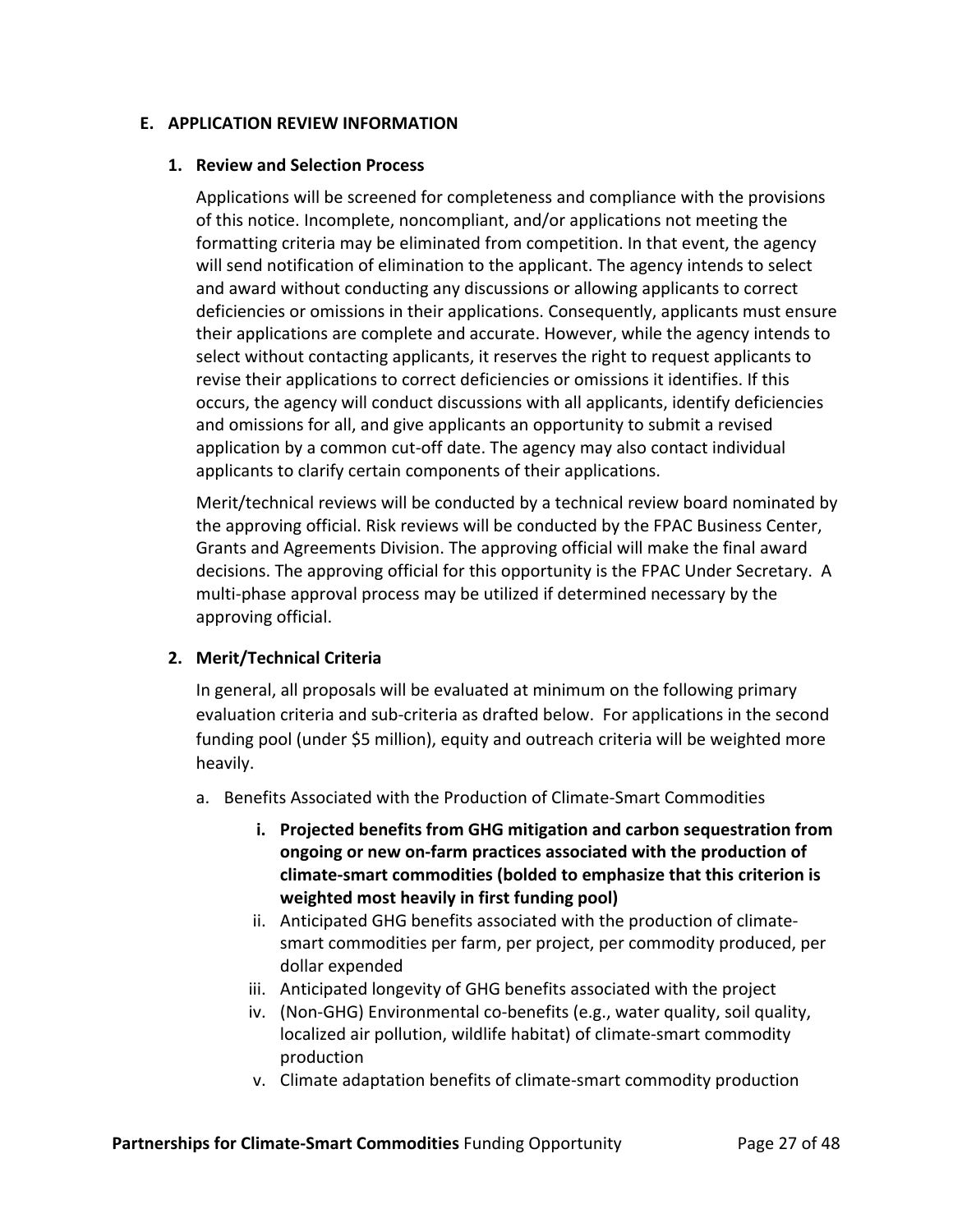## E. APPLICATION REVIEW INFORMATION

### 1. Review and Selection Process

Applications will be screened for completeness and compliance with the provisions of this notice. Incomplete, noncompliant, and/or applications not meeting the formatting criteria may be eliminated from competition. In that event, the agency will send notification of elimination to the applicant. The agency intends to select and award without conducting any discussions or allowing applicants to correct deficiencies or omissions in their applications. Consequently, applicants must ensure their applications are complete and accurate. However, while the agency intends to select without contacting applicants, it reserves the right to request applicants to revise their applications to correct deficiencies or omissions it identifies. If this occurs, the agency will conduct discussions with all applicants, identify deficiencies and omissions for all, and give applicants an opportunity to submit a revised application by a common cut-off date. The agency may also contact individual applicants to clarify certain components of their applications.

Merit/technical reviews will be conducted by a technical review board nominated by the approving official. Risk reviews will be conducted by the FPAC Business Center, Grants and Agreements Division. The approving official will make the final award decisions. The approving official for this opportunity is the FPAC Under Secretary. A multi-phase approval process may be utilized if determined necessary by the approving official.

### 2. Merit/Technical Criteria

In general, all proposals will be evaluated at minimum on the following primary evaluation criteria and sub-criteria as drafted below. For applications in the second funding pool (under $5 million), equity and outreach criteria will be weighted more heavily.

a. Benefits Associated with the Production of Climate-Smart Commodities

   i. **Projected benefits from GHG mitigation and carbon sequestration from ongoing or new on-farm practices associated with the production of climate-smart commodities (bolded to emphasize that this criterion is weighted most heavily in first funding pool)**

   ii. Anticipated GHG benefits associated with the production of climate-smart commodities per farm, per project, per commodity produced, per dollar expended

   iii. Anticipated longevity of GHG benefits associated with the project

   iv. (Non-GHG) Environmental co-benefits (e.g., water quality, soil quality, localized air pollution, wildlife habitat) of climate-smart commodity production

   v. Climate adaptation benefits of climate-smart commodity production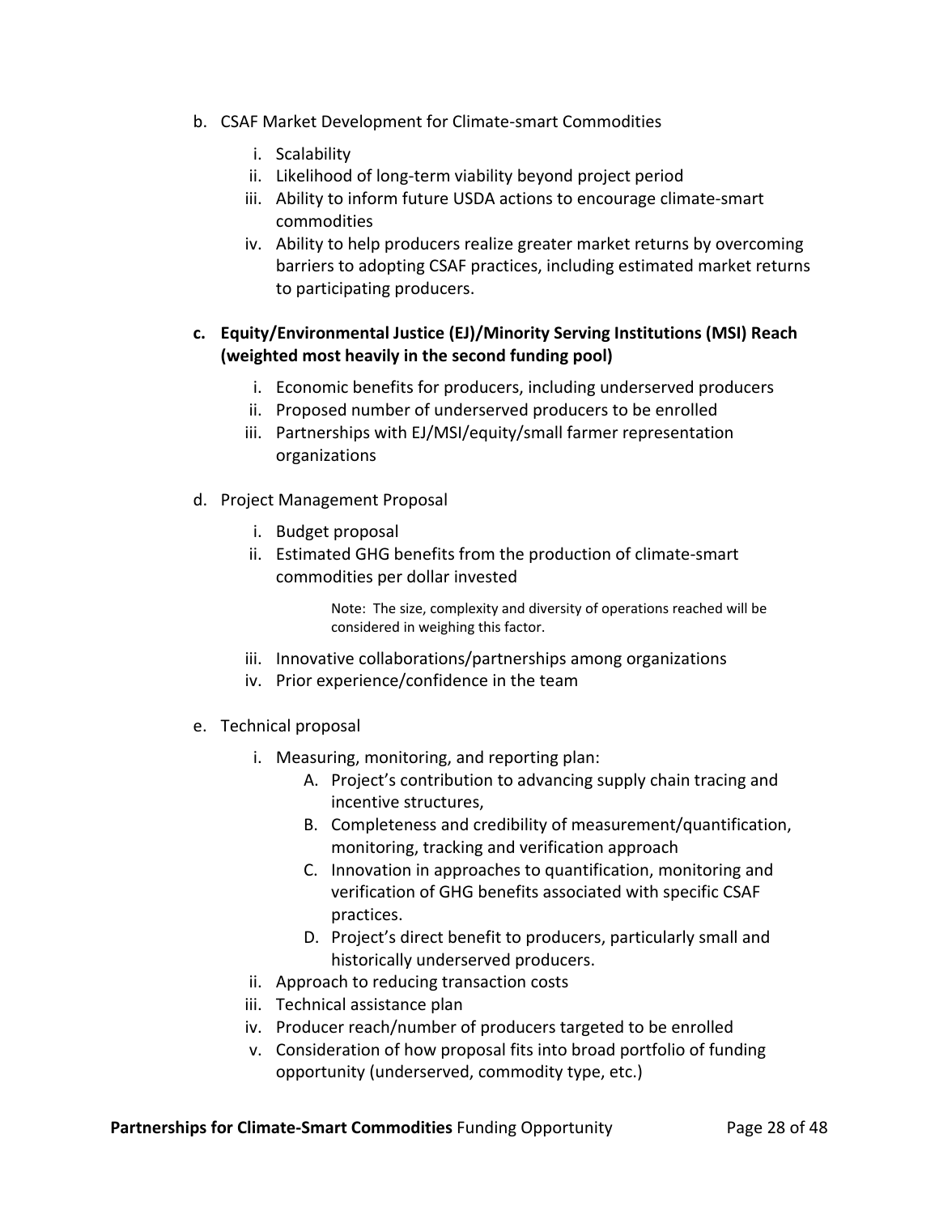b. CSAF Market Development for Climate-smart Commodities

   i. Scalability
   ii. Likelihood of long-term viability beyond project period
   iii. Ability to inform future USDA actions to encourage climate-smart commodities
   iv. Ability to help producers realize greater market returns by overcoming barriers to adopting CSAF practices, including estimated market returns to participating producers.

**c. Equity/Environmental Justice (EJ)/Minority Serving Institutions (MSI) Reach (weighted most heavily in the second funding pool)**

   i. Economic benefits for producers, including underserved producers
   ii. Proposed number of underserved producers to be enrolled
   iii. Partnerships with EJ/MSI/equity/small farmer representation organizations

d. Project Management Proposal

   i. Budget proposal
   ii. Estimated GHG benefits from the production of climate-smart commodities per dollar invested

      Note: The size, complexity and diversity of operations reached will be considered in weighing this factor.

   iii. Innovative collaborations/partnerships among organizations
   iv. Prior experience/confidence in the team

e. Technical proposal

   i. Measuring, monitoring, and reporting plan:
      A. Project's contribution to advancing supply chain tracing and incentive structures,
      B. Completeness and credibility of measurement/quantification, monitoring, tracking and verification approach
      C. Innovation in approaches to quantification, monitoring and verification of GHG benefits associated with specific CSAF practices.
      D. Project's direct benefit to producers, particularly small and historically underserved producers.
   ii. Approach to reducing transaction costs
   iii. Technical assistance plan
   iv. Producer reach/number of producers targeted to be enrolled
   v. Consideration of how proposal fits into broad portfolio of funding opportunity (underserved, commodity type, etc.)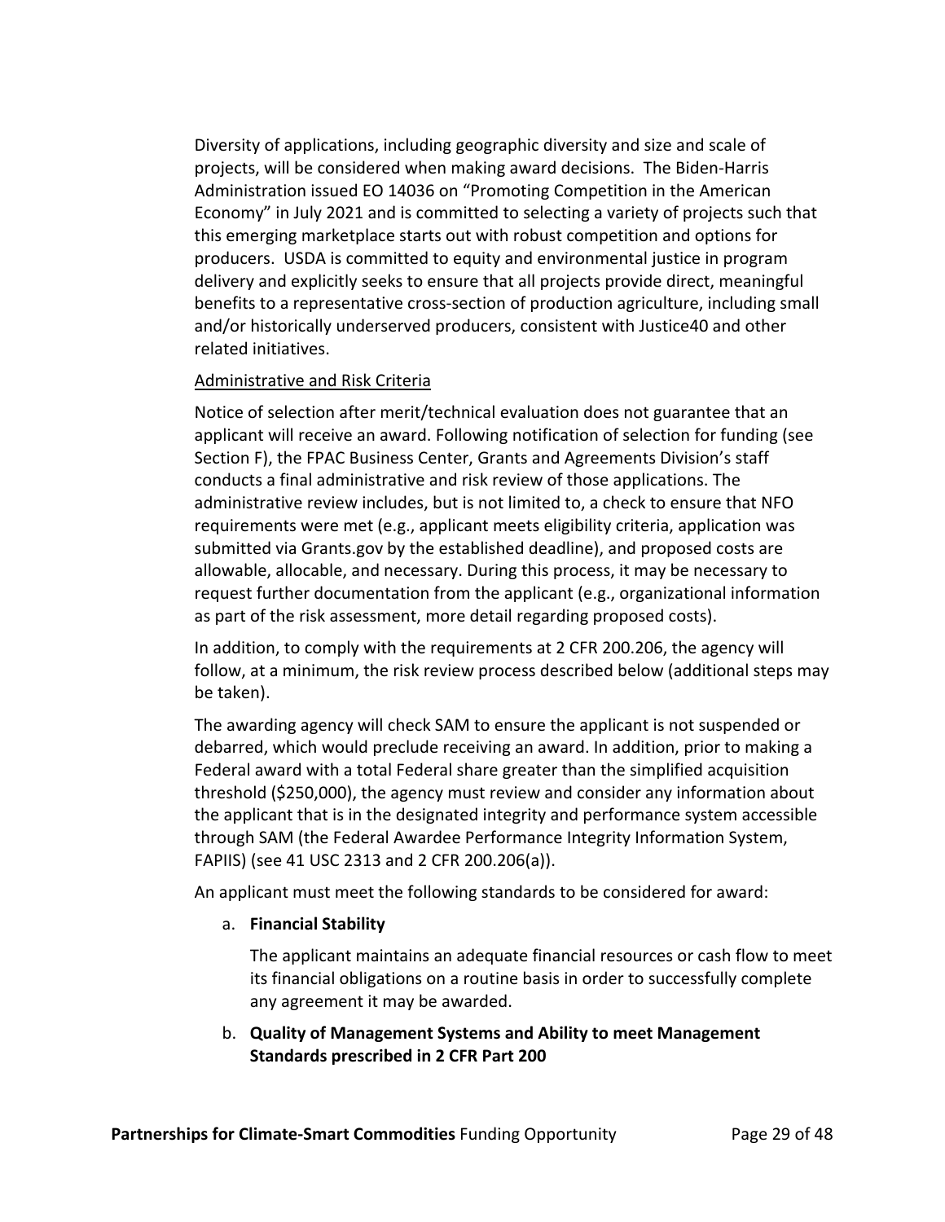Diversity of applications, including geographic diversity and size and scale of projects, will be considered when making award decisions. The Biden-Harris Administration issued EO 14036 on "Promoting Competition in the American Economy" in July 2021 and is committed to selecting a variety of projects such that this emerging marketplace starts out with robust competition and options for producers. USDA is committed to equity and environmental justice in program delivery and explicitly seeks to ensure that all projects provide direct, meaningful benefits to a representative cross-section of production agriculture, including small and/or historically underserved producers, consistent with Justice40 and other related initiatives.

Administrative and Risk Criteria

Notice of selection after merit/technical evaluation does not guarantee that an applicant will receive an award. Following notification of selection for funding (see Section F), the FPAC Business Center, Grants and Agreements Division's staff conducts a final administrative and risk review of those applications. The administrative review includes, but is not limited to, a check to ensure that NFO requirements were met (e.g., applicant meets eligibility criteria, application was submitted via Grants.gov by the established deadline), and proposed costs are allowable, allocable, and necessary. During this process, it may be necessary to request further documentation from the applicant (e.g., organizational information as part of the risk assessment, more detail regarding proposed costs).

In addition, to comply with the requirements at 2 CFR 200.206, the agency will follow, at a minimum, the risk review process described below (additional steps may be taken).

The awarding agency will check SAM to ensure the applicant is not suspended or debarred, which would preclude receiving an award. In addition, prior to making a Federal award with a total Federal share greater than the simplified acquisition threshold ($250,000), the agency must review and consider any information about the applicant that is in the designated integrity and performance system accessible through SAM (the Federal Awardee Performance Integrity Information System, FAPIIS) (see 41 USC 2313 and 2 CFR 200.206(a)).

An applicant must meet the following standards to be considered for award:

a. **Financial Stability**

   The applicant maintains an adequate financial resources or cash flow to meet its financial obligations on a routine basis in order to successfully complete any agreement it may be awarded.

b. **Quality of Management Systems and Ability to meet Management Standards prescribed in 2 CFR Part 200**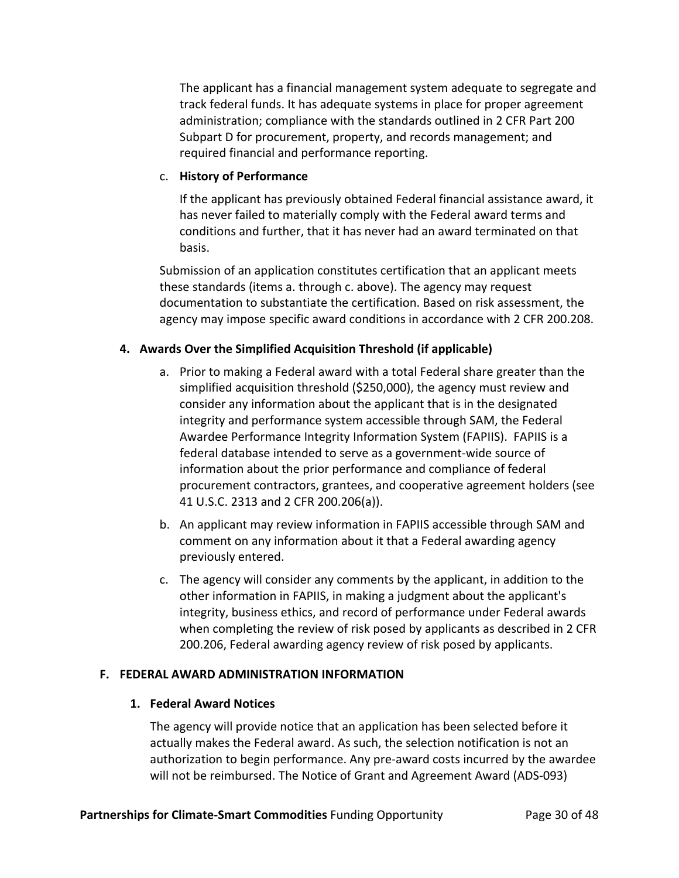The applicant has a financial management system adequate to segregate and track federal funds. It has adequate systems in place for proper agreement administration; compliance with the standards outlined in 2 CFR Part 200 Subpart D for procurement, property, and records management; and required financial and performance reporting.

c. **History of Performance**

If the applicant has previously obtained Federal financial assistance award, it has never failed to materially comply with the Federal award terms and conditions and further, that it has never had an award terminated on that basis.

Submission of an application constitutes certification that an applicant meets these standards (items a. through c. above). The agency may request documentation to substantiate the certification. Based on risk assessment, the agency may impose specific award conditions in accordance with 2 CFR 200.208.

### 4. Awards Over the Simplified Acquisition Threshold (if applicable)

a. Prior to making a Federal award with a total Federal share greater than the simplified acquisition threshold ($250,000), the agency must review and consider any information about the applicant that is in the designated integrity and performance system accessible through SAM, the Federal Awardee Performance Integrity Information System (FAPIIS). FAPIIS is a federal database intended to serve as a government-wide source of information about the prior performance and compliance of federal procurement contractors, grantees, and cooperative agreement holders (see 41 U.S.C. 2313 and 2 CFR 200.206(a)).

b. An applicant may review information in FAPIIS accessible through SAM and comment on any information about it that a Federal awarding agency previously entered.

c. The agency will consider any comments by the applicant, in addition to the other information in FAPIIS, in making a judgment about the applicant's integrity, business ethics, and record of performance under Federal awards when completing the review of risk posed by applicants as described in 2 CFR 200.206, Federal awarding agency review of risk posed by applicants.

## F. FEDERAL AWARD ADMINISTRATION INFORMATION

### 1. Federal Award Notices

The agency will provide notice that an application has been selected before it actually makes the Federal award. As such, the selection notification is not an authorization to begin performance. Any pre-award costs incurred by the awardee will not be reimbursed. The Notice of Grant and Agreement Award (ADS-093)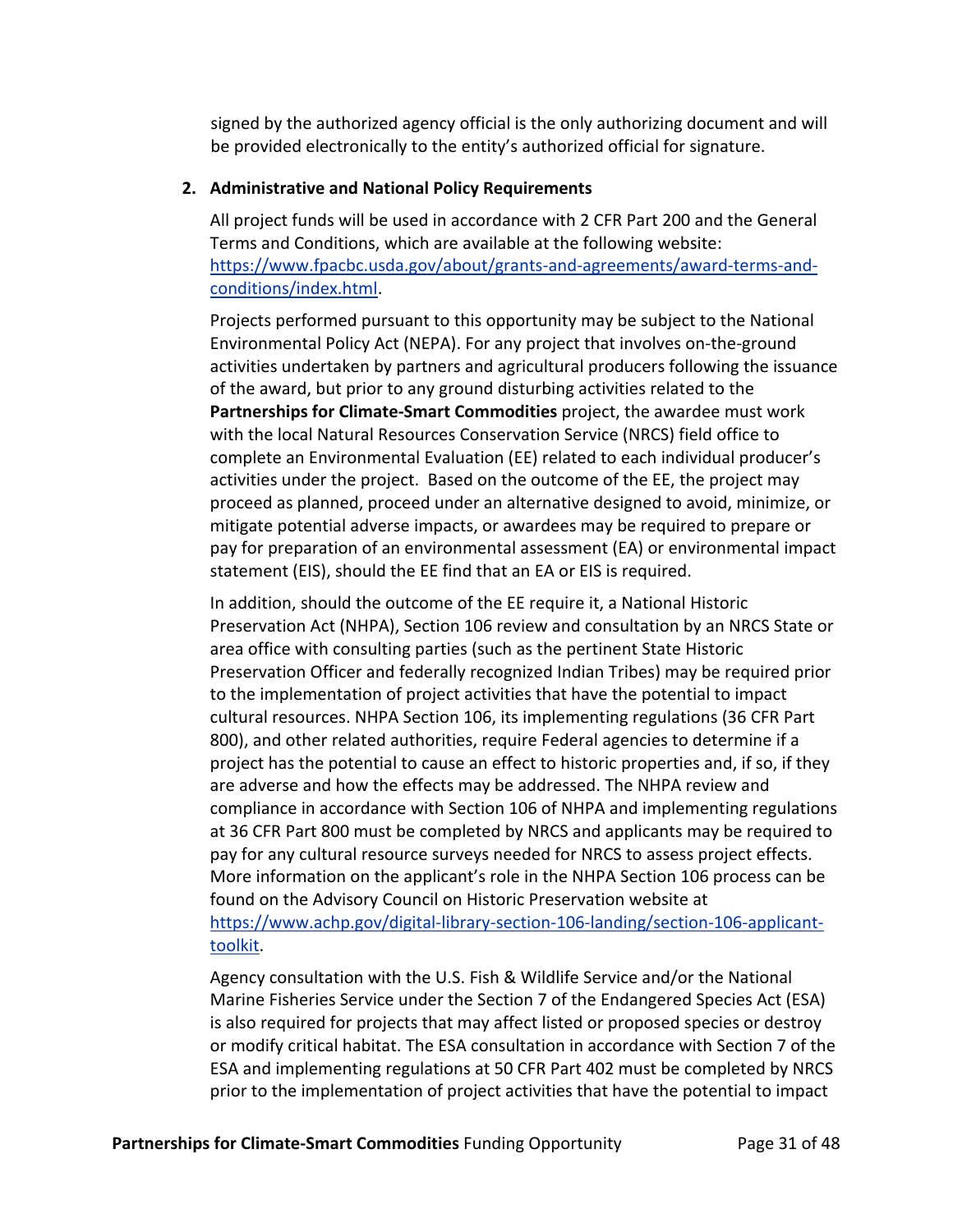signed by the authorized agency official is the only authorizing document and will be provided electronically to the entity's authorized official for signature.

2. **Administrative and National Policy Requirements**

All project funds will be used in accordance with 2 CFR Part 200 and the General Terms and Conditions, which are available at the following website: [https://www.fpacbc.usda.gov/about/grants-and-agreements/award-terms-and-conditions/index.html](https://www.fpacbc.usda.gov/about/grants-and-agreements/award-terms-and-conditions/index.html).

Projects performed pursuant to this opportunity may be subject to the National Environmental Policy Act (NEPA). For any project that involves on-the-ground activities undertaken by partners and agricultural producers following the issuance of the award, but prior to any ground disturbing activities related to the **Partnerships for Climate-Smart Commodities** project, the awardee must work with the local Natural Resources Conservation Service (NRCS) field office to complete an Environmental Evaluation (EE) related to each individual producer's activities under the project. Based on the outcome of the EE, the project may proceed as planned, proceed under an alternative designed to avoid, minimize, or mitigate potential adverse impacts, or awardees may be required to prepare or pay for preparation of an environmental assessment (EA) or environmental impact statement (EIS), should the EE find that an EA or EIS is required.

In addition, should the outcome of the EE require it, a National Historic Preservation Act (NHPA), Section 106 review and consultation by an NRCS State or area office with consulting parties (such as the pertinent State Historic Preservation Officer and federally recognized Indian Tribes) may be required prior to the implementation of project activities that have the potential to impact cultural resources. NHPA Section 106, its implementing regulations (36 CFR Part 800), and other related authorities, require Federal agencies to determine if a project has the potential to cause an effect to historic properties and, if so, if they are adverse and how the effects may be addressed. The NHPA review and compliance in accordance with Section 106 of NHPA and implementing regulations at 36 CFR Part 800 must be completed by NRCS and applicants may be required to pay for any cultural resource surveys needed for NRCS to assess project effects. More information on the applicant's role in the NHPA Section 106 process can be found on the Advisory Council on Historic Preservation website at [https://www.achp.gov/digital-library-section-106-landing/section-106-applicant-toolkit](https://www.achp.gov/digital-library-section-106-landing/section-106-applicant-toolkit).

Agency consultation with the U.S. Fish & Wildlife Service and/or the National Marine Fisheries Service under the Section 7 of the Endangered Species Act (ESA) is also required for projects that may affect listed or proposed species or destroy or modify critical habitat. The ESA consultation in accordance with Section 7 of the ESA and implementing regulations at 50 CFR Part 402 must be completed by NRCS prior to the implementation of project activities that have the potential to impact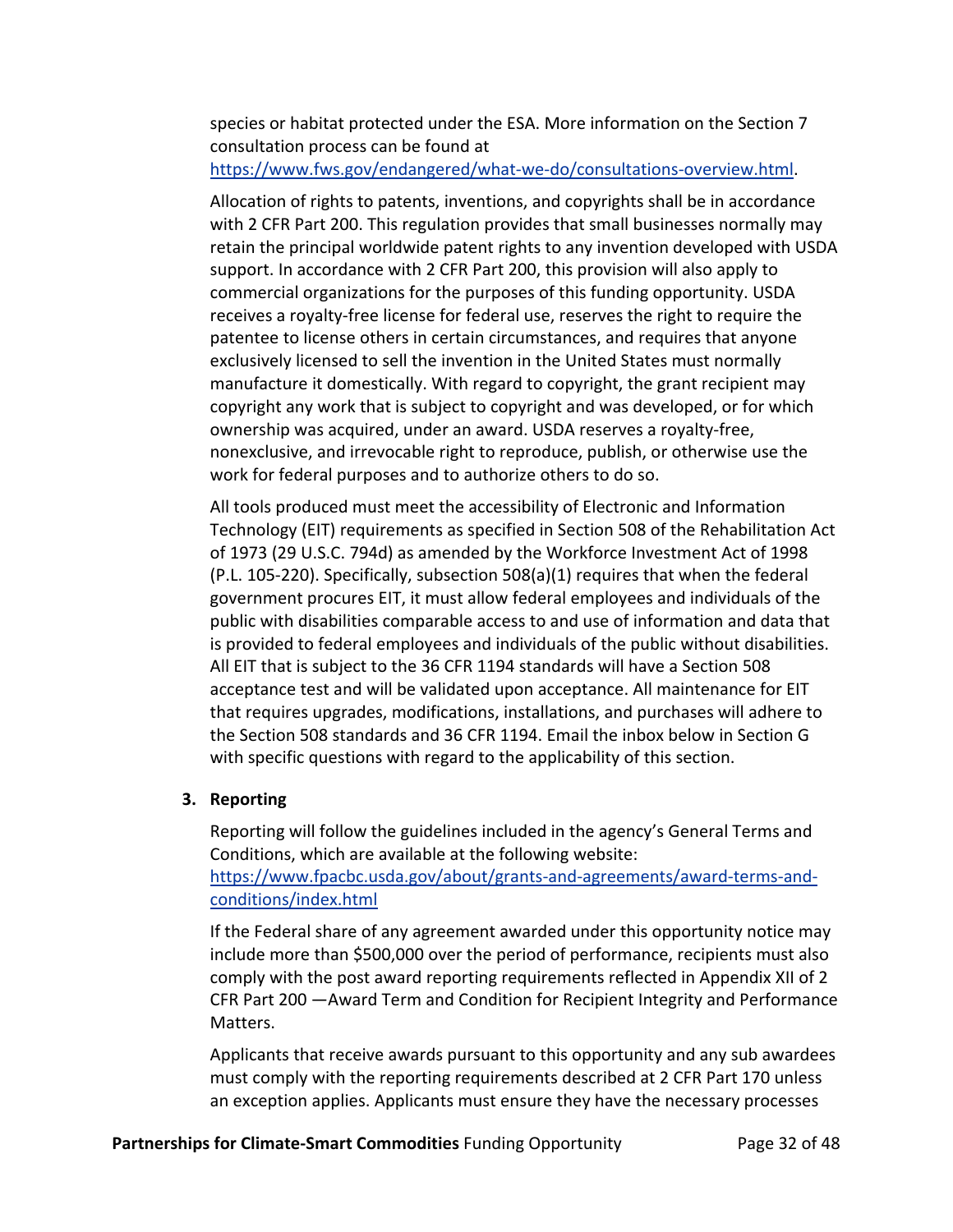species or habitat protected under the ESA. More information on the Section 7 consultation process can be found at [https://www.fws.gov/endangered/what-we-do/consultations-overview.html](https://www.fws.gov/endangered/what-we-do/consultations-overview.html).

Allocation of rights to patents, inventions, and copyrights shall be in accordance with 2 CFR Part 200. This regulation provides that small businesses normally may retain the principal worldwide patent rights to any invention developed with USDA support. In accordance with 2 CFR Part 200, this provision will also apply to commercial organizations for the purposes of this funding opportunity. USDA receives a royalty-free license for federal use, reserves the right to require the patentee to license others in certain circumstances, and requires that anyone exclusively licensed to sell the invention in the United States must normally manufacture it domestically. With regard to copyright, the grant recipient may copyright any work that is subject to copyright and was developed, or for which ownership was acquired, under an award. USDA reserves a royalty-free, nonexclusive, and irrevocable right to reproduce, publish, or otherwise use the work for federal purposes and to authorize others to do so.

All tools produced must meet the accessibility of Electronic and Information Technology (EIT) requirements as specified in Section 508 of the Rehabilitation Act of 1973 (29 U.S.C. 794d) as amended by the Workforce Investment Act of 1998 (P.L. 105-220). Specifically, subsection 508(a)(1) requires that when the federal government procures EIT, it must allow federal employees and individuals of the public with disabilities comparable access to and use of information and data that is provided to federal employees and individuals of the public without disabilities. All EIT that is subject to the 36 CFR 1194 standards will have a Section 508 acceptance test and will be validated upon acceptance. All maintenance for EIT that requires upgrades, modifications, installations, and purchases will adhere to the Section 508 standards and 36 CFR 1194. Email the inbox below in Section G with specific questions with regard to the applicability of this section.

### 3. Reporting

Reporting will follow the guidelines included in the agency's General Terms and Conditions, which are available at the following website: [https://www.fpacbc.usda.gov/about/grants-and-agreements/award-terms-and-conditions/index.html](https://www.fpacbc.usda.gov/about/grants-and-agreements/award-terms-and-conditions/index.html)

If the Federal share of any agreement awarded under this opportunity notice may include more than $500,000 over the period of performance, recipients must also comply with the post award reporting requirements reflected in Appendix XII of 2 CFR Part 200 —Award Term and Condition for Recipient Integrity and Performance Matters.

Applicants that receive awards pursuant to this opportunity and any sub awardees must comply with the reporting requirements described at 2 CFR Part 170 unless an exception applies. Applicants must ensure they have the necessary processes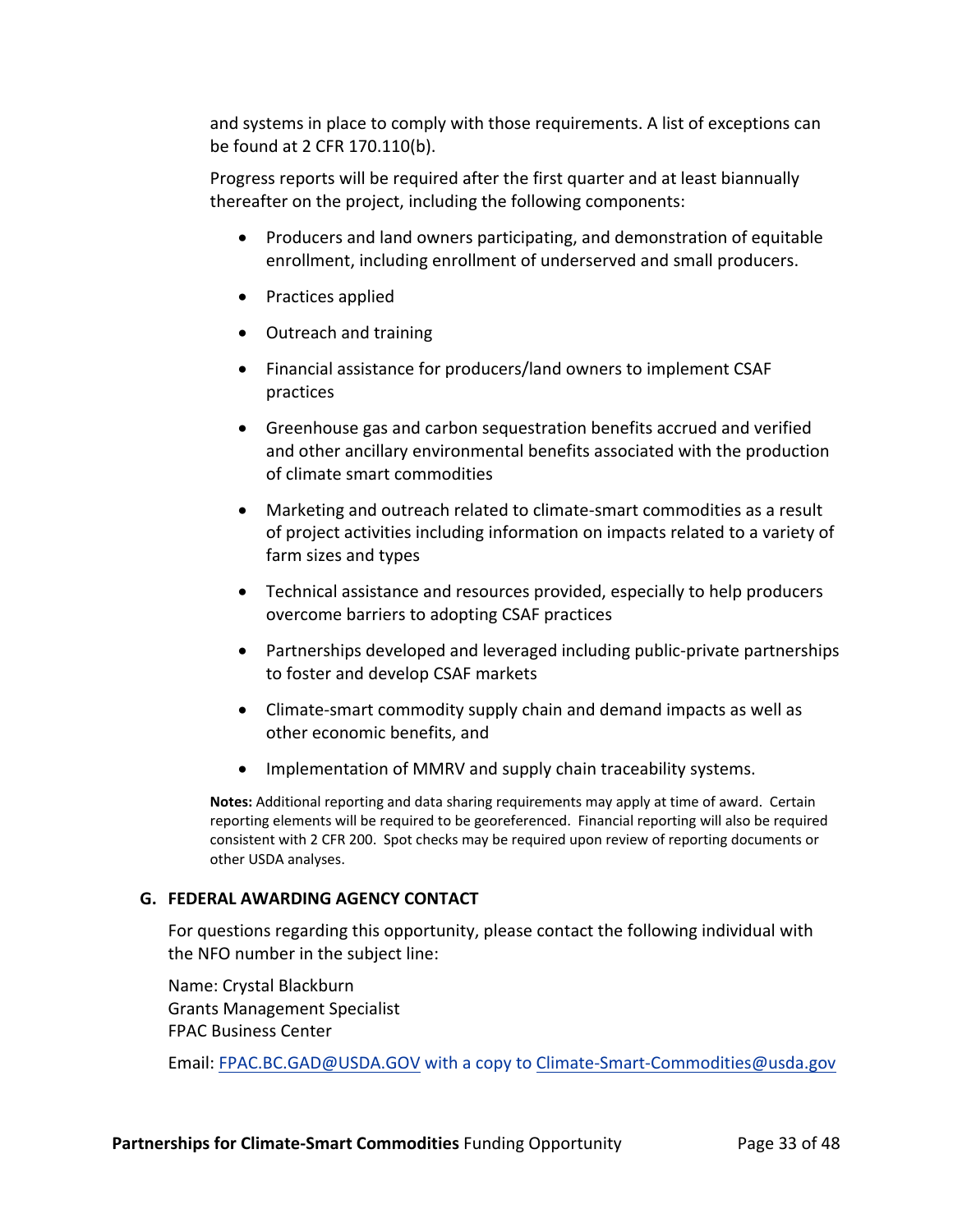and systems in place to comply with those requirements. A list of exceptions can be found at 2 CFR 170.110(b).

Progress reports will be required after the first quarter and at least biannually thereafter on the project, including the following components:

- Producers and land owners participating, and demonstration of equitable enrollment, including enrollment of underserved and small producers.
- Practices applied
- Outreach and training
- Financial assistance for producers/land owners to implement CSAF practices
- Greenhouse gas and carbon sequestration benefits accrued and verified and other ancillary environmental benefits associated with the production of climate smart commodities
- Marketing and outreach related to climate-smart commodities as a result of project activities including information on impacts related to a variety of farm sizes and types
- Technical assistance and resources provided, especially to help producers overcome barriers to adopting CSAF practices
- Partnerships developed and leveraged including public-private partnerships to foster and develop CSAF markets
- Climate-smart commodity supply chain and demand impacts as well as other economic benefits, and
- Implementation of MMRV and supply chain traceability systems.

**Notes:** Additional reporting and data sharing requirements may apply at time of award. Certain reporting elements will be required to be georeferenced. Financial reporting will also be required consistent with 2 CFR 200. Spot checks may be required upon review of reporting documents or other USDA analyses.

## G. FEDERAL AWARDING AGENCY CONTACT

For questions regarding this opportunity, please contact the following individual with the NFO number in the subject line:

Name: Crystal Blackburn
Grants Management Specialist
FPAC Business Center

Email: FPAC.BC.GAD@USDA.GOV with a copy to Climate-Smart-Commodities@usda.gov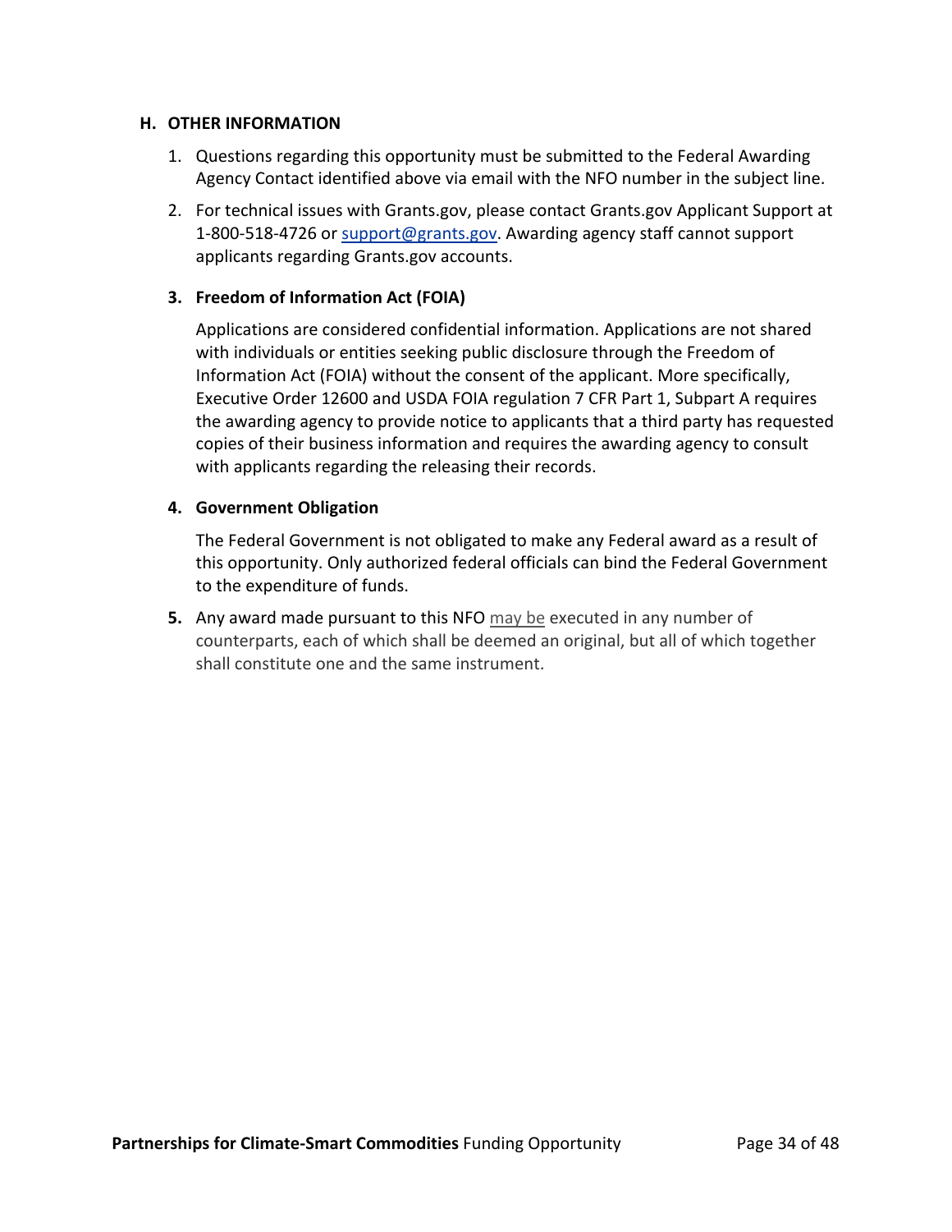## H. OTHER INFORMATION

1. Questions regarding this opportunity must be submitted to the Federal Awarding Agency Contact identified above via email with the NFO number in the subject line.

2. For technical issues with Grants.gov, please contact Grants.gov Applicant Support at 1-800-518-4726 or support@grants.gov. Awarding agency staff cannot support applicants regarding Grants.gov accounts.

3. **Freedom of Information Act (FOIA)**

   Applications are considered confidential information. Applications are not shared with individuals or entities seeking public disclosure through the Freedom of Information Act (FOIA) without the consent of the applicant. More specifically, Executive Order 12600 and USDA FOIA regulation 7 CFR Part 1, Subpart A requires the awarding agency to provide notice to applicants that a third party has requested copies of their business information and requires the awarding agency to consult with applicants regarding the releasing their records.

4. **Government Obligation**

   The Federal Government is not obligated to make any Federal award as a result of this opportunity. Only authorized federal officials can bind the Federal Government to the expenditure of funds.

5. Any award made pursuant to this NFO may be executed in any number of counterparts, each of which shall be deemed an original, but all of which together shall constitute one and the same instrument.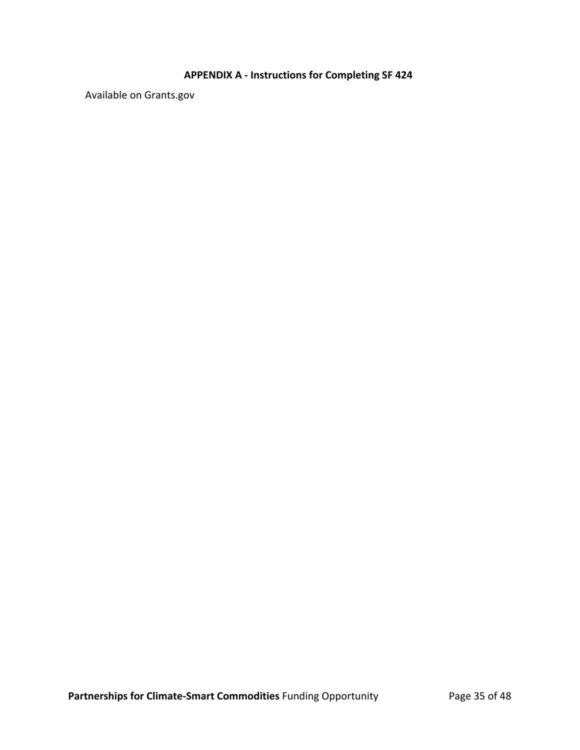## APPENDIX A - Instructions for Completing SF 424

Available on Grants.gov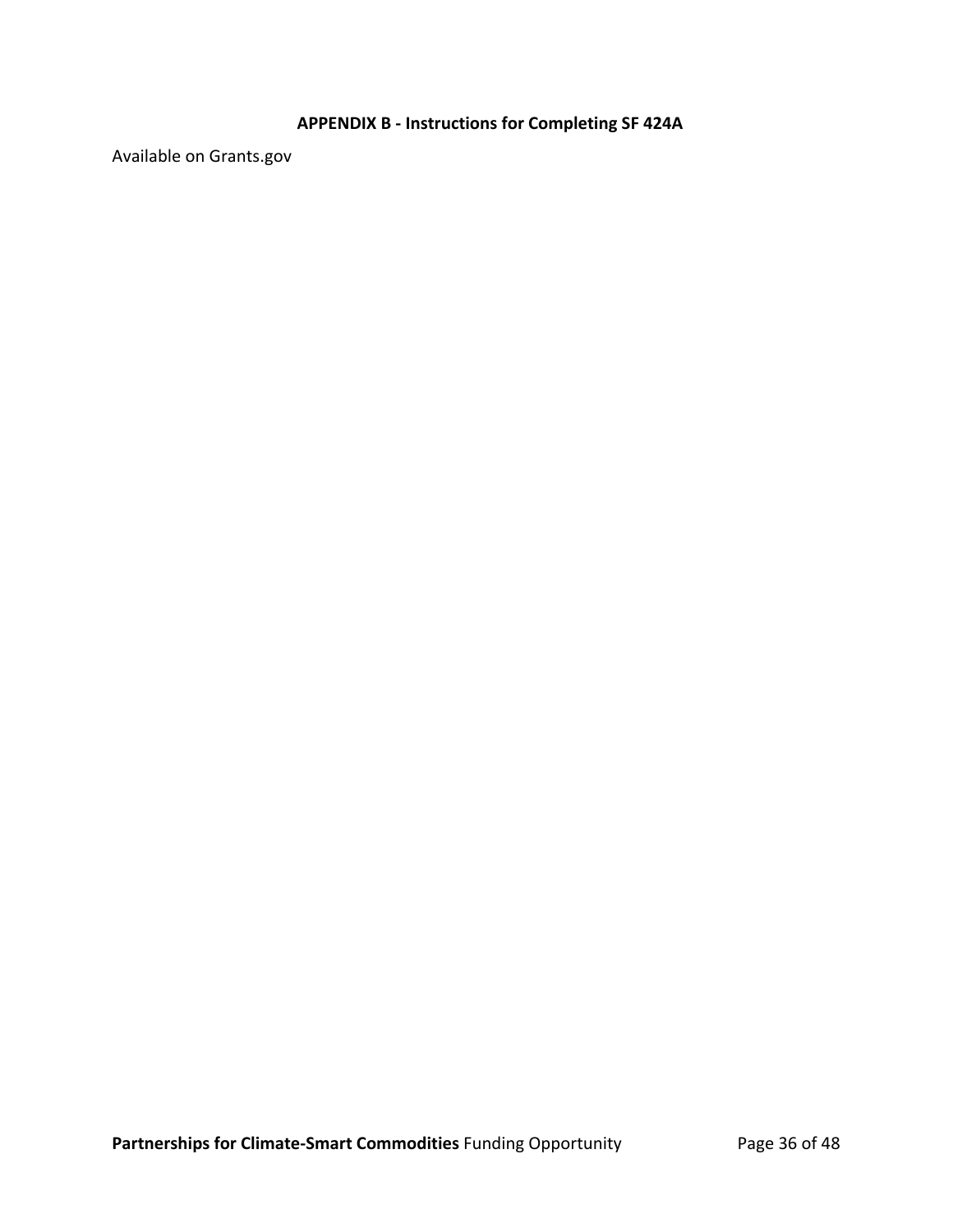## APPENDIX B - Instructions for Completing SF 424A

Available on Grants.gov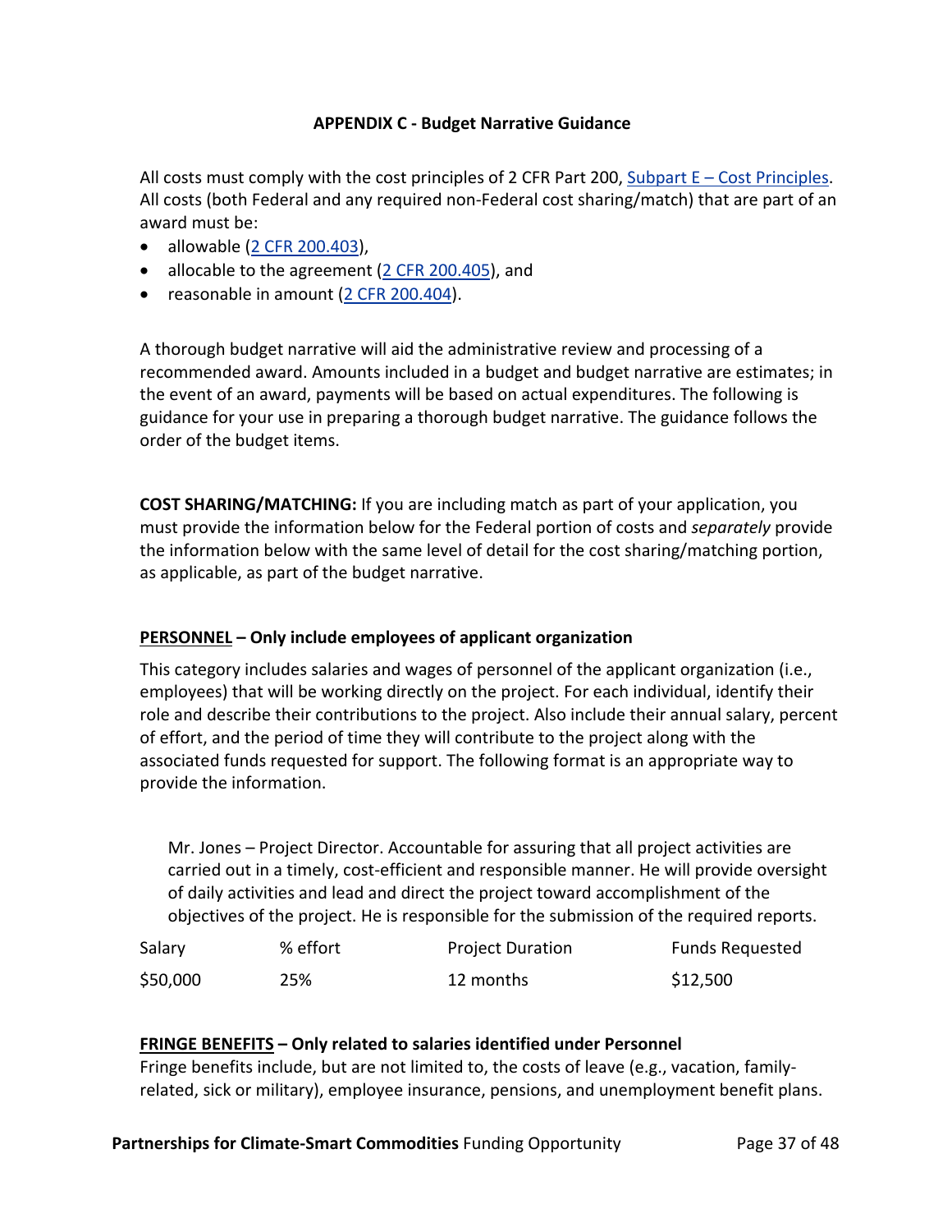## APPENDIX C - Budget Narrative Guidance

All costs must comply with the cost principles of 2 CFR Part 200, Subpart E – Cost Principles. All costs (both Federal and any required non-Federal cost sharing/match) that are part of an award must be:

- allowable (2 CFR 200.403),
- allocable to the agreement (2 CFR 200.405), and
- reasonable in amount (2 CFR 200.404).

A thorough budget narrative will aid the administrative review and processing of a recommended award. Amounts included in a budget and budget narrative are estimates; in the event of an award, payments will be based on actual expenditures. The following is guidance for your use in preparing a thorough budget narrative. The guidance follows the order of the budget items.

**COST SHARING/MATCHING:** If you are including match as part of your application, you must provide the information below for the Federal portion of costs and *separately* provide the information below with the same level of detail for the cost sharing/matching portion, as applicable, as part of the budget narrative.

**PERSONNEL – Only include employees of applicant organization**

This category includes salaries and wages of personnel of the applicant organization (i.e., employees) that will be working directly on the project. For each individual, identify their role and describe their contributions to the project. Also include their annual salary, percent of effort, and the period of time they will contribute to the project along with the associated funds requested for support. The following format is an appropriate way to provide the information.

Mr. Jones – Project Director. Accountable for assuring that all project activities are carried out in a timely, cost-efficient and responsible manner. He will provide oversight of daily activities and lead and direct the project toward accomplishment of the objectives of the project. He is responsible for the submission of the required reports.

| Salary | % effort | Project Duration | Funds Requested |
|---|---|---|---|
| $50,000 | 25% | 12 months | $12,500 |

**FRINGE BENEFITS – Only related to salaries identified under Personnel**

Fringe benefits include, but are not limited to, the costs of leave (e.g., vacation, family-related, sick or military), employee insurance, pensions, and unemployment benefit plans.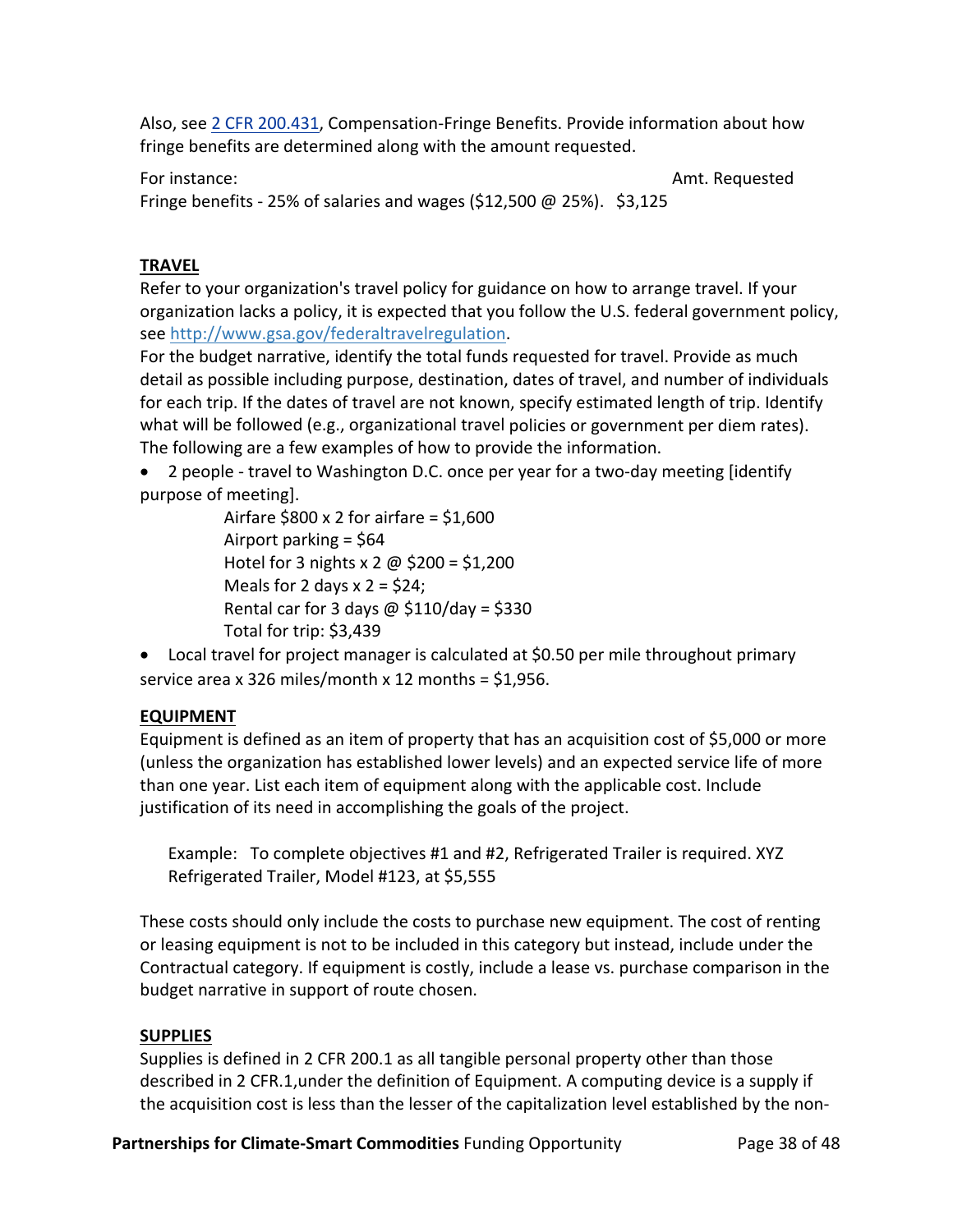Also, see 2 CFR 200.431, Compensation-Fringe Benefits. Provide information about how fringe benefits are determined along with the amount requested.

For instance: Amt. Requested
Fringe benefits - 25% of salaries and wages ($12,500 @ 25%). $3,125

**TRAVEL**

Refer to your organization's travel policy for guidance on how to arrange travel. If your organization lacks a policy, it is expected that you follow the U.S. federal government policy, see http://www.gsa.gov/federaltravelregulation.

For the budget narrative, identify the total funds requested for travel. Provide as much detail as possible including purpose, destination, dates of travel, and number of individuals for each trip. If the dates of travel are not known, specify estimated length of trip. Identify what will be followed (e.g., organizational travel policies or government per diem rates). The following are a few examples of how to provide the information.

- 2 people - travel to Washington D.C. once per year for a two-day meeting [identify purpose of meeting].

  Airfare $800 x 2 for airfare = $1,600
  Airport parking = $64
  Hotel for 3 nights x 2 @ $200 = $1,200
  Meals for 2 days x 2 = $24;
  Rental car for 3 days @ $110/day = $330
  Total for trip: $3,439

- Local travel for project manager is calculated at $0.50 per mile throughout primary service area x 326 miles/month x 12 months = $1,956.

**EQUIPMENT**

Equipment is defined as an item of property that has an acquisition cost of $5,000 or more (unless the organization has established lower levels) and an expected service life of more than one year. List each item of equipment along with the applicable cost. Include justification of its need in accomplishing the goals of the project.

Example: To complete objectives #1 and #2, Refrigerated Trailer is required. XYZ Refrigerated Trailer, Model #123, at $5,555

These costs should only include the costs to purchase new equipment. The cost of renting or leasing equipment is not to be included in this category but instead, include under the Contractual category. If equipment is costly, include a lease vs. purchase comparison in the budget narrative in support of route chosen.

**SUPPLIES**

Supplies is defined in 2 CFR 200.1 as all tangible personal property other than those described in 2 CFR.1,under the definition of Equipment. A computing device is a supply if the acquisition cost is less than the lesser of the capitalization level established by the non-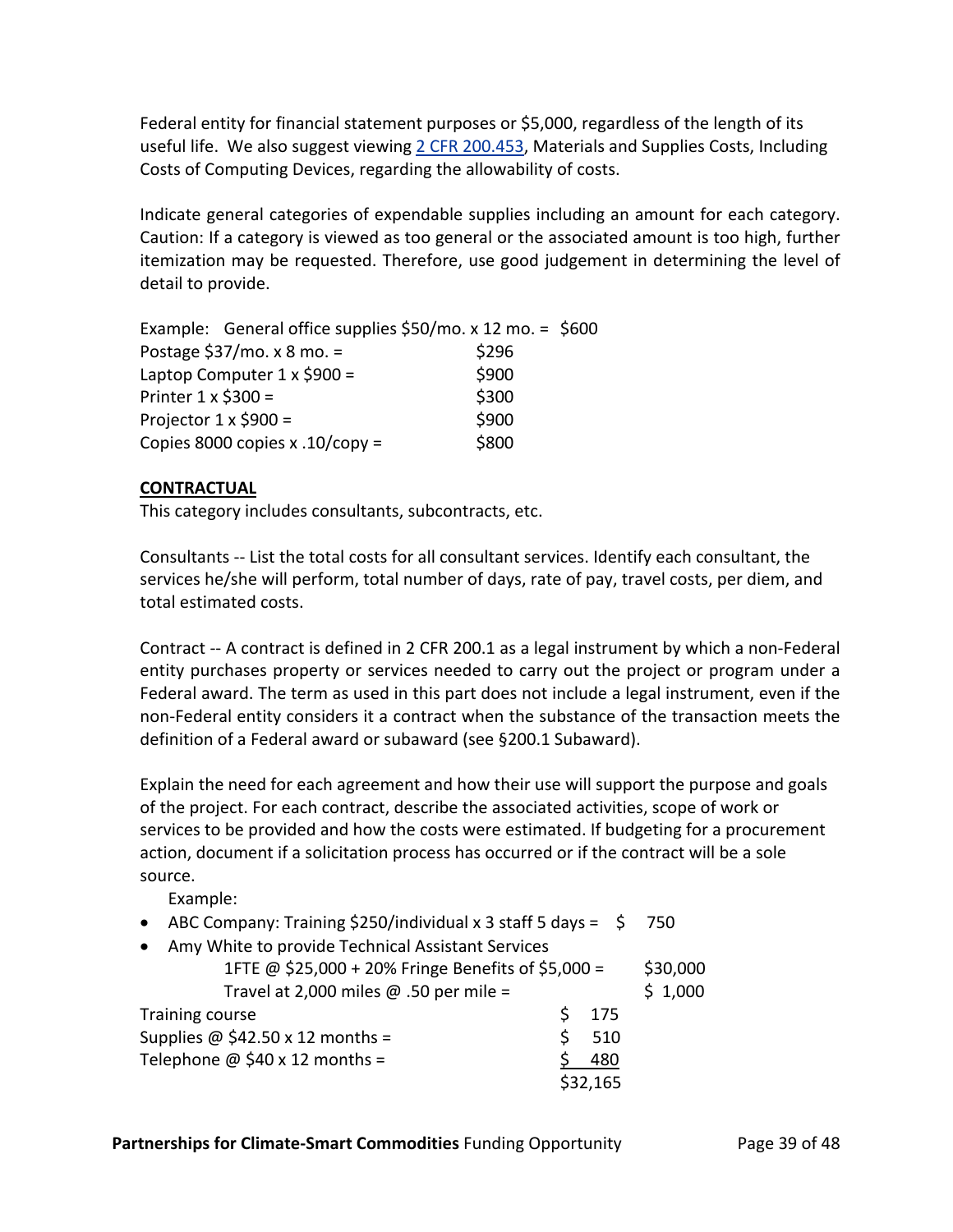Federal entity for financial statement purposes or $5,000, regardless of the length of its useful life. We also suggest viewing [2 CFR 200.453](), Materials and Supplies Costs, Including Costs of Computing Devices, regarding the allowability of costs.

Indicate general categories of expendable supplies including an amount for each category. Caution: If a category is viewed as too general or the associated amount is too high, further itemization may be requested. Therefore, use good judgement in determining the level of detail to provide.

Example: General office supplies $50/mo. x 12 mo. = $600
Postage $37/mo. x 8 mo. = $296
Laptop Computer 1 x $900 = $900
Printer 1 x $300 = $300
Projector 1 x $900 = $900
Copies 8000 copies x .10/copy = $800

**CONTRACTUAL**

This category includes consultants, subcontracts, etc.

Consultants -- List the total costs for all consultant services. Identify each consultant, the services he/she will perform, total number of days, rate of pay, travel costs, per diem, and total estimated costs.

Contract -- A contract is defined in 2 CFR 200.1 as a legal instrument by which a non-Federal entity purchases property or services needed to carry out the project or program under a Federal award. The term as used in this part does not include a legal instrument, even if the non-Federal entity considers it a contract when the substance of the transaction meets the definition of a Federal award or subaward (see §200.1 Subaward).

Explain the need for each agreement and how their use will support the purpose and goals of the project. For each contract, describe the associated activities, scope of work or services to be provided and how the costs were estimated. If budgeting for a procurement action, document if a solicitation process has occurred or if the contract will be a sole source.

Example:

- ABC Company: Training $250/individual x 3 staff 5 days = $ 750
- Amy White to provide Technical Assistant Services
  - 1FTE @ $25,000 + 20% Fringe Benefits of $5,000 = $30,000
  - Travel at 2,000 miles @ .50 per mile = $ 1,000

| | |
|---|---|
| Training course | $ 175 |
| Supplies @ $42.50 x 12 months = | $ 510 |
| Telephone @ $40 x 12 months = | $ 480 |
| | $32,165 |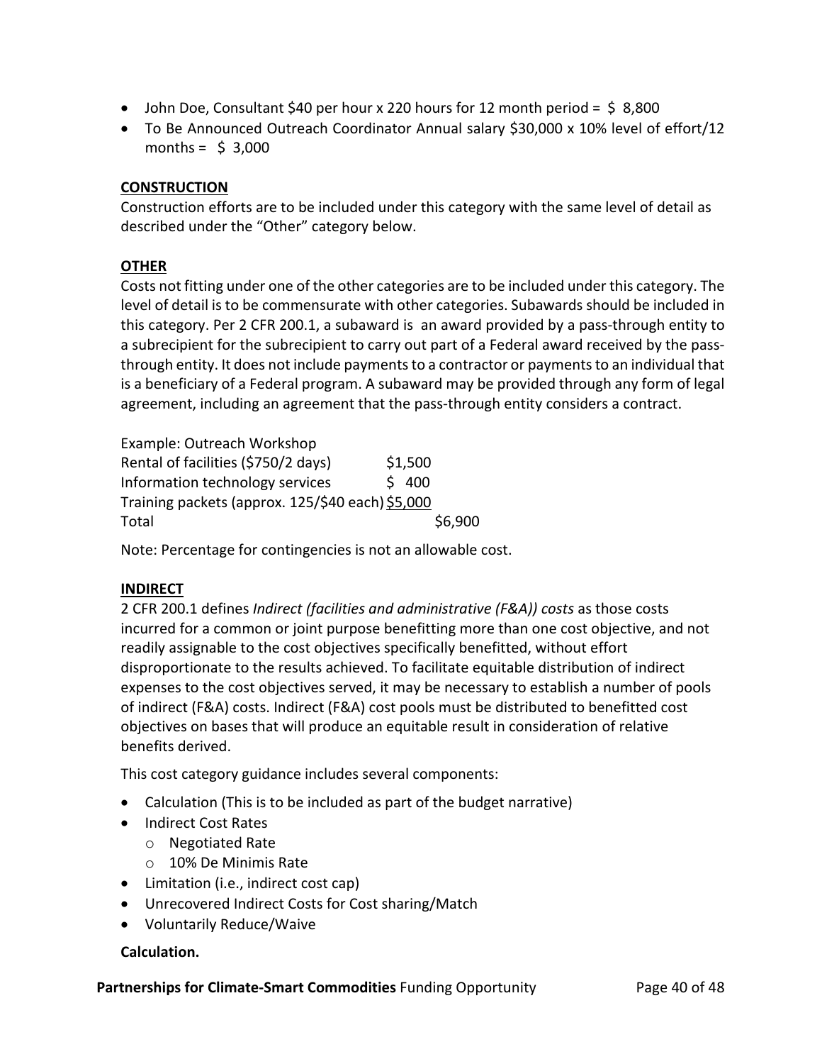- John Doe, Consultant \$40 per hour x 220 hours for 12 month period = \$ 8,800
- To Be Announced Outreach Coordinator Annual salary \$30,000 x 10% level of effort/12 months = \$ 3,000

**CONSTRUCTION**

Construction efforts are to be included under this category with the same level of detail as described under the "Other" category below.

**OTHER**

Costs not fitting under one of the other categories are to be included under this category. The level of detail is to be commensurate with other categories. Subawards should be included in this category. Per 2 CFR 200.1, a subaward is an award provided by a pass-through entity to a subrecipient for the subrecipient to carry out part of a Federal award received by the pass-through entity. It does not include payments to a contractor or payments to an individual that is a beneficiary of a Federal program. A subaward may be provided through any form of legal agreement, including an agreement that the pass-through entity considers a contract.

| Example: Outreach Workshop | | |
|---|---|---|
| Rental of facilities (\$750/2 days) | \$1,500 | |
| Information technology services | \$ 400 | |
| Training packets (approx. 125/\$40 each) | \$5,000 | |
| Total | | \$6,900 |

Note: Percentage for contingencies is not an allowable cost.

**INDIRECT**

2 CFR 200.1 defines *Indirect (facilities and administrative (F&A)) costs* as those costs incurred for a common or joint purpose benefitting more than one cost objective, and not readily assignable to the cost objectives specifically benefitted, without effort disproportionate to the results achieved. To facilitate equitable distribution of indirect expenses to the cost objectives served, it may be necessary to establish a number of pools of indirect (F&A) costs. Indirect (F&A) cost pools must be distributed to benefitted cost objectives on bases that will produce an equitable result in consideration of relative benefits derived.

This cost category guidance includes several components:

- Calculation (This is to be included as part of the budget narrative)
- Indirect Cost Rates
  - Negotiated Rate
  - 10% De Minimis Rate
- Limitation (i.e., indirect cost cap)
- Unrecovered Indirect Costs for Cost sharing/Match
- Voluntarily Reduce/Waive

**Calculation.**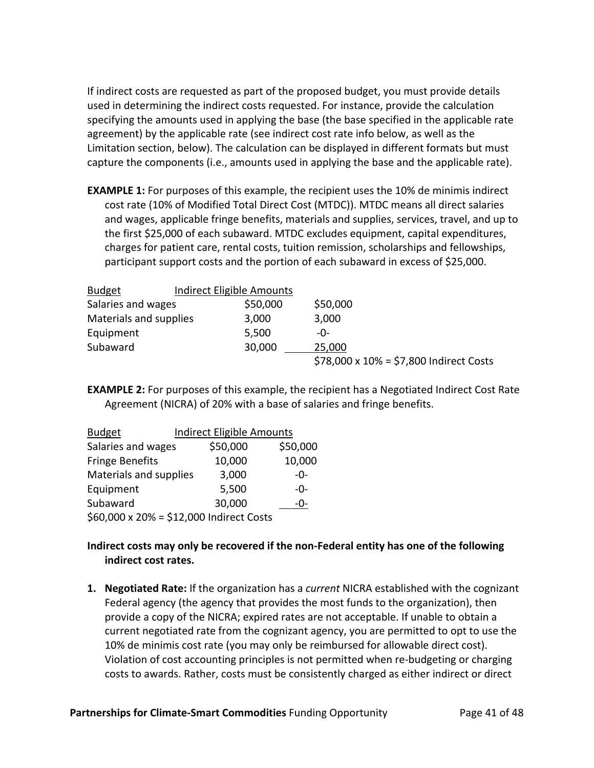If indirect costs are requested as part of the proposed budget, you must provide details used in determining the indirect costs requested. For instance, provide the calculation specifying the amounts used in applying the base (the base specified in the applicable rate agreement) by the applicable rate (see indirect cost rate info below, as well as the Limitation section, below). The calculation can be displayed in different formats but must capture the components (i.e., amounts used in applying the base and the applicable rate).

**EXAMPLE 1:** For purposes of this example, the recipient uses the 10% de minimis indirect cost rate (10% of Modified Total Direct Cost (MTDC)). MTDC means all direct salaries and wages, applicable fringe benefits, materials and supplies, services, travel, and up to the first $25,000 of each subaward. MTDC excludes equipment, capital expenditures, charges for patient care, rental costs, tuition remission, scholarships and fellowships, participant support costs and the portion of each subaward in excess of $25,000.

| Budget | Indirect Eligible Amounts | |
|---|---|---|
| Salaries and wages | $50,000 | $50,000 |
| Materials and supplies | 3,000 | 3,000 |
| Equipment | 5,500 | -0- |
| Subaward | 30,000 | 25,000 |
| | | $78,000 x 10% = $7,800 Indirect Costs |

**EXAMPLE 2:** For purposes of this example, the recipient has a Negotiated Indirect Cost Rate Agreement (NICRA) of 20% with a base of salaries and fringe benefits.

| Budget | Indirect Eligible Amounts | |
|---|---|---|
| Salaries and wages | $50,000 | $50,000 |
| Fringe Benefits | 10,000 | 10,000 |
| Materials and supplies | 3,000 | -0- |
| Equipment | 5,500 | -0- |
| Subaward | 30,000 | -0- |
| $60,000 x 20% = $12,000 Indirect Costs | | |

**Indirect costs may only be recovered if the non-Federal entity has one of the following indirect cost rates.**

1. **Negotiated Rate:** If the organization has a *current* NICRA established with the cognizant Federal agency (the agency that provides the most funds to the organization), then provide a copy of the NICRA; expired rates are not acceptable. If unable to obtain a current negotiated rate from the cognizant agency, you are permitted to opt to use the 10% de minimis cost rate (you may only be reimbursed for allowable direct cost). Violation of cost accounting principles is not permitted when re-budgeting or charging costs to awards. Rather, costs must be consistently charged as either indirect or direct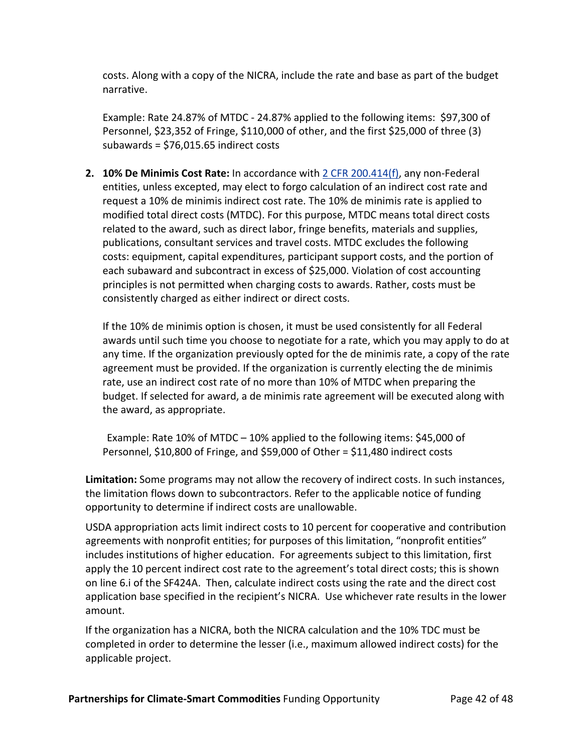costs. Along with a copy of the NICRA, include the rate and base as part of the budget narrative.

Example: Rate 24.87% of MTDC - 24.87% applied to the following items: $97,300 of Personnel, $23,352 of Fringe, $110,000 of other, and the first $25,000 of three (3) subawards = $76,015.65 indirect costs

2. **10% De Minimis Cost Rate:** In accordance with [2 CFR 200.414(f)](), any non-Federal entities, unless excepted, may elect to forgo calculation of an indirect cost rate and request a 10% de minimis indirect cost rate. The 10% de minimis rate is applied to modified total direct costs (MTDC). For this purpose, MTDC means total direct costs related to the award, such as direct labor, fringe benefits, materials and supplies, publications, consultant services and travel costs. MTDC excludes the following costs: equipment, capital expenditures, participant support costs, and the portion of each subaward and subcontract in excess of $25,000. Violation of cost accounting principles is not permitted when charging costs to awards. Rather, costs must be consistently charged as either indirect or direct costs.

   If the 10% de minimis option is chosen, it must be used consistently for all Federal awards until such time you choose to negotiate for a rate, which you may apply to do at any time. If the organization previously opted for the de minimis rate, a copy of the rate agreement must be provided. If the organization is currently electing the de minimis rate, use an indirect cost rate of no more than 10% of MTDC when preparing the budget. If selected for award, a de minimis rate agreement will be executed along with the award, as appropriate.

   Example: Rate 10% of MTDC – 10% applied to the following items: $45,000 of Personnel, $10,800 of Fringe, and $59,000 of Other = $11,480 indirect costs

**Limitation:** Some programs may not allow the recovery of indirect costs. In such instances, the limitation flows down to subcontractors. Refer to the applicable notice of funding opportunity to determine if indirect costs are unallowable.

USDA appropriation acts limit indirect costs to 10 percent for cooperative and contribution agreements with nonprofit entities; for purposes of this limitation, "nonprofit entities" includes institutions of higher education. For agreements subject to this limitation, first apply the 10 percent indirect cost rate to the agreement's total direct costs; this is shown on line 6.i of the SF424A. Then, calculate indirect costs using the rate and the direct cost application base specified in the recipient's NICRA. Use whichever rate results in the lower amount.

If the organization has a NICRA, both the NICRA calculation and the 10% TDC must be completed in order to determine the lesser (i.e., maximum allowed indirect costs) for the applicable project.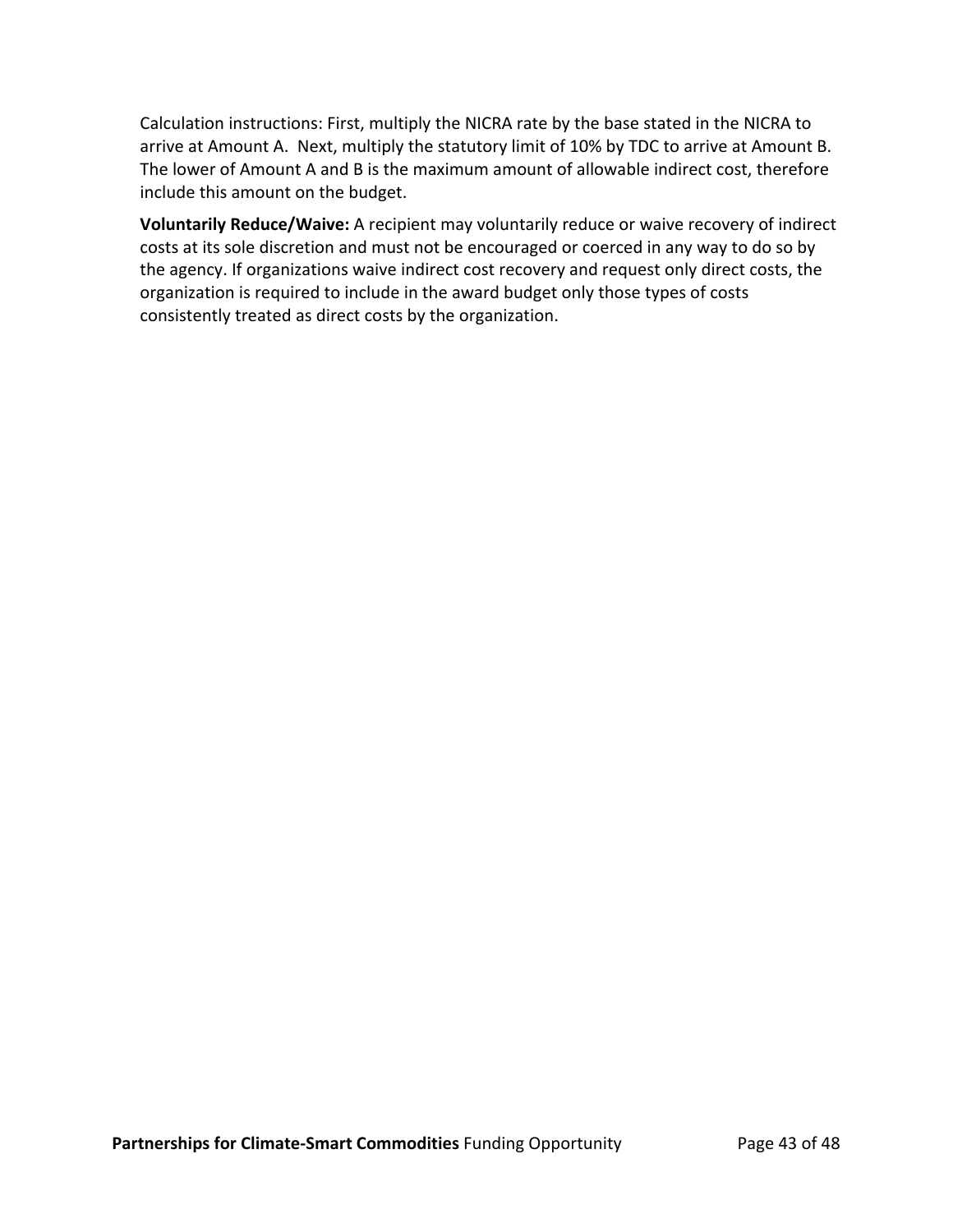Calculation instructions: First, multiply the NICRA rate by the base stated in the NICRA to arrive at Amount A. Next, multiply the statutory limit of 10% by TDC to arrive at Amount B. The lower of Amount A and B is the maximum amount of allowable indirect cost, therefore include this amount on the budget.

**Voluntarily Reduce/Waive:** A recipient may voluntarily reduce or waive recovery of indirect costs at its sole discretion and must not be encouraged or coerced in any way to do so by the agency. If organizations waive indirect cost recovery and request only direct costs, the organization is required to include in the award budget only those types of costs consistently treated as direct costs by the organization.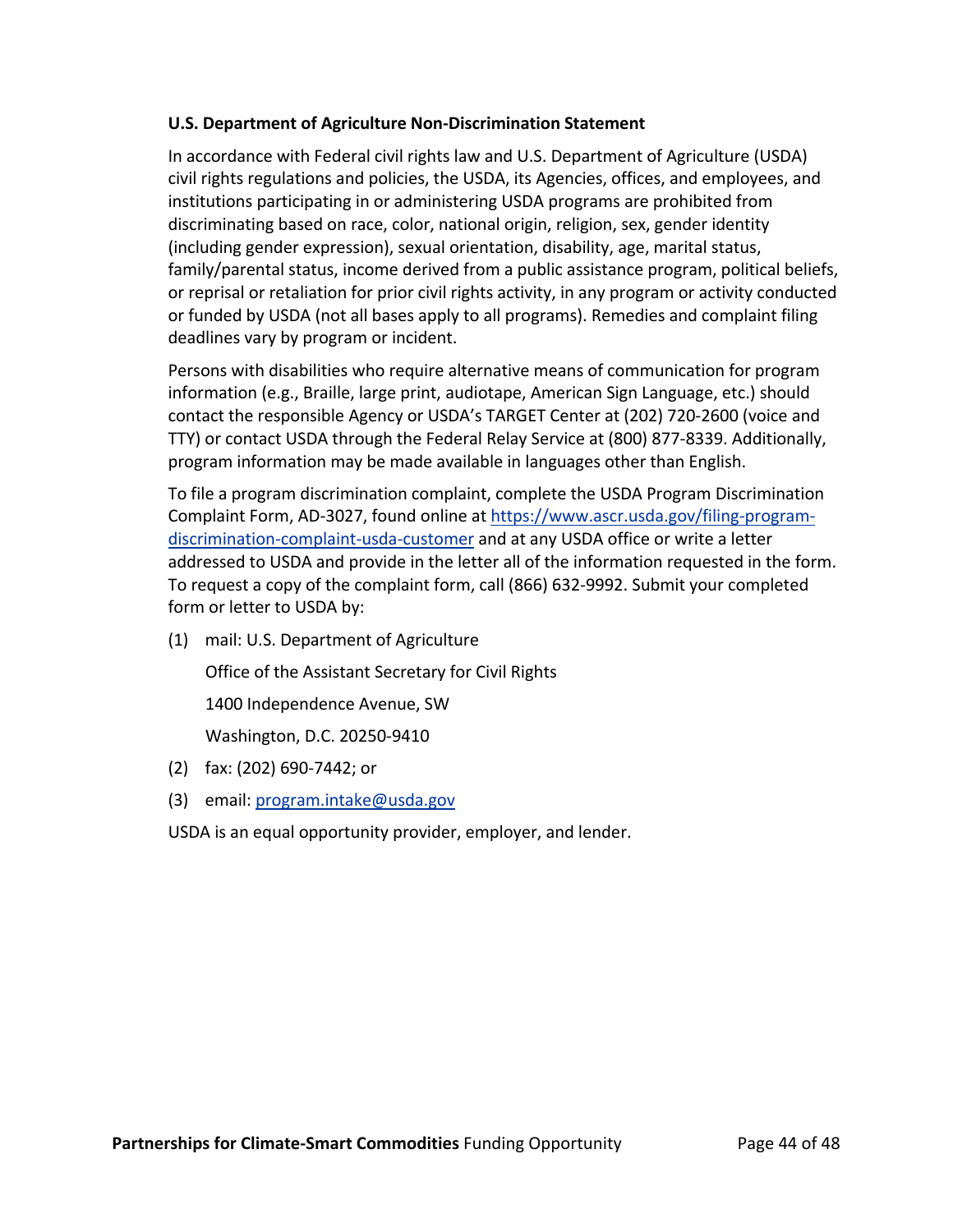**U.S. Department of Agriculture Non-Discrimination Statement**

In accordance with Federal civil rights law and U.S. Department of Agriculture (USDA) civil rights regulations and policies, the USDA, its Agencies, offices, and employees, and institutions participating in or administering USDA programs are prohibited from discriminating based on race, color, national origin, religion, sex, gender identity (including gender expression), sexual orientation, disability, age, marital status, family/parental status, income derived from a public assistance program, political beliefs, or reprisal or retaliation for prior civil rights activity, in any program or activity conducted or funded by USDA (not all bases apply to all programs). Remedies and complaint filing deadlines vary by program or incident.

Persons with disabilities who require alternative means of communication for program information (e.g., Braille, large print, audiotape, American Sign Language, etc.) should contact the responsible Agency or USDA's TARGET Center at (202) 720-2600 (voice and TTY) or contact USDA through the Federal Relay Service at (800) 877-8339. Additionally, program information may be made available in languages other than English.

To file a program discrimination complaint, complete the USDA Program Discrimination Complaint Form, AD-3027, found online at https://www.ascr.usda.gov/filing-program-discrimination-complaint-usda-customer and at any USDA office or write a letter addressed to USDA and provide in the letter all of the information requested in the form. To request a copy of the complaint form, call (866) 632-9992. Submit your completed form or letter to USDA by:

(1) mail: U.S. Department of Agriculture
    Office of the Assistant Secretary for Civil Rights
    1400 Independence Avenue, SW
    Washington, D.C. 20250-9410

(2) fax: (202) 690-7442; or

(3) email: program.intake@usda.gov

USDA is an equal opportunity provider, employer, and lender.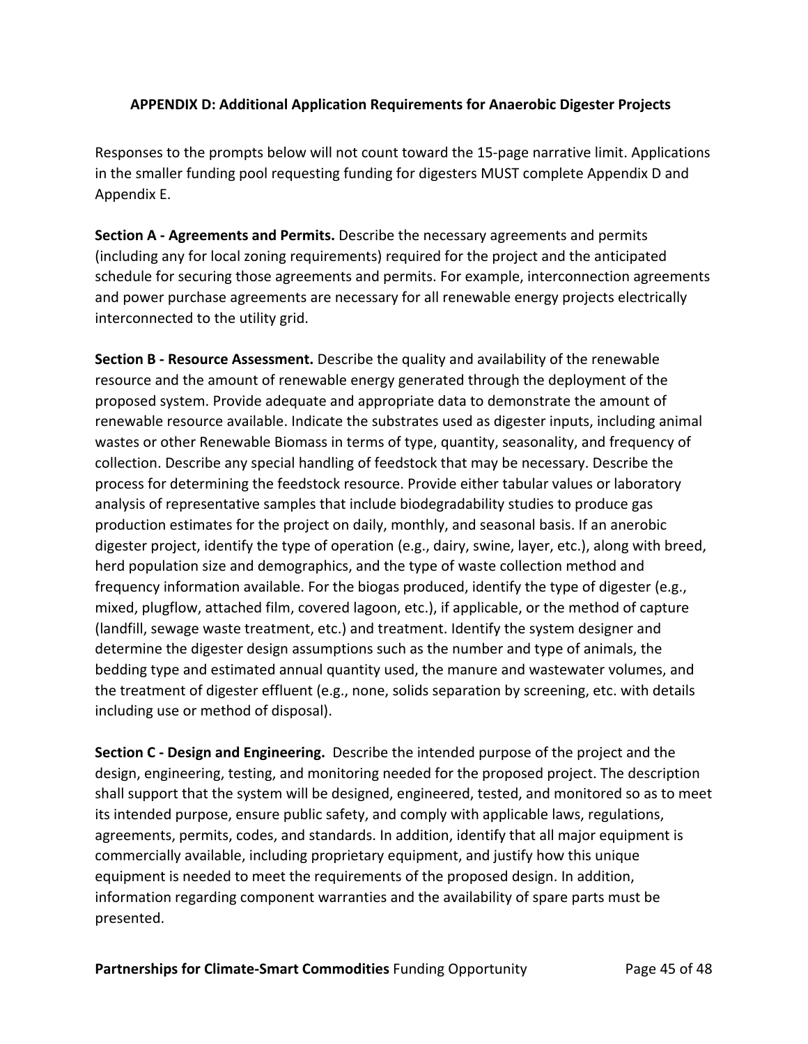## APPENDIX D: Additional Application Requirements for Anaerobic Digester Projects

Responses to the prompts below will not count toward the 15-page narrative limit. Applications in the smaller funding pool requesting funding for digesters MUST complete Appendix D and Appendix E.

**Section A - Agreements and Permits.** Describe the necessary agreements and permits (including any for local zoning requirements) required for the project and the anticipated schedule for securing those agreements and permits. For example, interconnection agreements and power purchase agreements are necessary for all renewable energy projects electrically interconnected to the utility grid.

**Section B - Resource Assessment.** Describe the quality and availability of the renewable resource and the amount of renewable energy generated through the deployment of the proposed system. Provide adequate and appropriate data to demonstrate the amount of renewable resource available. Indicate the substrates used as digester inputs, including animal wastes or other Renewable Biomass in terms of type, quantity, seasonality, and frequency of collection. Describe any special handling of feedstock that may be necessary. Describe the process for determining the feedstock resource. Provide either tabular values or laboratory analysis of representative samples that include biodegradability studies to produce gas production estimates for the project on daily, monthly, and seasonal basis. If an anerobic digester project, identify the type of operation (e.g., dairy, swine, layer, etc.), along with breed, herd population size and demographics, and the type of waste collection method and frequency information available. For the biogas produced, identify the type of digester (e.g., mixed, plugflow, attached film, covered lagoon, etc.), if applicable, or the method of capture (landfill, sewage waste treatment, etc.) and treatment. Identify the system designer and determine the digester design assumptions such as the number and type of animals, the bedding type and estimated annual quantity used, the manure and wastewater volumes, and the treatment of digester effluent (e.g., none, solids separation by screening, etc. with details including use or method of disposal).

**Section C - Design and Engineering.** Describe the intended purpose of the project and the design, engineering, testing, and monitoring needed for the proposed project. The description shall support that the system will be designed, engineered, tested, and monitored so as to meet its intended purpose, ensure public safety, and comply with applicable laws, regulations, agreements, permits, codes, and standards. In addition, identify that all major equipment is commercially available, including proprietary equipment, and justify how this unique equipment is needed to meet the requirements of the proposed design. In addition, information regarding component warranties and the availability of spare parts must be presented.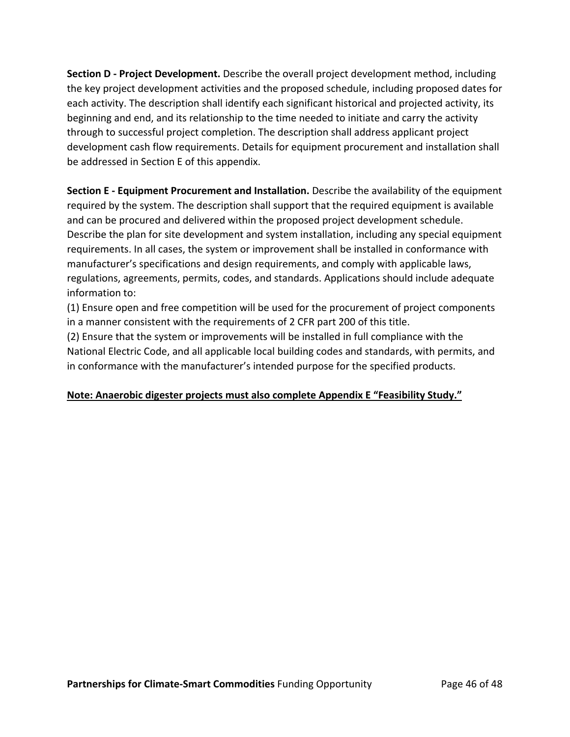**Section D - Project Development.** Describe the overall project development method, including the key project development activities and the proposed schedule, including proposed dates for each activity. The description shall identify each significant historical and projected activity, its beginning and end, and its relationship to the time needed to initiate and carry the activity through to successful project completion. The description shall address applicant project development cash flow requirements. Details for equipment procurement and installation shall be addressed in Section E of this appendix.

**Section E - Equipment Procurement and Installation.** Describe the availability of the equipment required by the system. The description shall support that the required equipment is available and can be procured and delivered within the proposed project development schedule. Describe the plan for site development and system installation, including any special equipment requirements. In all cases, the system or improvement shall be installed in conformance with manufacturer's specifications and design requirements, and comply with applicable laws, regulations, agreements, permits, codes, and standards. Applications should include adequate information to:

(1) Ensure open and free competition will be used for the procurement of project components in a manner consistent with the requirements of 2 CFR part 200 of this title.

(2) Ensure that the system or improvements will be installed in full compliance with the National Electric Code, and all applicable local building codes and standards, with permits, and in conformance with the manufacturer's intended purpose for the specified products.

<u>**Note: Anaerobic digester projects must also complete Appendix E "Feasibility Study."**</u>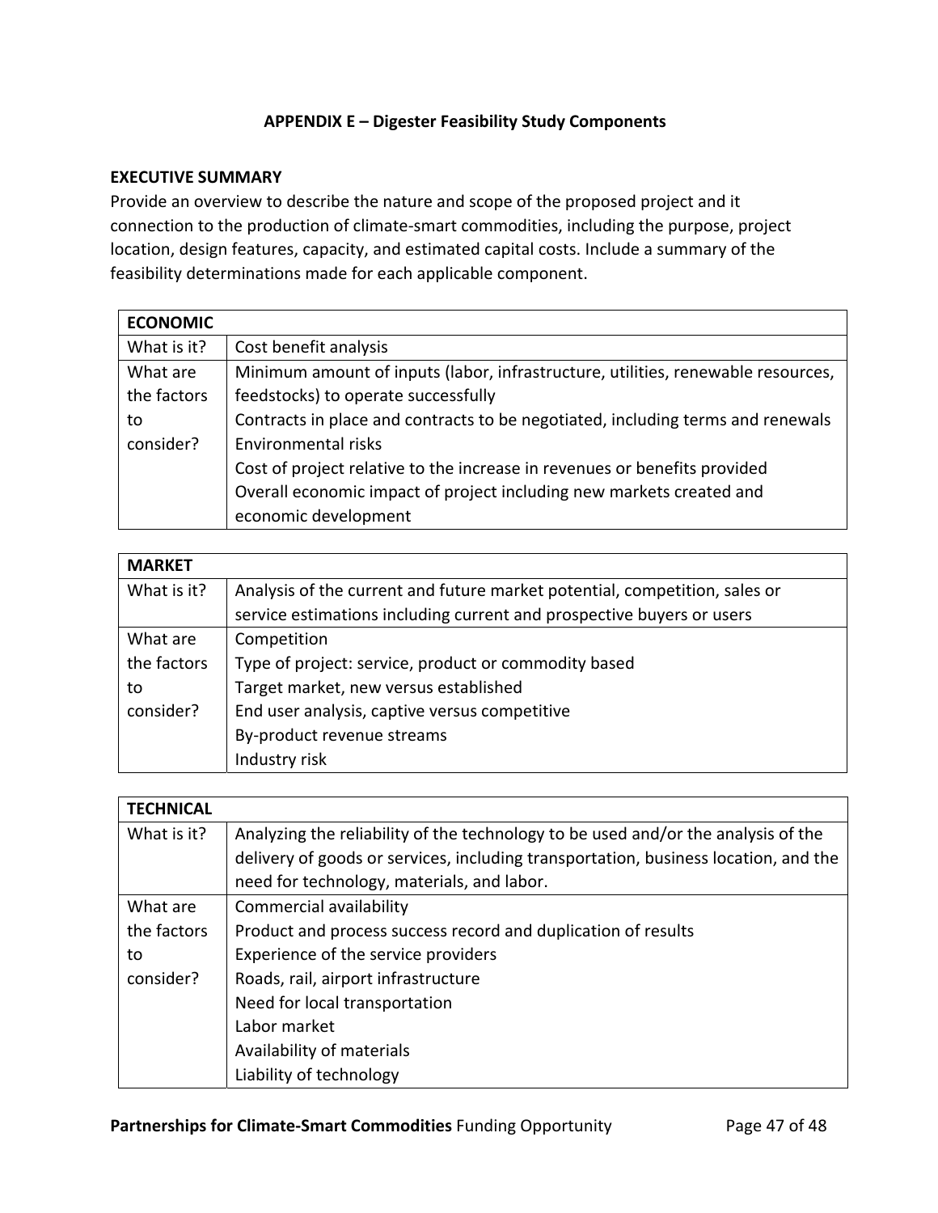**APPENDIX E – Digester Feasibility Study Components**

**EXECUTIVE SUMMARY**

Provide an overview to describe the nature and scope of the proposed project and it connection to the production of climate-smart commodities, including the purpose, project location, design features, capacity, and estimated capital costs. Include a summary of the feasibility determinations made for each applicable component.

| **ECONOMIC** | |
|---|---|
| What is it? | Cost benefit analysis |
| What are the factors to consider? | Minimum amount of inputs (labor, infrastructure, utilities, renewable resources, feedstocks) to operate successfully<br>Contracts in place and contracts to be negotiated, including terms and renewals<br>Environmental risks<br>Cost of project relative to the increase in revenues or benefits provided<br>Overall economic impact of project including new markets created and economic development |

| **MARKET** | |
|---|---|
| What is it? | Analysis of the current and future market potential, competition, sales or service estimations including current and prospective buyers or users |
| What are the factors to consider? | Competition<br>Type of project: service, product or commodity based<br>Target market, new versus established<br>End user analysis, captive versus competitive<br>By-product revenue streams<br>Industry risk |

| **TECHNICAL** | |
|---|---|
| What is it? | Analyzing the reliability of the technology to be used and/or the analysis of the delivery of goods or services, including transportation, business location, and the need for technology, materials, and labor. |
| What are the factors to consider? | Commercial availability<br>Product and process success record and duplication of results<br>Experience of the service providers<br>Roads, rail, airport infrastructure<br>Need for local transportation<br>Labor market<br>Availability of materials<br>Liability of technology |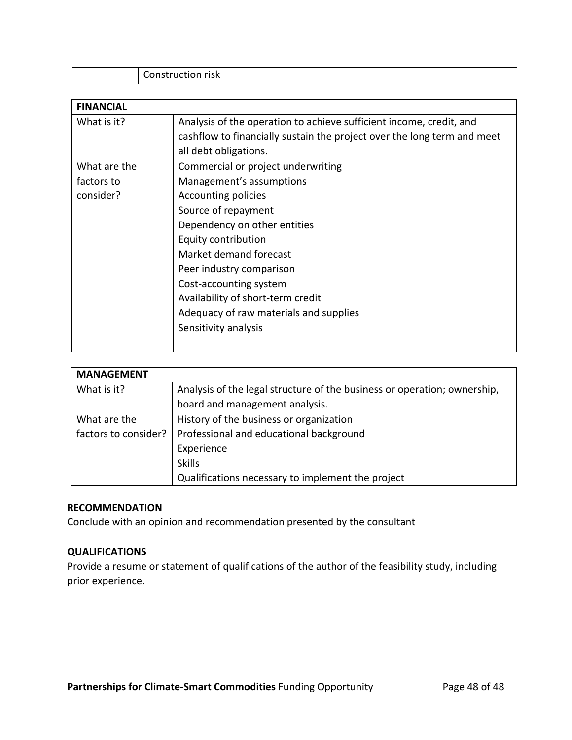| | |
|---|---|
| | Construction risk |

| FINANCIAL | |
|---|---|
| What is it? | Analysis of the operation to achieve sufficient income, credit, and cashflow to financially sustain the project over the long term and meet all debt obligations. |
| What are the factors to consider? | Commercial or project underwriting<br>Management's assumptions<br>Accounting policies<br>Source of repayment<br>Dependency on other entities<br>Equity contribution<br>Market demand forecast<br>Peer industry comparison<br>Cost-accounting system<br>Availability of short-term credit<br>Adequacy of raw materials and supplies<br>Sensitivity analysis |

| MANAGEMENT | |
|---|---|
| What is it? | Analysis of the legal structure of the business or operation; ownership, board and management analysis. |
| What are the factors to consider? | History of the business or organization<br>Professional and educational background<br>Experience<br>Skills<br>Qualifications necessary to implement the project |

**RECOMMENDATION**

Conclude with an opinion and recommendation presented by the consultant

**QUALIFICATIONS**

Provide a resume or statement of qualifications of the author of the feasibility study, including prior experience.